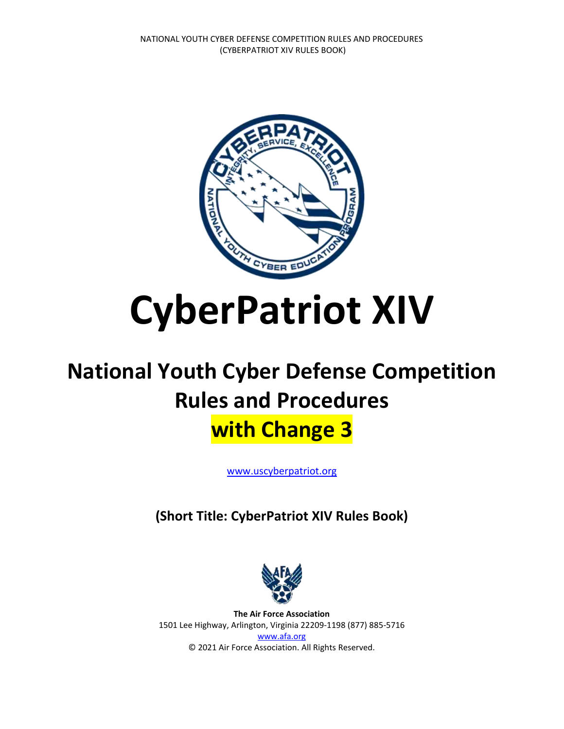# CyberPatriot XIV

## National Youth Cyber Defense Competition Rules and Procedures

## with Change 3

www.uscyberpatriot.org

**(Short Title: CyberPatriot XIV Rules Book)**

**The Air Force Association**
1501 Lee Highway, Arlington, Virginia 22209-1198 (877) 885-5716
www.afa.org
© 2021 Air Force Association. All Rights Reserved.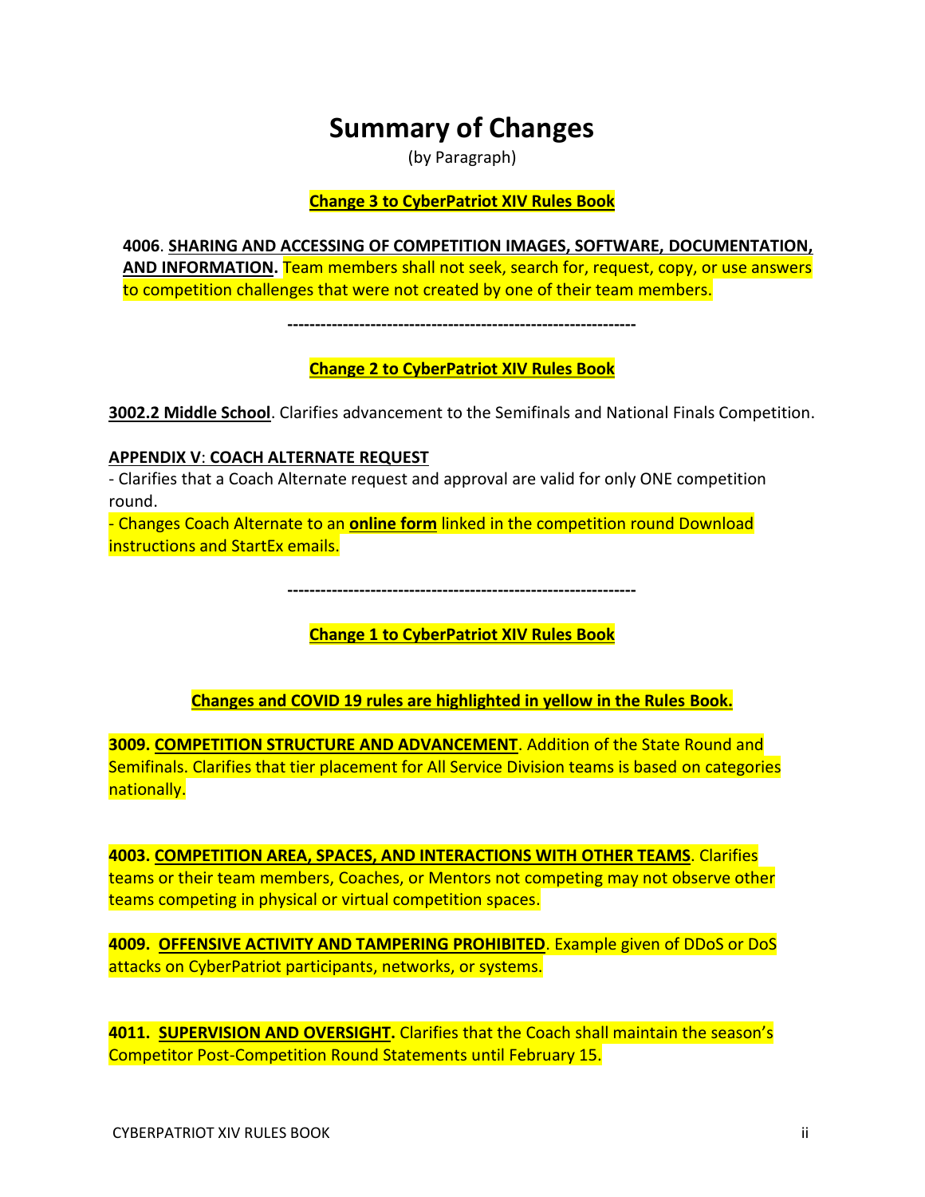# Summary of Changes

(by Paragraph)

**Change 3 to CyberPatriot XIV Rules Book**

**4006**. **SHARING AND ACCESSING OF COMPETITION IMAGES, SOFTWARE, DOCUMENTATION, AND INFORMATION.** Team members shall not seek, search for, request, copy, or use answers to competition challenges that were not created by one of their team members.

---------------------------------------------------------------

**Change 2 to CyberPatriot XIV Rules Book**

**3002.2 Middle School**. Clarifies advancement to the Semifinals and National Finals Competition.

**APPENDIX V**: **COACH ALTERNATE REQUEST**

- Clarifies that a Coach Alternate request and approval are valid for only ONE competition round.
- Changes Coach Alternate to an **online form** linked in the competition round Download instructions and StartEx emails.

---------------------------------------------------------------

**Change 1 to CyberPatriot XIV Rules Book**

**Changes and COVID 19 rules are highlighted in yellow in the Rules Book.**

**3009. COMPETITION STRUCTURE AND ADVANCEMENT**. Addition of the State Round and Semifinals. Clarifies that tier placement for All Service Division teams is based on categories nationally.

**4003. COMPETITION AREA, SPACES, AND INTERACTIONS WITH OTHER TEAMS**. Clarifies teams or their team members, Coaches, or Mentors not competing may not observe other teams competing in physical or virtual competition spaces.

**4009. OFFENSIVE ACTIVITY AND TAMPERING PROHIBITED**. Example given of DDoS or DoS attacks on CyberPatriot participants, networks, or systems.

**4011. SUPERVISION AND OVERSIGHT.** Clarifies that the Coach shall maintain the season's Competitor Post-Competition Round Statements until February 15.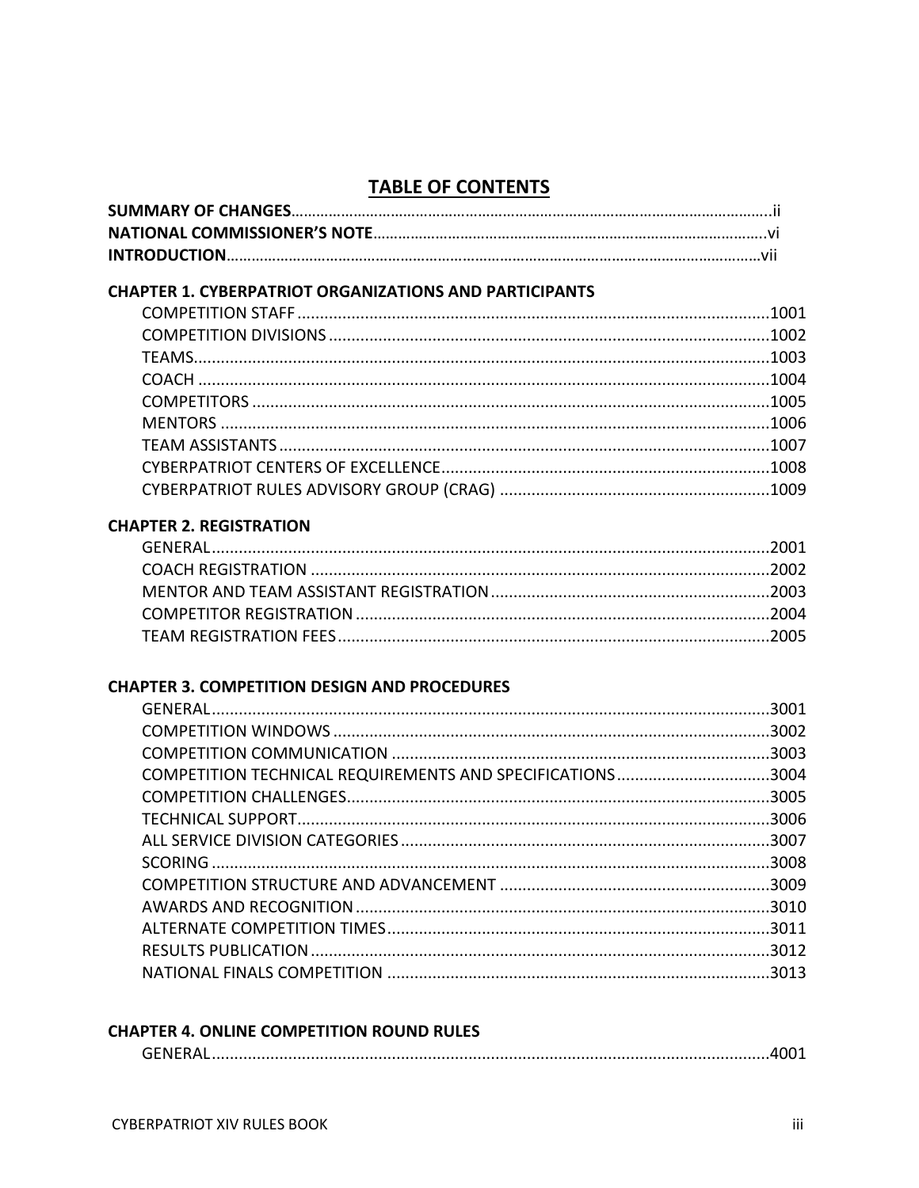## TABLE OF CONTENTS

| | |
|---|---|
| **SUMMARY OF CHANGES** | ii |
| **NATIONAL COMMISSIONER'S NOTE** | vi |
| **INTRODUCTION** | vii |

**CHAPTER 1. CYBERPATRIOT ORGANIZATIONS AND PARTICIPANTS**

| | |
|---|---|
| COMPETITION STAFF | 1001 |
| COMPETITION DIVISIONS | 1002 |
| TEAMS | 1003 |
| COACH | 1004 |
| COMPETITORS | 1005 |
| MENTORS | 1006 |
| TEAM ASSISTANTS | 1007 |
| CYBERPATRIOT CENTERS OF EXCELLENCE | 1008 |
| CYBERPATRIOT RULES ADVISORY GROUP (CRAG) | 1009 |

**CHAPTER 2. REGISTRATION**

| | |
|---|---|
| GENERAL | 2001 |
| COACH REGISTRATION | 2002 |
| MENTOR AND TEAM ASSISTANT REGISTRATION | 2003 |
| COMPETITOR REGISTRATION | 2004 |
| TEAM REGISTRATION FEES | 2005 |

**CHAPTER 3. COMPETITION DESIGN AND PROCEDURES**

| | |
|---|---|
| GENERAL | 3001 |
| COMPETITION WINDOWS | 3002 |
| COMPETITION COMMUNICATION | 3003 |
| COMPETITION TECHNICAL REQUIREMENTS AND SPECIFICATIONS | 3004 |
| COMPETITION CHALLENGES | 3005 |
| TECHNICAL SUPPORT | 3006 |
| ALL SERVICE DIVISION CATEGORIES | 3007 |
| SCORING | 3008 |
| COMPETITION STRUCTURE AND ADVANCEMENT | 3009 |
| AWARDS AND RECOGNITION | 3010 |
| ALTERNATE COMPETITION TIMES | 3011 |
| RESULTS PUBLICATION | 3012 |
| NATIONAL FINALS COMPETITION | 3013 |

**CHAPTER 4. ONLINE COMPETITION ROUND RULES**

| | |
|---|---|
| GENERAL | 4001 |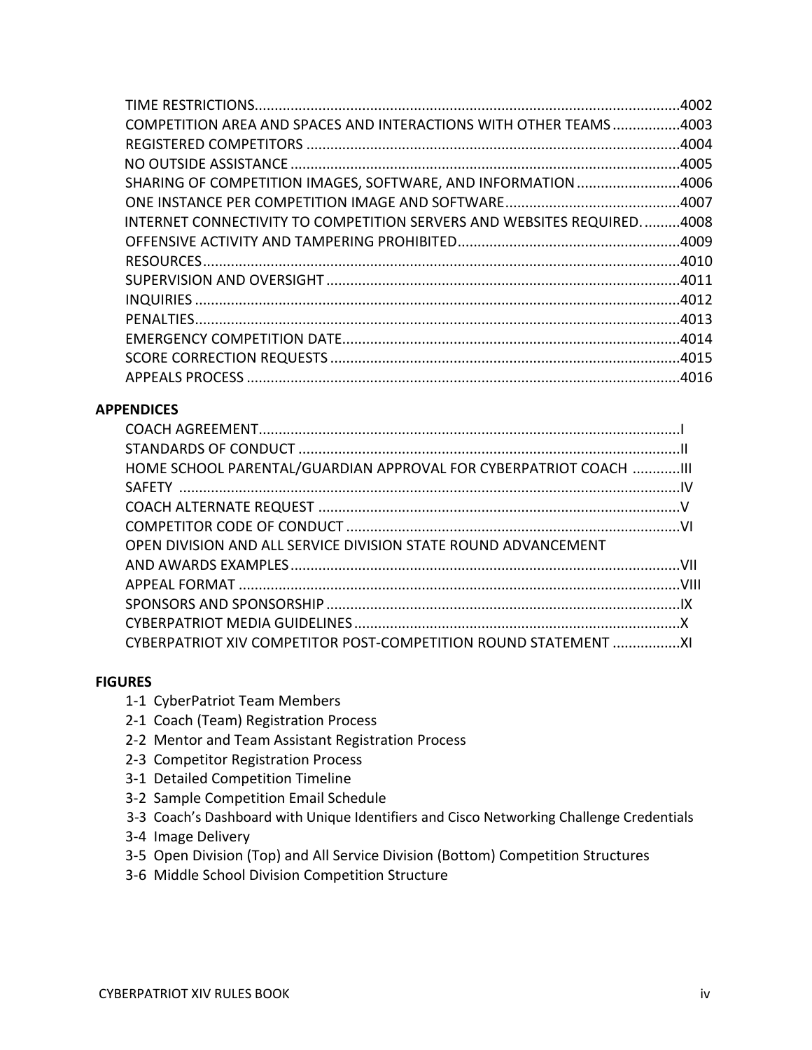TIME RESTRICTIONS .......... 4002
COMPETITION AREA AND SPACES AND INTERACTIONS WITH OTHER TEAMS .......... 4003
REGISTERED COMPETITORS .......... 4004
NO OUTSIDE ASSISTANCE .......... 4005
SHARING OF COMPETITION IMAGES, SOFTWARE, AND INFORMATION .......... 4006
ONE INSTANCE PER COMPETITION IMAGE AND SOFTWARE .......... 4007
INTERNET CONNECTIVITY TO COMPETITION SERVERS AND WEBSITES REQUIRED. .......... 4008
OFFENSIVE ACTIVITY AND TAMPERING PROHIBITED .......... 4009
RESOURCES .......... 4010
SUPERVISION AND OVERSIGHT .......... 4011
INQUIRIES .......... 4012
PENALTIES .......... 4013
EMERGENCY COMPETITION DATE .......... 4014
SCORE CORRECTION REQUESTS .......... 4015
APPEALS PROCESS .......... 4016

**APPENDICES**

COACH AGREEMENT .......... I
STANDARDS OF CONDUCT .......... II
HOME SCHOOL PARENTAL/GUARDIAN APPROVAL FOR CYBERPATRIOT COACH .......... III
SAFETY .......... IV
COACH ALTERNATE REQUEST .......... V
COMPETITOR CODE OF CONDUCT .......... VI
OPEN DIVISION AND ALL SERVICE DIVISION STATE ROUND ADVANCEMENT AND AWARDS EXAMPLES .......... VII
APPEAL FORMAT .......... VIII
SPONSORS AND SPONSORSHIP .......... IX
CYBERPATRIOT MEDIA GUIDELINES .......... X
CYBERPATRIOT XIV COMPETITOR POST-COMPETITION ROUND STATEMENT .......... XI

**FIGURES**

1-1 CyberPatriot Team Members
2-1 Coach (Team) Registration Process
2-2 Mentor and Team Assistant Registration Process
2-3 Competitor Registration Process
3-1 Detailed Competition Timeline
3-2 Sample Competition Email Schedule
3-3 Coach's Dashboard with Unique Identifiers and Cisco Networking Challenge Credentials
3-4 Image Delivery
3-5 Open Division (Top) and All Service Division (Bottom) Competition Structures
3-6 Middle School Division Competition Structure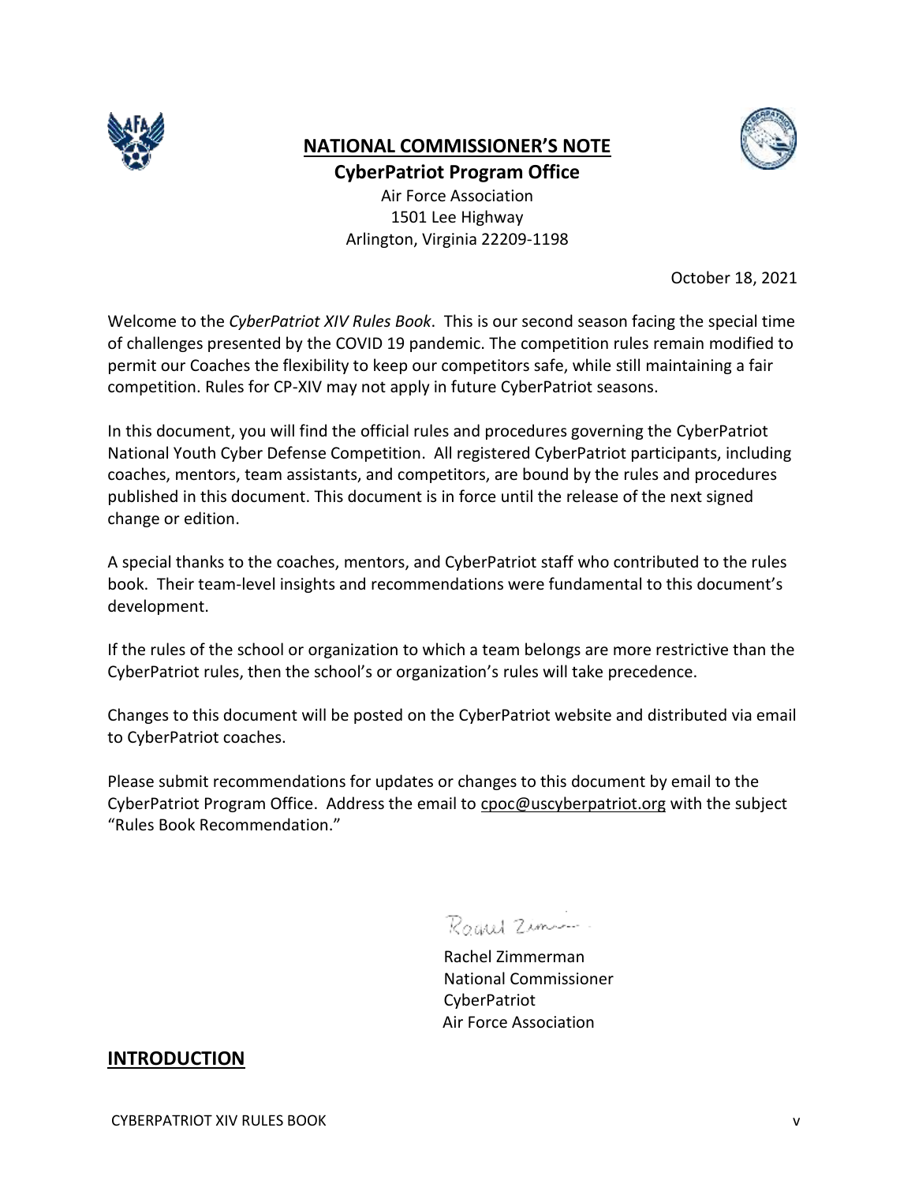# NATIONAL COMMISSIONER'S NOTE

**CyberPatriot Program Office**

Air Force Association
1501 Lee Highway
Arlington, Virginia 22209-1198

October 18, 2021

Welcome to the *CyberPatriot XIV Rules Book*. This is our second season facing the special time of challenges presented by the COVID 19 pandemic. The competition rules remain modified to permit our Coaches the flexibility to keep our competitors safe, while still maintaining a fair competition. Rules for CP-XIV may not apply in future CyberPatriot seasons.

In this document, you will find the official rules and procedures governing the CyberPatriot National Youth Cyber Defense Competition. All registered CyberPatriot participants, including coaches, mentors, team assistants, and competitors, are bound by the rules and procedures published in this document. This document is in force until the release of the next signed change or edition.

A special thanks to the coaches, mentors, and CyberPatriot staff who contributed to the rules book. Their team-level insights and recommendations were fundamental to this document's development.

If the rules of the school or organization to which a team belongs are more restrictive than the CyberPatriot rules, then the school's or organization's rules will take precedence.

Changes to this document will be posted on the CyberPatriot website and distributed via email to CyberPatriot coaches.

Please submit recommendations for updates or changes to this document by email to the CyberPatriot Program Office. Address the email to cpoc@uscyberpatriot.org with the subject "Rules Book Recommendation."

Rachel Zimmerman
National Commissioner
CyberPatriot
Air Force Association

## INTRODUCTION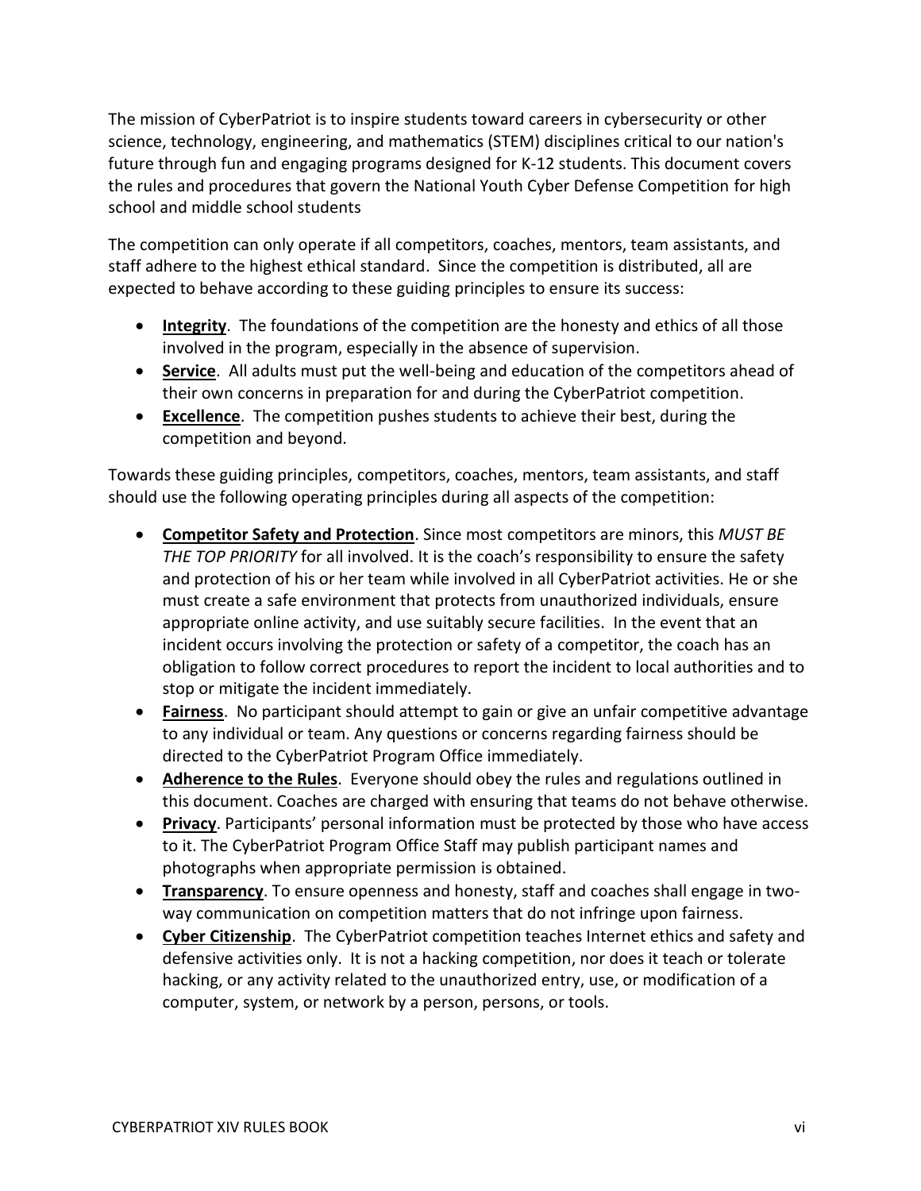The mission of CyberPatriot is to inspire students toward careers in cybersecurity or other science, technology, engineering, and mathematics (STEM) disciplines critical to our nation's future through fun and engaging programs designed for K-12 students. This document covers the rules and procedures that govern the National Youth Cyber Defense Competition for high school and middle school students

The competition can only operate if all competitors, coaches, mentors, team assistants, and staff adhere to the highest ethical standard. Since the competition is distributed, all are expected to behave according to these guiding principles to ensure its success:

- **Integrity**. The foundations of the competition are the honesty and ethics of all those involved in the program, especially in the absence of supervision.
- **Service**. All adults must put the well-being and education of the competitors ahead of their own concerns in preparation for and during the CyberPatriot competition.
- **Excellence**. The competition pushes students to achieve their best, during the competition and beyond.

Towards these guiding principles, competitors, coaches, mentors, team assistants, and staff should use the following operating principles during all aspects of the competition:

- **Competitor Safety and Protection**. Since most competitors are minors, this *MUST BE THE TOP PRIORITY* for all involved. It is the coach's responsibility to ensure the safety and protection of his or her team while involved in all CyberPatriot activities. He or she must create a safe environment that protects from unauthorized individuals, ensure appropriate online activity, and use suitably secure facilities. In the event that an incident occurs involving the protection or safety of a competitor, the coach has an obligation to follow correct procedures to report the incident to local authorities and to stop or mitigate the incident immediately.
- **Fairness**. No participant should attempt to gain or give an unfair competitive advantage to any individual or team. Any questions or concerns regarding fairness should be directed to the CyberPatriot Program Office immediately.
- **Adherence to the Rules**. Everyone should obey the rules and regulations outlined in this document. Coaches are charged with ensuring that teams do not behave otherwise.
- **Privacy**. Participants' personal information must be protected by those who have access to it. The CyberPatriot Program Office Staff may publish participant names and photographs when appropriate permission is obtained.
- **Transparency**. To ensure openness and honesty, staff and coaches shall engage in two-way communication on competition matters that do not infringe upon fairness.
- **Cyber Citizenship**. The CyberPatriot competition teaches Internet ethics and safety and defensive activities only. It is not a hacking competition, nor does it teach or tolerate hacking, or any activity related to the unauthorized entry, use, or modification of a computer, system, or network by a person, persons, or tools.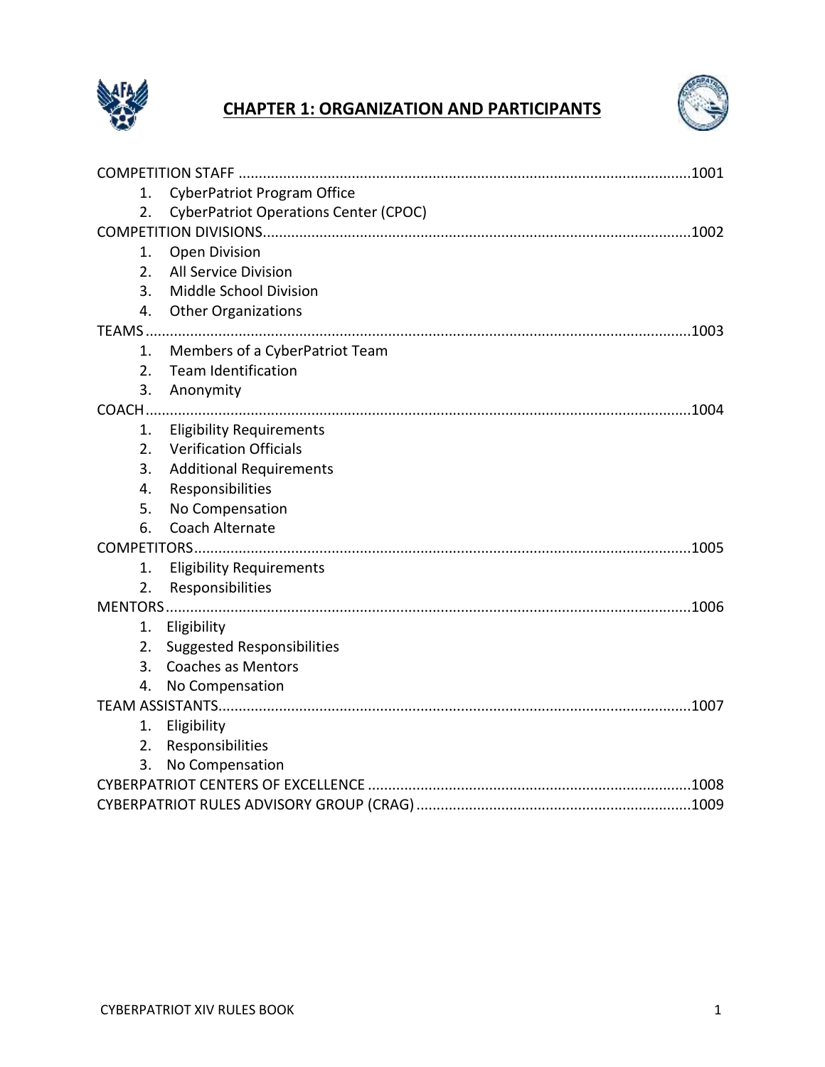# CHAPTER 1: ORGANIZATION AND PARTICIPANTS

COMPETITION STAFF ....................................................................................................1001
1. CyberPatriot Program Office
2. CyberPatriot Operations Center (CPOC)

COMPETITION DIVISIONS...............................................................................................1002
1. Open Division
2. All Service Division
3. Middle School Division
4. Other Organizations

TEAMS ...........................................................................................................................1003
1. Members of a CyberPatriot Team
2. Team Identification
3. Anonymity

COACH...........................................................................................................................1004
1. Eligibility Requirements
2. Verification Officials
3. Additional Requirements
4. Responsibilities
5. No Compensation
6. Coach Alternate

COMPETITORS...............................................................................................................1005
1. Eligibility Requirements
2. Responsibilities

MENTORS......................................................................................................................1006
1. Eligibility
2. Suggested Responsibilities
3. Coaches as Mentors
4. No Compensation

TEAM ASSISTANTS..........................................................................................................1007
1. Eligibility
2. Responsibilities
3. No Compensation

CYBERPATRIOT CENTERS OF EXCELLENCE ......................................................................1008

CYBERPATRIOT RULES ADVISORY GROUP (CRAG) ..........................................................1009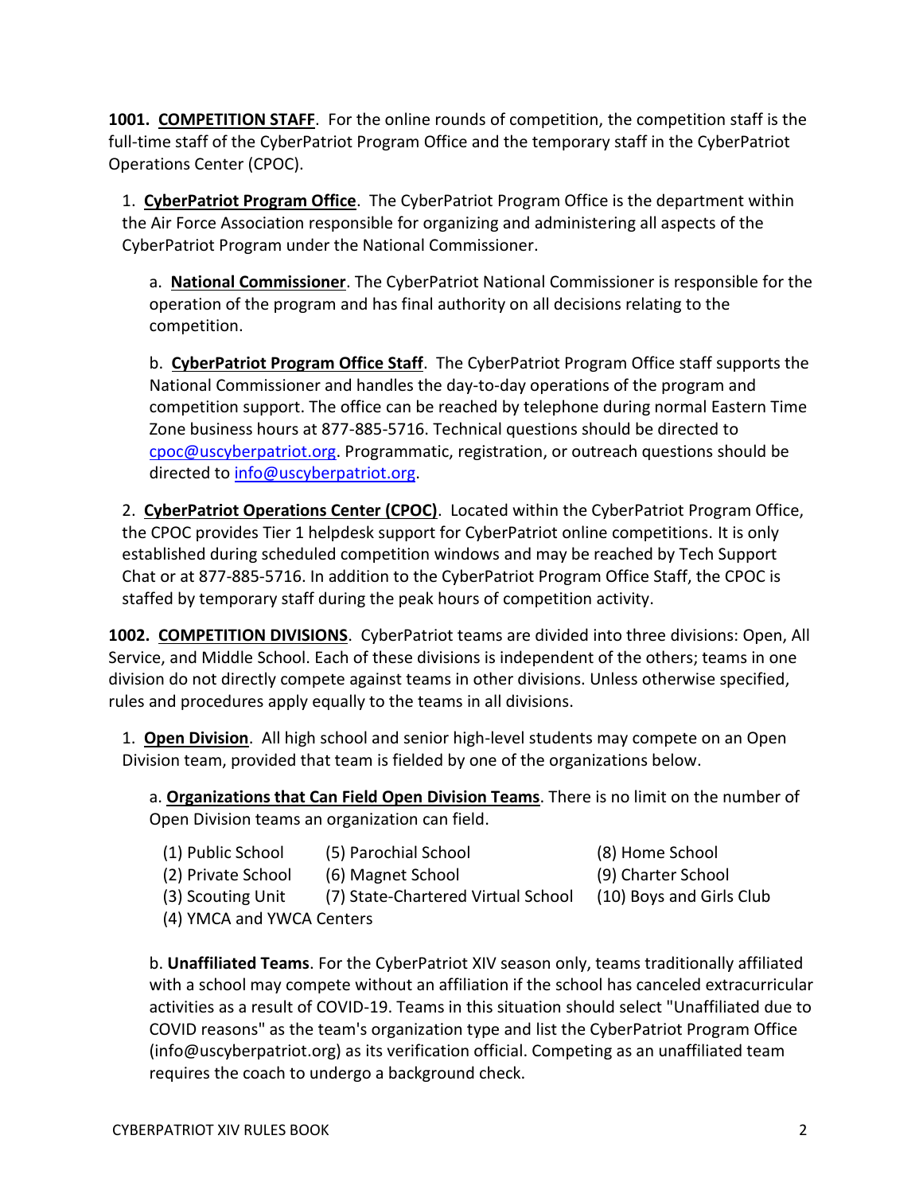**1001. <u>COMPETITION STAFF</u>**. For the online rounds of competition, the competition staff is the full-time staff of the CyberPatriot Program Office and the temporary staff in the CyberPatriot Operations Center (CPOC).

1. **<u>CyberPatriot Program Office</u>**. The CyberPatriot Program Office is the department within the Air Force Association responsible for organizing and administering all aspects of the CyberPatriot Program under the National Commissioner.

   a. **<u>National Commissioner</u>**. The CyberPatriot National Commissioner is responsible for the operation of the program and has final authority on all decisions relating to the competition.

   b. **<u>CyberPatriot Program Office Staff</u>**. The CyberPatriot Program Office staff supports the National Commissioner and handles the day-to-day operations of the program and competition support. The office can be reached by telephone during normal Eastern Time Zone business hours at 877-885-5716. Technical questions should be directed to cpoc@uscyberpatriot.org. Programmatic, registration, or outreach questions should be directed to info@uscyberpatriot.org.

2. **<u>CyberPatriot Operations Center (CPOC)</u>**. Located within the CyberPatriot Program Office, the CPOC provides Tier 1 helpdesk support for CyberPatriot online competitions. It is only established during scheduled competition windows and may be reached by Tech Support Chat or at 877-885-5716. In addition to the CyberPatriot Program Office Staff, the CPOC is staffed by temporary staff during the peak hours of competition activity.

**1002. <u>COMPETITION DIVISIONS</u>**. CyberPatriot teams are divided into three divisions: Open, All Service, and Middle School. Each of these divisions is independent of the others; teams in one division do not directly compete against teams in other divisions. Unless otherwise specified, rules and procedures apply equally to the teams in all divisions.

1. **<u>Open Division</u>**. All high school and senior high-level students may compete on an Open Division team, provided that team is fielded by one of the organizations below.

   a. **<u>Organizations that Can Field Open Division Teams</u>**. There is no limit on the number of Open Division teams an organization can field.

      (1) Public School
      (2) Private School
      (3) Scouting Unit
      (4) YMCA and YWCA Centers
      (5) Parochial School
      (6) Magnet School
      (7) State-Chartered Virtual School
      (8) Home School
      (9) Charter School
      (10) Boys and Girls Club

   b. **Unaffiliated Teams**. For the CyberPatriot XIV season only, teams traditionally affiliated with a school may compete without an affiliation if the school has canceled extracurricular activities as a result of COVID-19. Teams in this situation should select "Unaffiliated due to COVID reasons" as the team's organization type and list the CyberPatriot Program Office (info@uscyberpatriot.org) as its verification official. Competing as an unaffiliated team requires the coach to undergo a background check.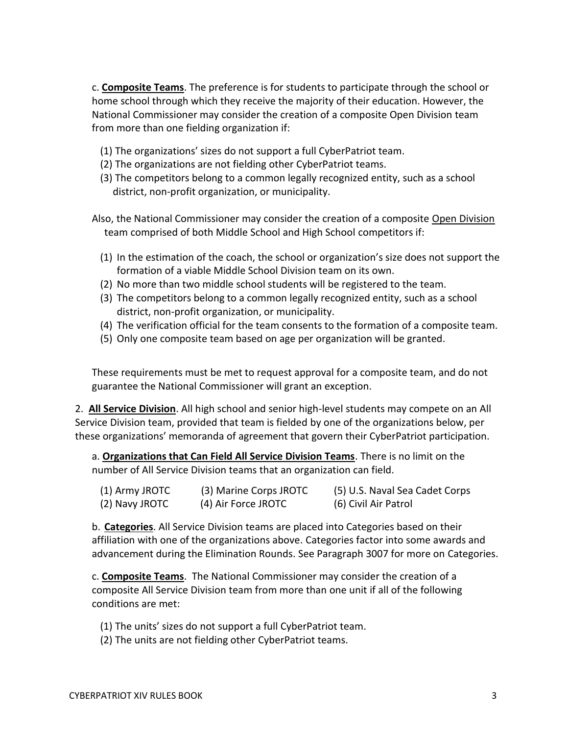c. **Composite Teams**. The preference is for students to participate through the school or home school through which they receive the majority of their education. However, the National Commissioner may consider the creation of a composite Open Division team from more than one fielding organization if:

(1) The organizations' sizes do not support a full CyberPatriot team.
(2) The organizations are not fielding other CyberPatriot teams.
(3) The competitors belong to a common legally recognized entity, such as a school district, non-profit organization, or municipality.

Also, the National Commissioner may consider the creation of a composite Open Division team comprised of both Middle School and High School competitors if:

(1) In the estimation of the coach, the school or organization's size does not support the formation of a viable Middle School Division team on its own.
(2) No more than two middle school students will be registered to the team.
(3) The competitors belong to a common legally recognized entity, such as a school district, non-profit organization, or municipality.
(4) The verification official for the team consents to the formation of a composite team.
(5) Only one composite team based on age per organization will be granted.

These requirements must be met to request approval for a composite team, and do not guarantee the National Commissioner will grant an exception.

2. **All Service Division**. All high school and senior high-level students may compete on an All Service Division team, provided that team is fielded by one of the organizations below, per these organizations' memoranda of agreement that govern their CyberPatriot participation.

a. **Organizations that Can Field All Service Division Teams**. There is no limit on the number of All Service Division teams that an organization can field.

(1) Army JROTC
(2) Navy JROTC
(3) Marine Corps JROTC
(4) Air Force JROTC
(5) U.S. Naval Sea Cadet Corps
(6) Civil Air Patrol

b. **Categories**. All Service Division teams are placed into Categories based on their affiliation with one of the organizations above. Categories factor into some awards and advancement during the Elimination Rounds. See Paragraph 3007 for more on Categories.

c. **Composite Teams**. The National Commissioner may consider the creation of a composite All Service Division team from more than one unit if all of the following conditions are met:

(1) The units' sizes do not support a full CyberPatriot team.
(2) The units are not fielding other CyberPatriot teams.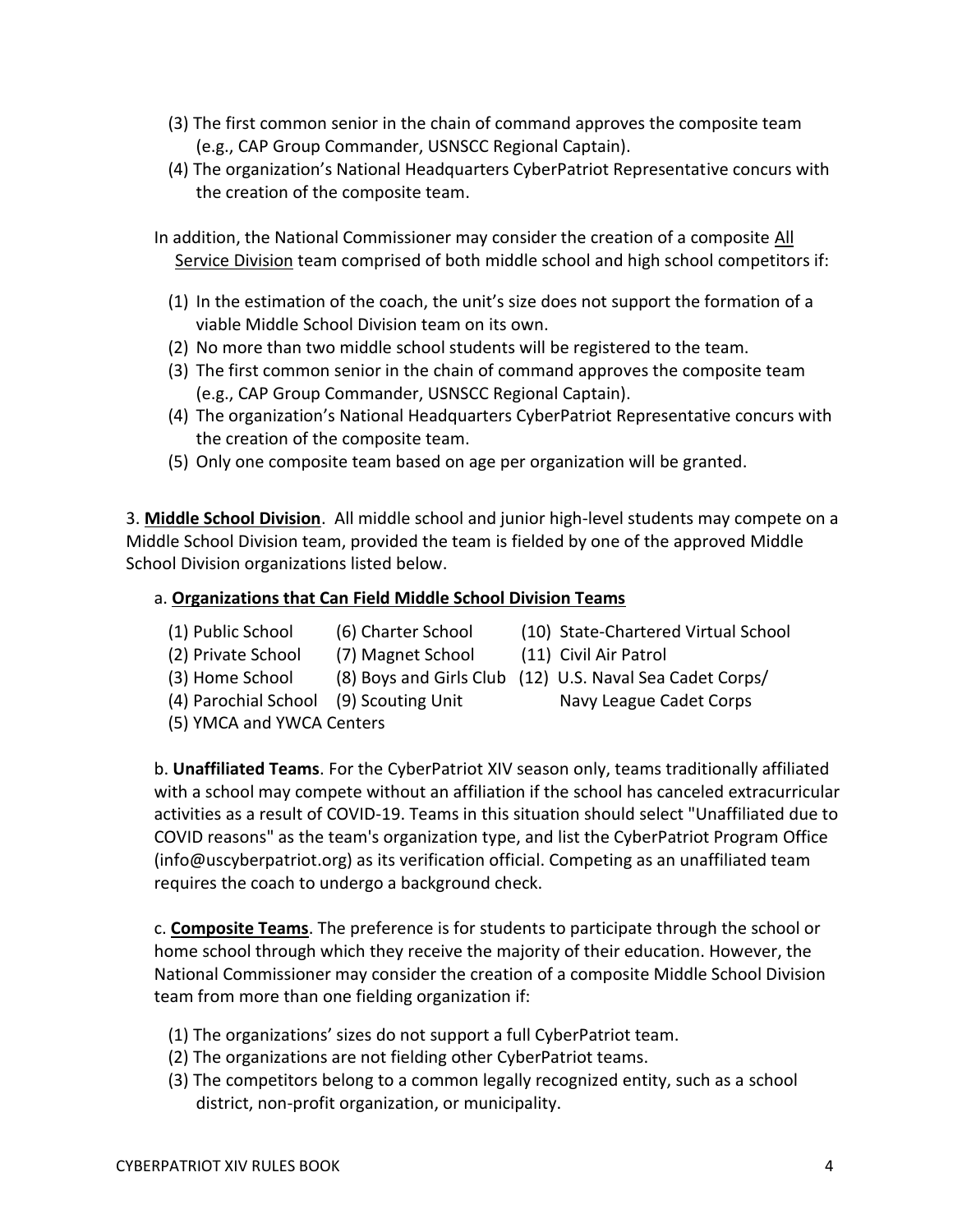(3) The first common senior in the chain of command approves the composite team (e.g., CAP Group Commander, USNSCC Regional Captain).

(4) The organization's National Headquarters CyberPatriot Representative concurs with the creation of the composite team.

In addition, the National Commissioner may consider the creation of a composite <u>All Service Division</u> team comprised of both middle school and high school competitors if:

(1) In the estimation of the coach, the unit's size does not support the formation of a viable Middle School Division team on its own.

(2) No more than two middle school students will be registered to the team.

(3) The first common senior in the chain of command approves the composite team (e.g., CAP Group Commander, USNSCC Regional Captain).

(4) The organization's National Headquarters CyberPatriot Representative concurs with the creation of the composite team.

(5) Only one composite team based on age per organization will be granted.

3. **<u>Middle School Division</u>**. All middle school and junior high-level students may compete on a Middle School Division team, provided the team is fielded by one of the approved Middle School Division organizations listed below.

a. **<u>Organizations that Can Field Middle School Division Teams</u>**

(1) Public School
(2) Private School
(3) Home School
(4) Parochial School
(5) YMCA and YWCA Centers
(6) Charter School
(7) Magnet School
(8) Boys and Girls Club
(9) Scouting Unit
(10) State-Chartered Virtual School
(11) Civil Air Patrol
(12) U.S. Naval Sea Cadet Corps/ Navy League Cadet Corps

b. **Unaffiliated Teams**. For the CyberPatriot XIV season only, teams traditionally affiliated with a school may compete without an affiliation if the school has canceled extracurricular activities as a result of COVID-19. Teams in this situation should select "Unaffiliated due to COVID reasons" as the team's organization type, and list the CyberPatriot Program Office (info@uscyberpatriot.org) as its verification official. Competing as an unaffiliated team requires the coach to undergo a background check.

c. **<u>Composite Teams</u>**. The preference is for students to participate through the school or home school through which they receive the majority of their education. However, the National Commissioner may consider the creation of a composite Middle School Division team from more than one fielding organization if:

(1) The organizations' sizes do not support a full CyberPatriot team.

(2) The organizations are not fielding other CyberPatriot teams.

(3) The competitors belong to a common legally recognized entity, such as a school district, non-profit organization, or municipality.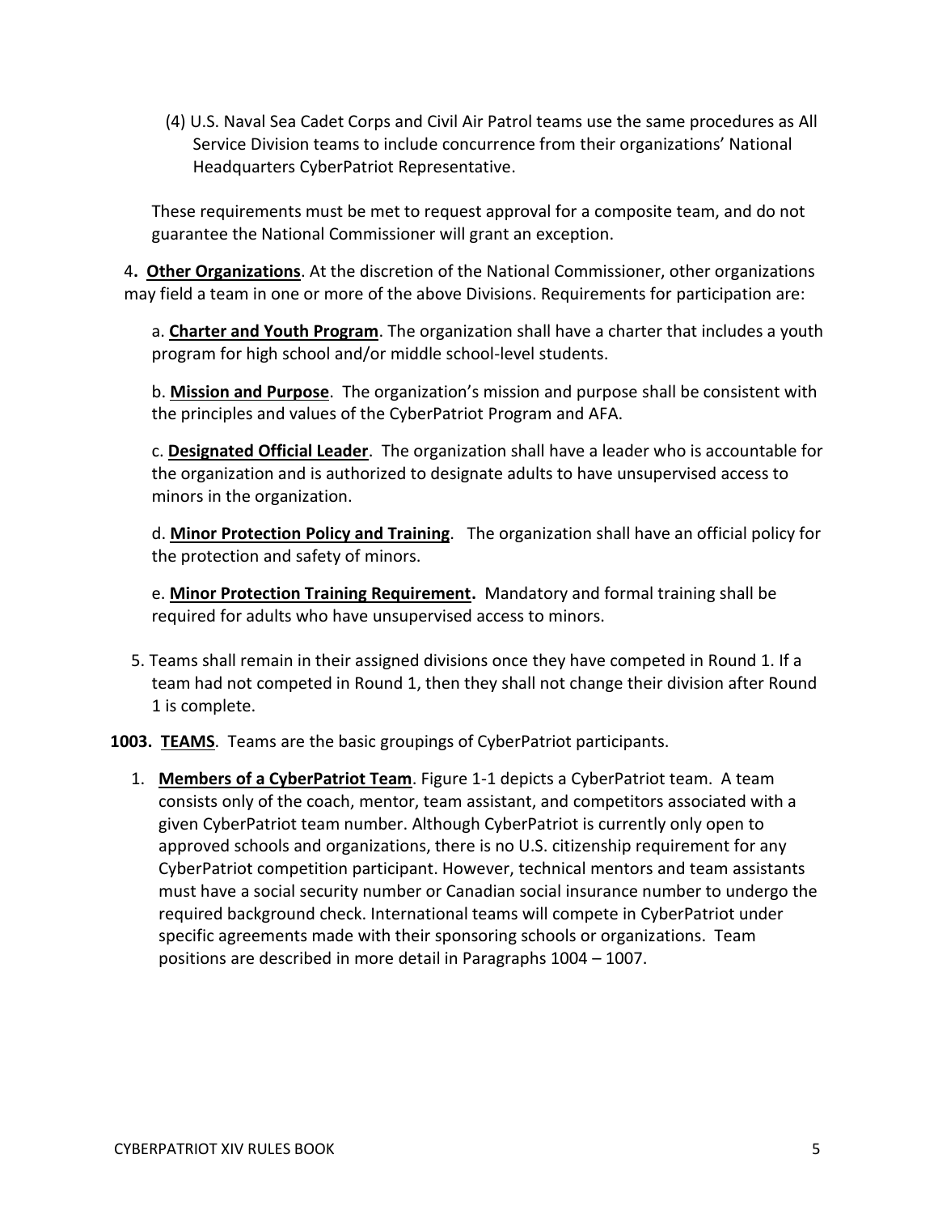(4) U.S. Naval Sea Cadet Corps and Civil Air Patrol teams use the same procedures as All Service Division teams to include concurrence from their organizations' National Headquarters CyberPatriot Representative.

These requirements must be met to request approval for a composite team, and do not guarantee the National Commissioner will grant an exception.

4. **Other Organizations**. At the discretion of the National Commissioner, other organizations may field a team in one or more of the above Divisions. Requirements for participation are:

a. **Charter and Youth Program**. The organization shall have a charter that includes a youth program for high school and/or middle school-level students.

b. **Mission and Purpose**. The organization's mission and purpose shall be consistent with the principles and values of the CyberPatriot Program and AFA.

c. **Designated Official Leader**. The organization shall have a leader who is accountable for the organization and is authorized to designate adults to have unsupervised access to minors in the organization.

d. **Minor Protection Policy and Training**. The organization shall have an official policy for the protection and safety of minors.

e. **Minor Protection Training Requirement.** Mandatory and formal training shall be required for adults who have unsupervised access to minors.

5. Teams shall remain in their assigned divisions once they have competed in Round 1. If a team had not competed in Round 1, then they shall not change their division after Round 1 is complete.

**1003. TEAMS**. Teams are the basic groupings of CyberPatriot participants.

1. **Members of a CyberPatriot Team**. Figure 1-1 depicts a CyberPatriot team. A team consists only of the coach, mentor, team assistant, and competitors associated with a given CyberPatriot team number. Although CyberPatriot is currently only open to approved schools and organizations, there is no U.S. citizenship requirement for any CyberPatriot competition participant. However, technical mentors and team assistants must have a social security number or Canadian social insurance number to undergo the required background check. International teams will compete in CyberPatriot under specific agreements made with their sponsoring schools or organizations. Team positions are described in more detail in Paragraphs 1004 – 1007.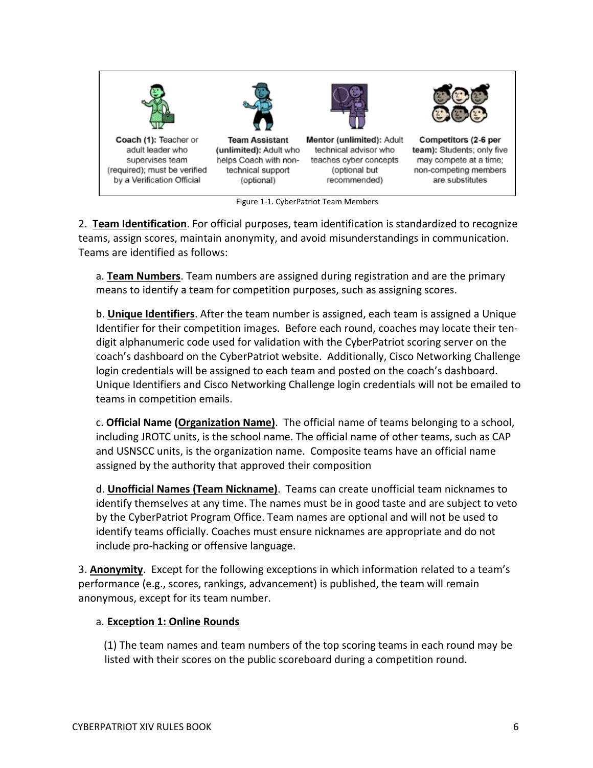| Coach (1) | Team Assistant (unlimited) | Mentor (unlimited) | Competitors (2-6 per team) |
|---|---|---|---|
| **Coach (1):** Teacher or adult leader who supervises team (required); must be verified by a Verification Official | **Team Assistant (unlimited):** Adult who helps Coach with non-technical support (optional) | **Mentor (unlimited):** Adult technical advisor who teaches cyber concepts (optional but recommended) | **Competitors (2-6 per team):** Students; only five may compete at a time; non-competing members are substitutes |

Figure 1-1. CyberPatriot Team Members

2. **Team Identification**. For official purposes, team identification is standardized to recognize teams, assign scores, maintain anonymity, and avoid misunderstandings in communication. Teams are identified as follows:

a. **Team Numbers**. Team numbers are assigned during registration and are the primary means to identify a team for competition purposes, such as assigning scores.

b. **Unique Identifiers**. After the team number is assigned, each team is assigned a Unique Identifier for their competition images. Before each round, coaches may locate their ten-digit alphanumeric code used for validation with the CyberPatriot scoring server on the coach's dashboard on the CyberPatriot website. Additionally, Cisco Networking Challenge login credentials will be assigned to each team and posted on the coach's dashboard. Unique Identifiers and Cisco Networking Challenge login credentials will not be emailed to teams in competition emails.

c. **Official Name (Organization Name)**. The official name of teams belonging to a school, including JROTC units, is the school name. The official name of other teams, such as CAP and USNSCC units, is the organization name. Composite teams have an official name assigned by the authority that approved their composition

d. **Unofficial Names (Team Nickname)**. Teams can create unofficial team nicknames to identify themselves at any time. The names must be in good taste and are subject to veto by the CyberPatriot Program Office. Team names are optional and will not be used to identify teams officially. Coaches must ensure nicknames are appropriate and do not include pro-hacking or offensive language.

3. **Anonymity**. Except for the following exceptions in which information related to a team's performance (e.g., scores, rankings, advancement) is published, the team will remain anonymous, except for its team number.

a. **Exception 1: Online Rounds**

(1) The team names and team numbers of the top scoring teams in each round may be listed with their scores on the public scoreboard during a competition round.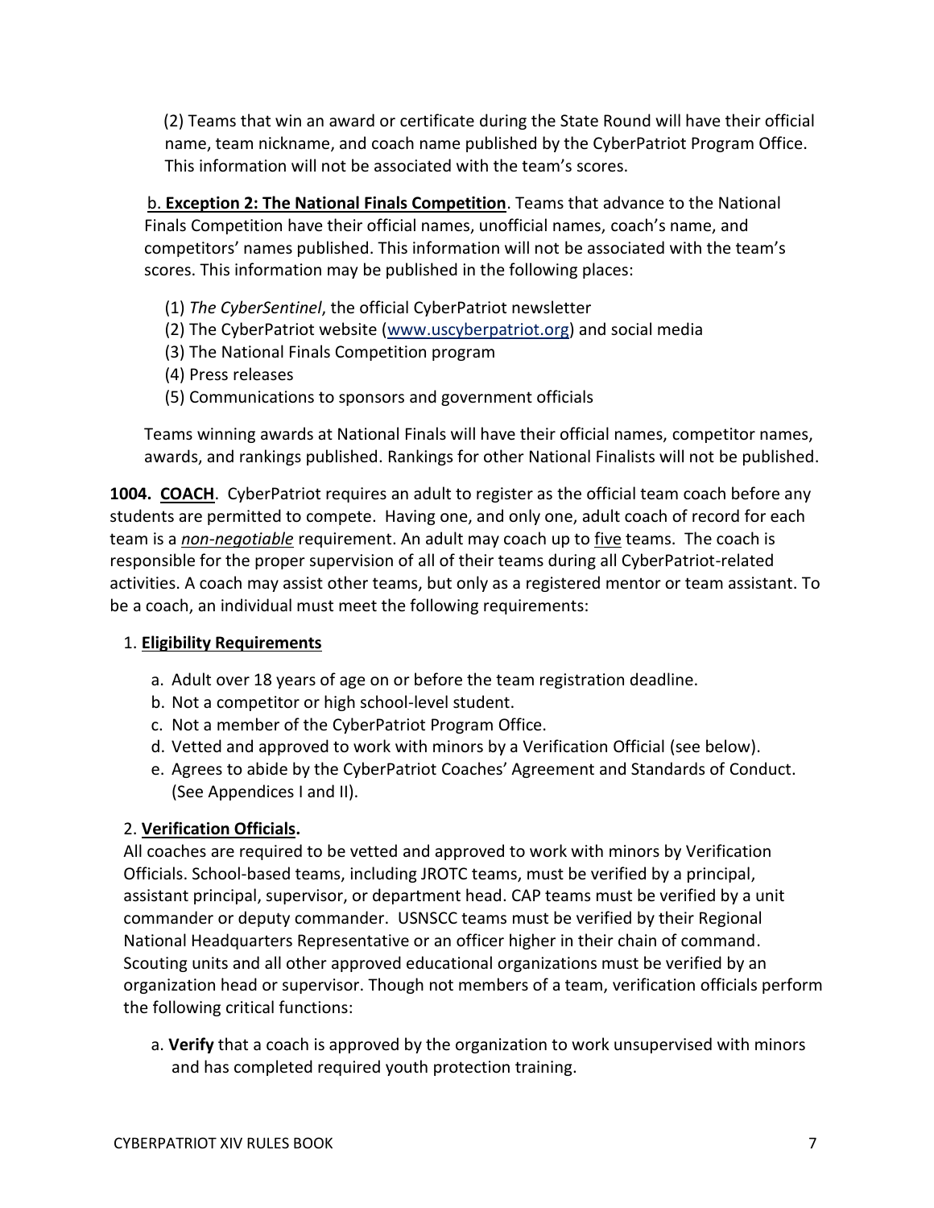(2) Teams that win an award or certificate during the State Round will have their official name, team nickname, and coach name published by the CyberPatriot Program Office. This information will not be associated with the team's scores.

b. **Exception 2: The National Finals Competition**. Teams that advance to the National Finals Competition have their official names, unofficial names, coach's name, and competitors' names published. This information will not be associated with the team's scores. This information may be published in the following places:

(1) *The CyberSentinel*, the official CyberPatriot newsletter
(2) The CyberPatriot website (www.uscyberpatriot.org) and social media
(3) The National Finals Competition program
(4) Press releases
(5) Communications to sponsors and government officials

Teams winning awards at National Finals will have their official names, competitor names, awards, and rankings published. Rankings for other National Finalists will not be published.

**1004. COACH**. CyberPatriot requires an adult to register as the official team coach before any students are permitted to compete. Having one, and only one, adult coach of record for each team is a ***non-negotiable*** requirement. An adult may coach up to five teams. The coach is responsible for the proper supervision of all of their teams during all CyberPatriot-related activities. A coach may assist other teams, but only as a registered mentor or team assistant. To be a coach, an individual must meet the following requirements:

1. **Eligibility Requirements**

   a. Adult over 18 years of age on or before the team registration deadline.
   b. Not a competitor or high school-level student.
   c. Not a member of the CyberPatriot Program Office.
   d. Vetted and approved to work with minors by a Verification Official (see below).
   e. Agrees to abide by the CyberPatriot Coaches' Agreement and Standards of Conduct. (See Appendices I and II).

2. **Verification Officials.**
All coaches are required to be vetted and approved to work with minors by Verification Officials. School-based teams, including JROTC teams, must be verified by a principal, assistant principal, supervisor, or department head. CAP teams must be verified by a unit commander or deputy commander. USNSCC teams must be verified by their Regional National Headquarters Representative or an officer higher in their chain of command. Scouting units and all other approved educational organizations must be verified by an organization head or supervisor. Though not members of a team, verification officials perform the following critical functions:

   a. **Verify** that a coach is approved by the organization to work unsupervised with minors and has completed required youth protection training.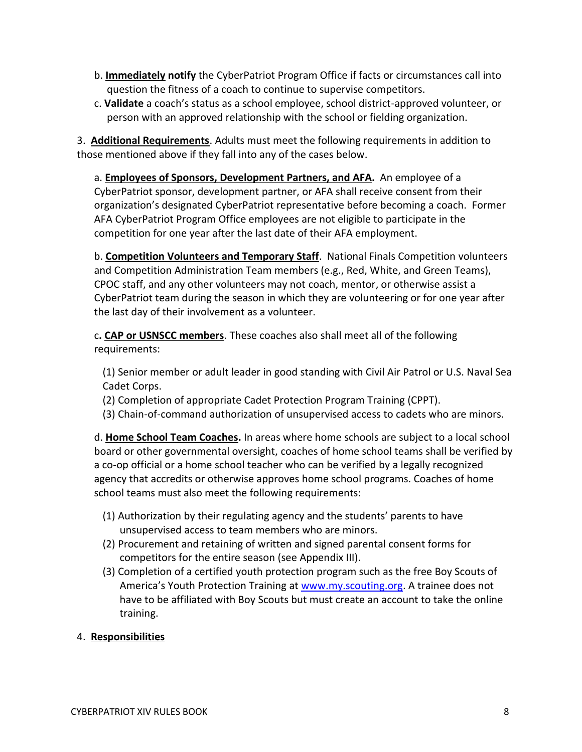b. **Immediately notify** the CyberPatriot Program Office if facts or circumstances call into question the fitness of a coach to continue to supervise competitors.

c. **Validate** a coach's status as a school employee, school district-approved volunteer, or person with an approved relationship with the school or fielding organization.

3. **Additional Requirements**. Adults must meet the following requirements in addition to those mentioned above if they fall into any of the cases below.

a. **Employees of Sponsors, Development Partners, and AFA.** An employee of a CyberPatriot sponsor, development partner, or AFA shall receive consent from their organization's designated CyberPatriot representative before becoming a coach. Former AFA CyberPatriot Program Office employees are not eligible to participate in the competition for one year after the last date of their AFA employment.

b. **Competition Volunteers and Temporary Staff**. National Finals Competition volunteers and Competition Administration Team members (e.g., Red, White, and Green Teams), CPOC staff, and any other volunteers may not coach, mentor, or otherwise assist a CyberPatriot team during the season in which they are volunteering or for one year after the last day of their involvement as a volunteer.

c**. CAP or USNSCC members**. These coaches also shall meet all of the following requirements:

(1) Senior member or adult leader in good standing with Civil Air Patrol or U.S. Naval Sea Cadet Corps.

(2) Completion of appropriate Cadet Protection Program Training (CPPT).

(3) Chain-of-command authorization of unsupervised access to cadets who are minors.

d. **Home School Team Coaches.** In areas where home schools are subject to a local school board or other governmental oversight, coaches of home school teams shall be verified by a co-op official or a home school teacher who can be verified by a legally recognized agency that accredits or otherwise approves home school programs. Coaches of home school teams must also meet the following requirements:

(1) Authorization by their regulating agency and the students' parents to have unsupervised access to team members who are minors.

(2) Procurement and retaining of written and signed parental consent forms for competitors for the entire season (see Appendix III).

(3) Completion of a certified youth protection program such as the free Boy Scouts of America's Youth Protection Training at [www.my.scouting.org](www.my.scouting.org). A trainee does not have to be affiliated with Boy Scouts but must create an account to take the online training.

4. **Responsibilities**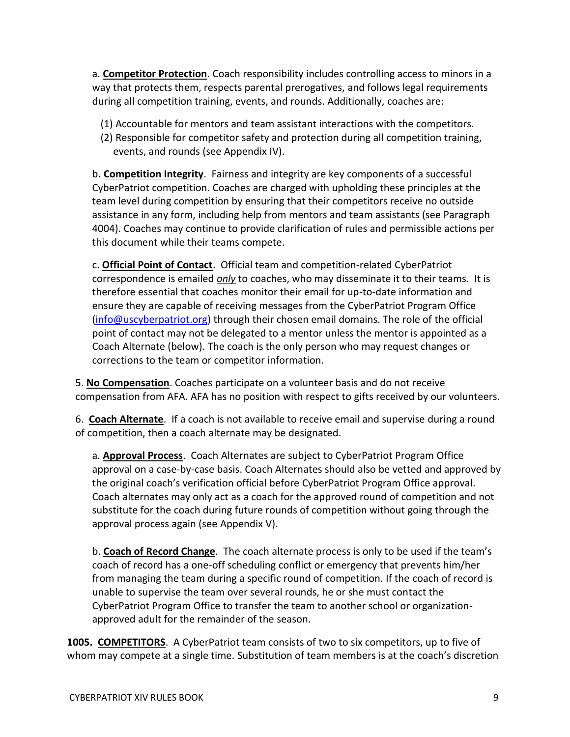a. **Competitor Protection**. Coach responsibility includes controlling access to minors in a way that protects them, respects parental prerogatives, and follows legal requirements during all competition training, events, and rounds. Additionally, coaches are:

(1) Accountable for mentors and team assistant interactions with the competitors.
(2) Responsible for competitor safety and protection during all competition training, events, and rounds (see Appendix IV).

b**. Competition Integrity**. Fairness and integrity are key components of a successful CyberPatriot competition. Coaches are charged with upholding these principles at the team level during competition by ensuring that their competitors receive no outside assistance in any form, including help from mentors and team assistants (see Paragraph 4004). Coaches may continue to provide clarification of rules and permissible actions per this document while their teams compete.

c. **Official Point of Contact**. Official team and competition-related CyberPatriot correspondence is emailed ***only*** to coaches, who may disseminate it to their teams. It is therefore essential that coaches monitor their email for up-to-date information and ensure they are capable of receiving messages from the CyberPatriot Program Office (info@uscyberpatriot.org) through their chosen email domains. The role of the official point of contact may not be delegated to a mentor unless the mentor is appointed as a Coach Alternate (below). The coach is the only person who may request changes or corrections to the team or competitor information.

5. **No Compensation**. Coaches participate on a volunteer basis and do not receive compensation from AFA. AFA has no position with respect to gifts received by our volunteers.

6. **Coach Alternate**. If a coach is not available to receive email and supervise during a round of competition, then a coach alternate may be designated.

a. **Approval Process**. Coach Alternates are subject to CyberPatriot Program Office approval on a case-by-case basis. Coach Alternates should also be vetted and approved by the original coach's verification official before CyberPatriot Program Office approval. Coach alternates may only act as a coach for the approved round of competition and not substitute for the coach during future rounds of competition without going through the approval process again (see Appendix V).

b. **Coach of Record Change**. The coach alternate process is only to be used if the team's coach of record has a one-off scheduling conflict or emergency that prevents him/her from managing the team during a specific round of competition. If the coach of record is unable to supervise the team over several rounds, he or she must contact the CyberPatriot Program Office to transfer the team to another school or organization-approved adult for the remainder of the season.

**1005. COMPETITORS**. A CyberPatriot team consists of two to six competitors, up to five of whom may compete at a single time. Substitution of team members is at the coach's discretion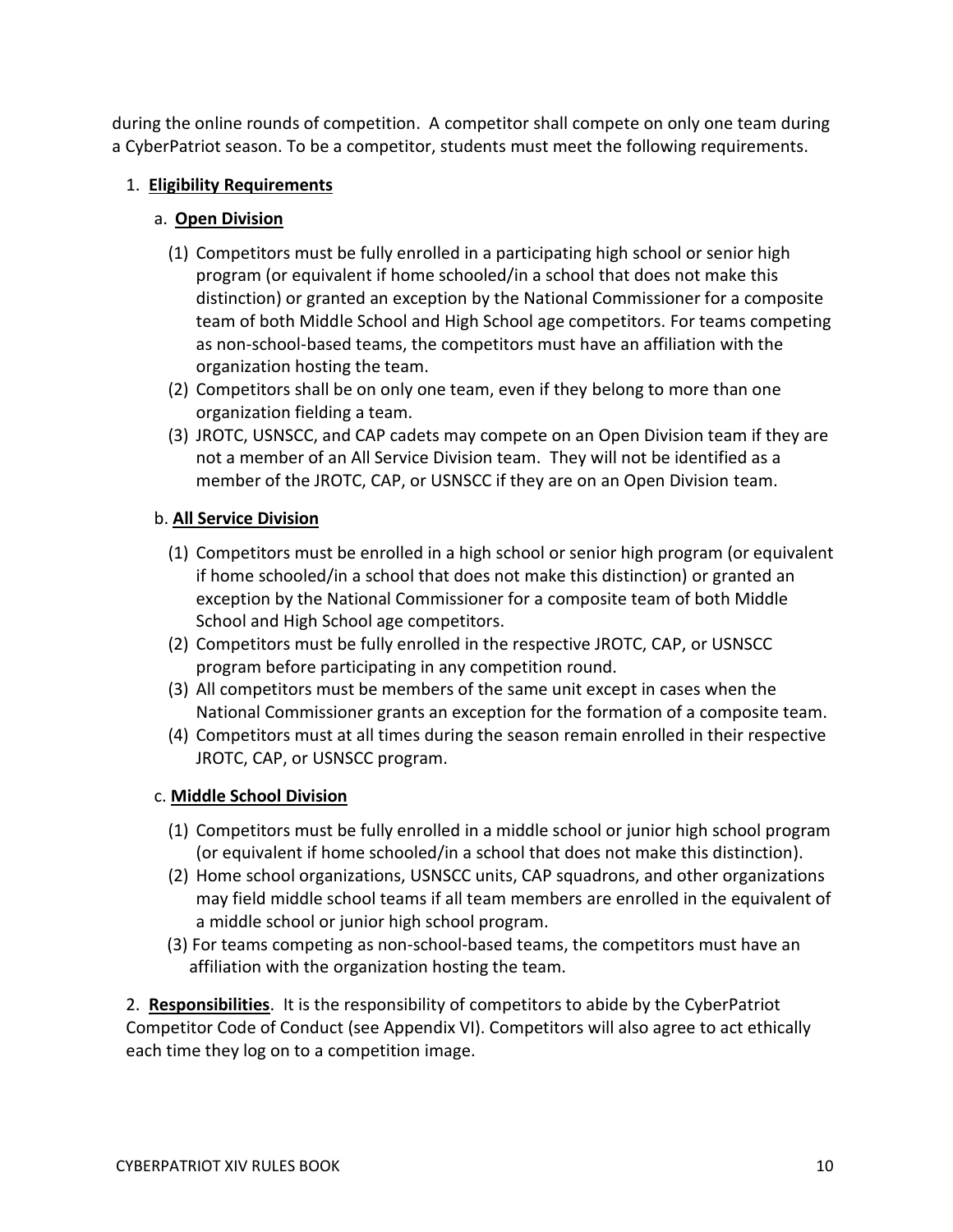during the online rounds of competition. A competitor shall compete on only one team during a CyberPatriot season. To be a competitor, students must meet the following requirements.

1. **Eligibility Requirements**

   a. **Open Division**

      (1) Competitors must be fully enrolled in a participating high school or senior high program (or equivalent if home schooled/in a school that does not make this distinction) or granted an exception by the National Commissioner for a composite team of both Middle School and High School age competitors. For teams competing as non-school-based teams, the competitors must have an affiliation with the organization hosting the team.

      (2) Competitors shall be on only one team, even if they belong to more than one organization fielding a team.

      (3) JROTC, USNSCC, and CAP cadets may compete on an Open Division team if they are not a member of an All Service Division team. They will not be identified as a member of the JROTC, CAP, or USNSCC if they are on an Open Division team.

   b. **All Service Division**

      (1) Competitors must be enrolled in a high school or senior high program (or equivalent if home schooled/in a school that does not make this distinction) or granted an exception by the National Commissioner for a composite team of both Middle School and High School age competitors.

      (2) Competitors must be fully enrolled in the respective JROTC, CAP, or USNSCC program before participating in any competition round.

      (3) All competitors must be members of the same unit except in cases when the National Commissioner grants an exception for the formation of a composite team.

      (4) Competitors must at all times during the season remain enrolled in their respective JROTC, CAP, or USNSCC program.

   c. **Middle School Division**

      (1) Competitors must be fully enrolled in a middle school or junior high school program (or equivalent if home schooled/in a school that does not make this distinction).

      (2) Home school organizations, USNSCC units, CAP squadrons, and other organizations may field middle school teams if all team members are enrolled in the equivalent of a middle school or junior high school program.

      (3) For teams competing as non-school-based teams, the competitors must have an affiliation with the organization hosting the team.

2. **Responsibilities**. It is the responsibility of competitors to abide by the CyberPatriot Competitor Code of Conduct (see Appendix VI). Competitors will also agree to act ethically each time they log on to a competition image.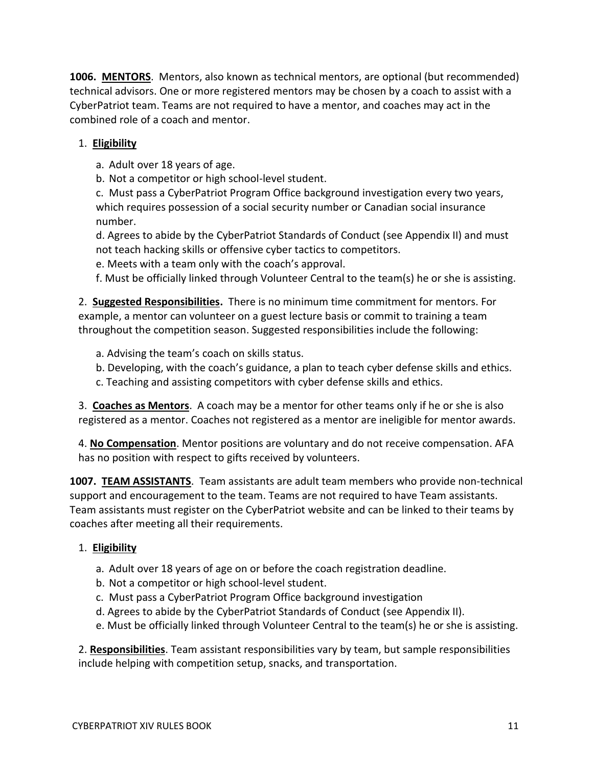**1006. MENTORS**. Mentors, also known as technical mentors, are optional (but recommended) technical advisors. One or more registered mentors may be chosen by a coach to assist with a CyberPatriot team. Teams are not required to have a mentor, and coaches may act in the combined role of a coach and mentor.

1. **Eligibility**

   a. Adult over 18 years of age.

   b. Not a competitor or high school-level student.

   c. Must pass a CyberPatriot Program Office background investigation every two years, which requires possession of a social security number or Canadian social insurance number.

   d. Agrees to abide by the CyberPatriot Standards of Conduct (see Appendix II) and must not teach hacking skills or offensive cyber tactics to competitors.

   e. Meets with a team only with the coach's approval.

   f. Must be officially linked through Volunteer Central to the team(s) he or she is assisting.

2. **Suggested Responsibilities.** There is no minimum time commitment for mentors. For example, a mentor can volunteer on a guest lecture basis or commit to training a team throughout the competition season. Suggested responsibilities include the following:

   a. Advising the team's coach on skills status.

   b. Developing, with the coach's guidance, a plan to teach cyber defense skills and ethics.

   c. Teaching and assisting competitors with cyber defense skills and ethics.

3. **Coaches as Mentors**. A coach may be a mentor for other teams only if he or she is also registered as a mentor. Coaches not registered as a mentor are ineligible for mentor awards.

4. **No Compensation**. Mentor positions are voluntary and do not receive compensation. AFA has no position with respect to gifts received by volunteers.

**1007. TEAM ASSISTANTS**. Team assistants are adult team members who provide non-technical support and encouragement to the team. Teams are not required to have Team assistants. Team assistants must register on the CyberPatriot website and can be linked to their teams by coaches after meeting all their requirements.

1. **Eligibility**

   a. Adult over 18 years of age on or before the coach registration deadline.

   b. Not a competitor or high school-level student.

   c. Must pass a CyberPatriot Program Office background investigation

   d. Agrees to abide by the CyberPatriot Standards of Conduct (see Appendix II).

   e. Must be officially linked through Volunteer Central to the team(s) he or she is assisting.

2. **Responsibilities**. Team assistant responsibilities vary by team, but sample responsibilities include helping with competition setup, snacks, and transportation.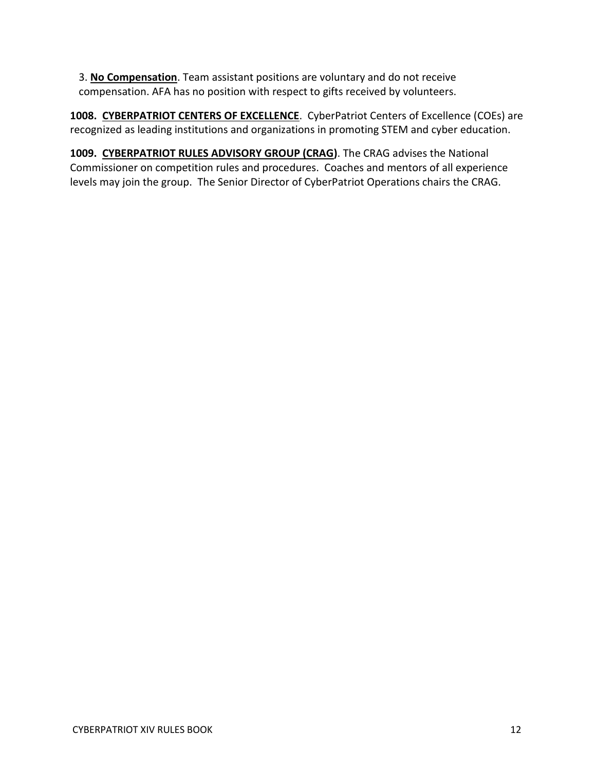3. **No Compensation**. Team assistant positions are voluntary and do not receive compensation. AFA has no position with respect to gifts received by volunteers.

**1008. CYBERPATRIOT CENTERS OF EXCELLENCE**. CyberPatriot Centers of Excellence (COEs) are recognized as leading institutions and organizations in promoting STEM and cyber education.

**1009. CYBERPATRIOT RULES ADVISORY GROUP (CRAG)**. The CRAG advises the National Commissioner on competition rules and procedures. Coaches and mentors of all experience levels may join the group. The Senior Director of CyberPatriot Operations chairs the CRAG.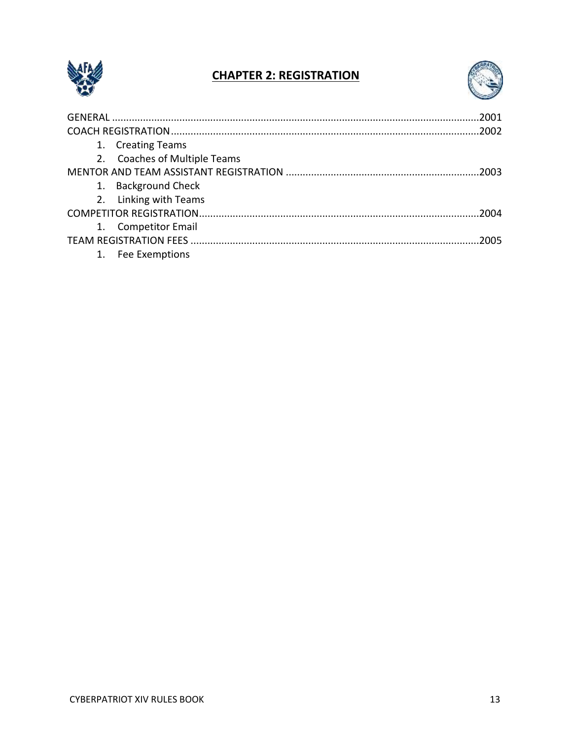# CHAPTER 2: REGISTRATION

GENERAL .......................................................................................................................... 2001

COACH REGISTRATION ...................................................................................................... 2002

1. Creating Teams
2. Coaches of Multiple Teams

MENTOR AND TEAM ASSISTANT REGISTRATION ..................................................................... 2003

1. Background Check
2. Linking with Teams

COMPETITOR REGISTRATION ............................................................................................... 2004

1. Competitor Email

TEAM REGISTRATION FEES .................................................................................................. 2005

1. Fee Exemptions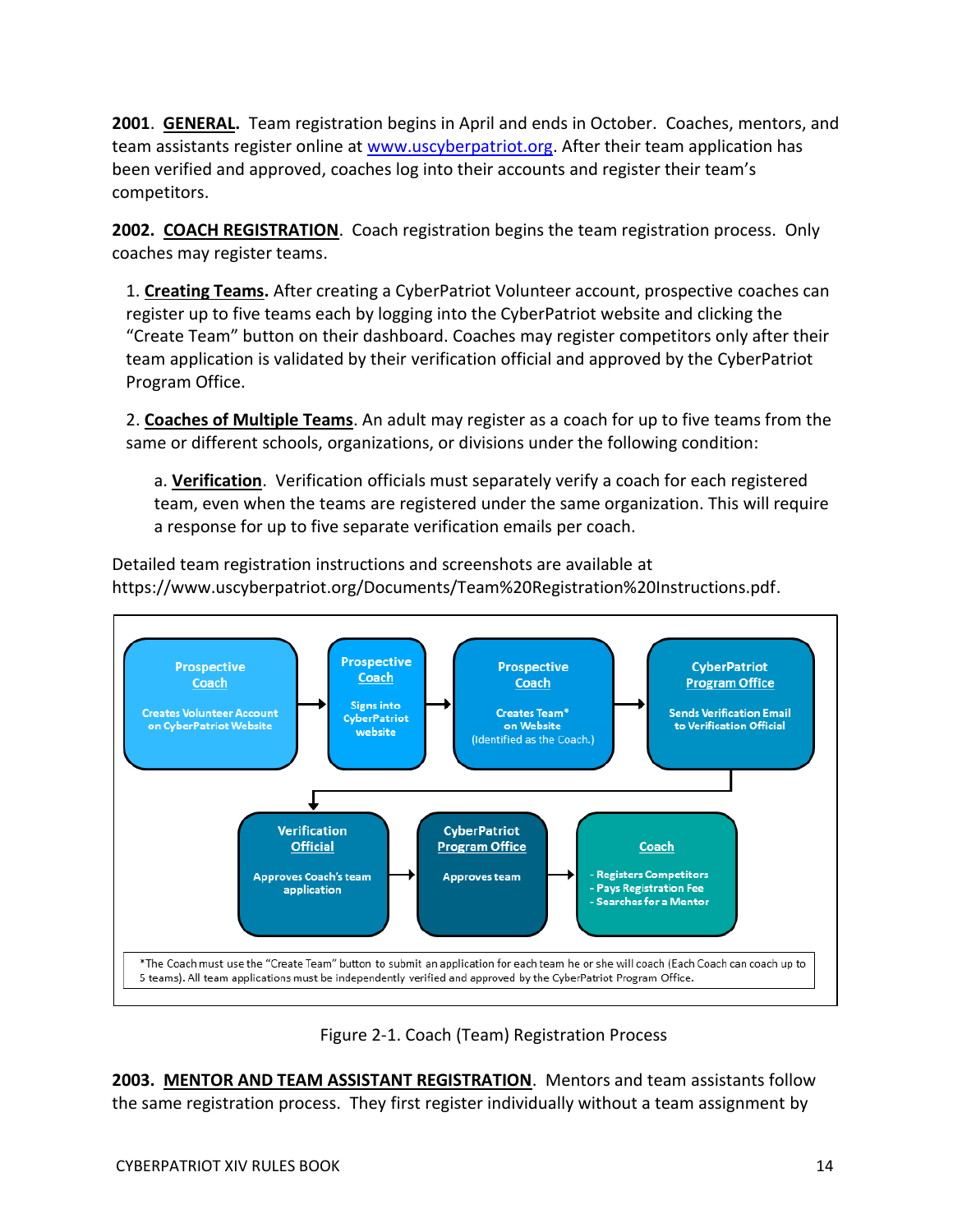**2001**. **GENERAL.** Team registration begins in April and ends in October. Coaches, mentors, and team assistants register online at www.uscyberpatriot.org. After their team application has been verified and approved, coaches log into their accounts and register their team's competitors.

**2002. COACH REGISTRATION**. Coach registration begins the team registration process. Only coaches may register teams.

1. **Creating Teams.** After creating a CyberPatriot Volunteer account, prospective coaches can register up to five teams each by logging into the CyberPatriot website and clicking the "Create Team" button on their dashboard. Coaches may register competitors only after their team application is validated by their verification official and approved by the CyberPatriot Program Office.

2. **Coaches of Multiple Teams**. An adult may register as a coach for up to five teams from the same or different schools, organizations, or divisions under the following condition:

   a. **Verification**. Verification officials must separately verify a coach for each registered team, even when the teams are registered under the same organization. This will require a response for up to five separate verification emails per coach.

Detailed team registration instructions and screenshots are available at https://www.uscyberpatriot.org/Documents/Team%20Registration%20Instructions.pdf.

Prospective Coach — Creates Volunteer Account on CyberPatriot Website → Prospective Coach — Signs into CyberPatriot website → Prospective Coach — Creates Team* on Website (Identified as the Coach.) → CyberPatriot Program Office — Sends Verification Email to Verification Official → Verification Official — Approves Coach's team application → CyberPatriot Program Office — Approves team → Coach — Registers Competitors; Pays Registration Fee; Searches for a Mentor

*The Coach must use the "Create Team" button to submit an application for each team he or she will coach (Each Coach can coach up to 5 teams). All team applications must be independently verified and approved by the CyberPatriot Program Office.

Figure 2-1. Coach (Team) Registration Process

**2003. MENTOR AND TEAM ASSISTANT REGISTRATION**. Mentors and team assistants follow the same registration process. They first register individually without a team assignment by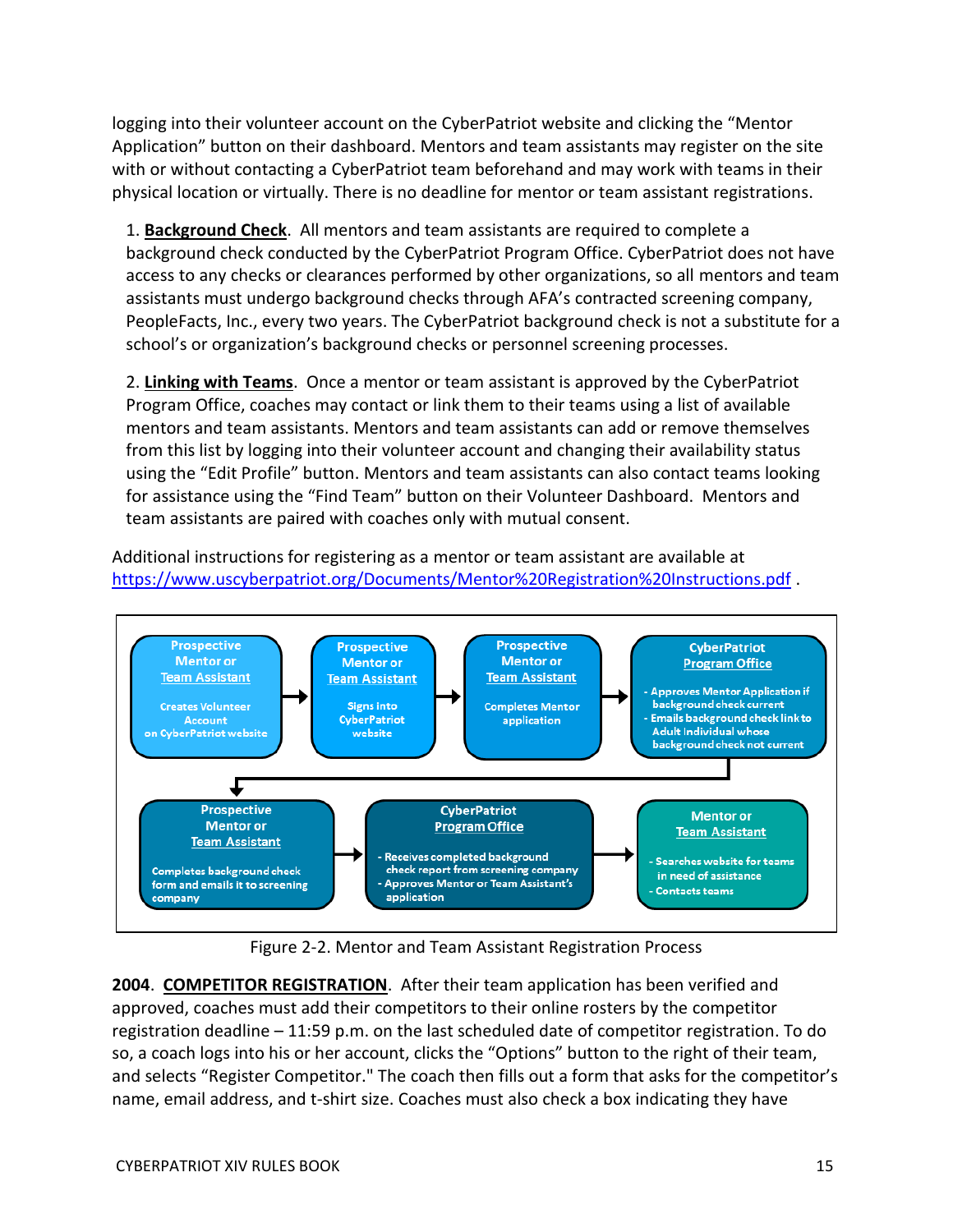logging into their volunteer account on the CyberPatriot website and clicking the "Mentor Application" button on their dashboard. Mentors and team assistants may register on the site with or without contacting a CyberPatriot team beforehand and may work with teams in their physical location or virtually. There is no deadline for mentor or team assistant registrations.

1. **Background Check**. All mentors and team assistants are required to complete a background check conducted by the CyberPatriot Program Office. CyberPatriot does not have access to any checks or clearances performed by other organizations, so all mentors and team assistants must undergo background checks through AFA's contracted screening company, PeopleFacts, Inc., every two years. The CyberPatriot background check is not a substitute for a school's or organization's background checks or personnel screening processes.

2. **Linking with Teams**. Once a mentor or team assistant is approved by the CyberPatriot Program Office, coaches may contact or link them to their teams using a list of available mentors and team assistants. Mentors and team assistants can add or remove themselves from this list by logging into their volunteer account and changing their availability status using the "Edit Profile" button. Mentors and team assistants can also contact teams looking for assistance using the "Find Team" button on their Volunteer Dashboard. Mentors and team assistants are paired with coaches only with mutual consent.

Additional instructions for registering as a mentor or team assistant are available at https://www.uscyberpatriot.org/Documents/Mentor%20Registration%20Instructions.pdf .

Prospective Mentor or Team Assistant — Creates Volunteer Account on CyberPatriot website → Prospective Mentor or Team Assistant — Signs into CyberPatriot website → Prospective Mentor or Team Assistant — Completes Mentor application → CyberPatriot Program Office — Approves Mentor Application if background check current; Emails background check link to Adult Individual whose background check not current → Prospective Mentor or Team Assistant — Completes background check form and emails it to screening company → CyberPatriot Program Office — Receives completed background check report from screening company; Approves Mentor or Team Assistant's application → Mentor or Team Assistant — Searches website for teams in need of assistance; Contacts teams

Figure 2-2. Mentor and Team Assistant Registration Process

**2004**. **COMPETITOR REGISTRATION**. After their team application has been verified and approved, coaches must add their competitors to their online rosters by the competitor registration deadline – 11:59 p.m. on the last scheduled date of competitor registration. To do so, a coach logs into his or her account, clicks the "Options" button to the right of their team, and selects "Register Competitor." The coach then fills out a form that asks for the competitor's name, email address, and t-shirt size. Coaches must also check a box indicating they have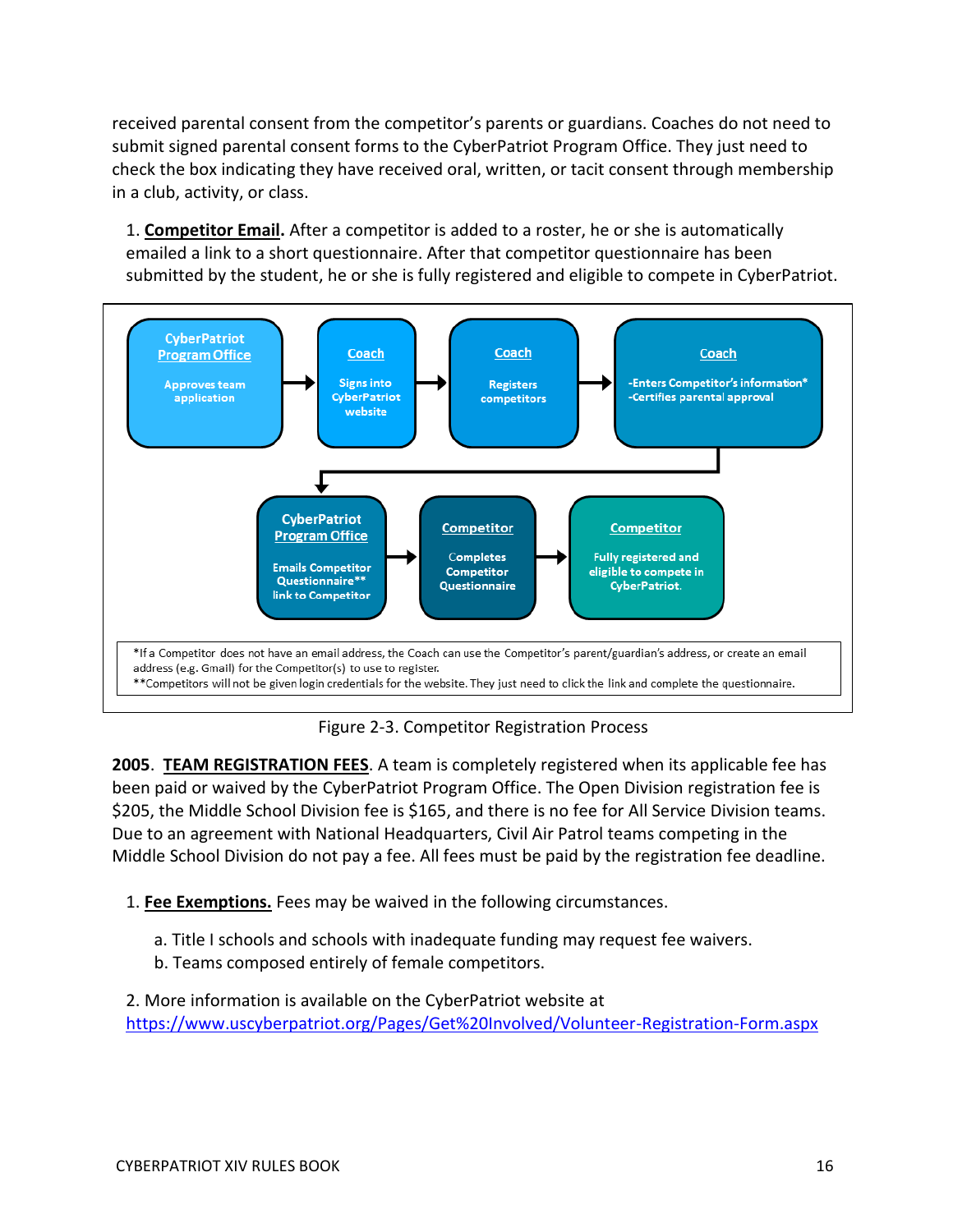received parental consent from the competitor's parents or guardians. Coaches do not need to submit signed parental consent forms to the CyberPatriot Program Office. They just need to check the box indicating they have received oral, written, or tacit consent through membership in a club, activity, or class.

1. **Competitor Email.** After a competitor is added to a roster, he or she is automatically emailed a link to a short questionnaire. After that competitor questionnaire has been submitted by the student, he or she is fully registered and eligible to compete in CyberPatriot.

**CyberPatriot Program Office** – Approves team application → **Coach** – Signs into CyberPatriot website → **Coach** – Registers competitors → **Coach** – -Enters Competitor's information* -Certifies parental approval → **CyberPatriot Program Office** – Emails Competitor Questionnaire** link to Competitor → **Competitor** – Completes Competitor Questionnaire → **Competitor** – Fully registered and eligible to compete in CyberPatriot.

*If a Competitor does not have an email address, the Coach can use the Competitor's parent/guardian's address, or create an email address (e.g. Gmail) for the Competitor(s) to use to register.
**Competitors will not be given login credentials for the website. They just need to click the link and complete the questionnaire.

Figure 2-3. Competitor Registration Process

**2005**. **TEAM REGISTRATION FEES**. A team is completely registered when its applicable fee has been paid or waived by the CyberPatriot Program Office. The Open Division registration fee is $205, the Middle School Division fee is $165, and there is no fee for All Service Division teams. Due to an agreement with National Headquarters, Civil Air Patrol teams competing in the Middle School Division do not pay a fee. All fees must be paid by the registration fee deadline.

1. **Fee Exemptions.** Fees may be waived in the following circumstances.

   a. Title I schools and schools with inadequate funding may request fee waivers.
   b. Teams composed entirely of female competitors.

2. More information is available on the CyberPatriot website at https://www.uscyberpatriot.org/Pages/Get%20Involved/Volunteer-Registration-Form.aspx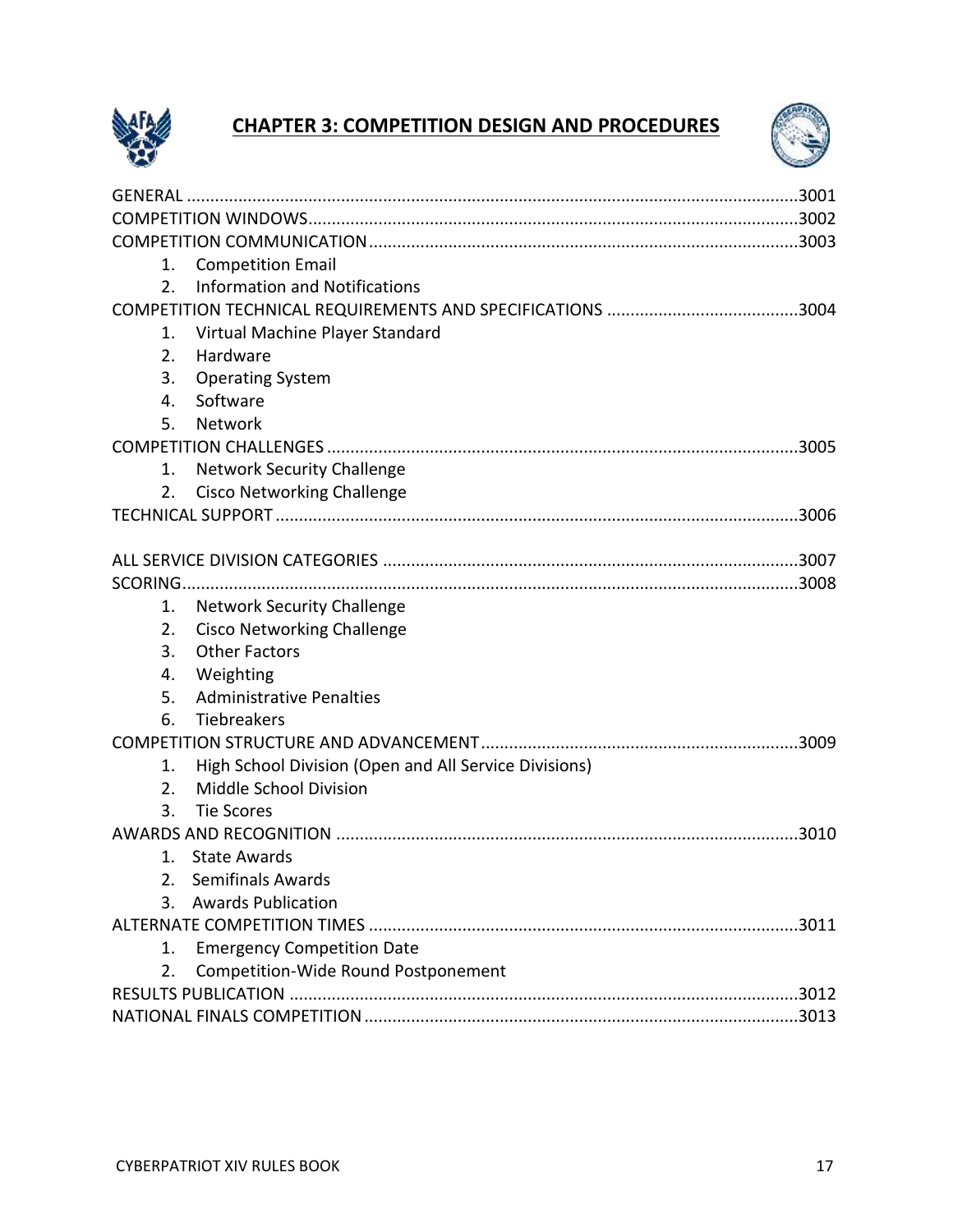# CHAPTER 3: COMPETITION DESIGN AND PROCEDURES

GENERAL ....................................................................................................................3001

COMPETITION WINDOWS........................................................................................3002

COMPETITION COMMUNICATION ............................................................................3003

1. Competition Email
2. Information and Notifications

COMPETITION TECHNICAL REQUIREMENTS AND SPECIFICATIONS .........................................3004

1. Virtual Machine Player Standard
2. Hardware
3. Operating System
4. Software
5. Network

COMPETITION CHALLENGES ....................................................................................3005

1. Network Security Challenge
2. Cisco Networking Challenge

TECHNICAL SUPPORT ................................................................................................3006

ALL SERVICE DIVISION CATEGORIES ........................................................................3007

SCORING.....................................................................................................................3008

1. Network Security Challenge
2. Cisco Networking Challenge
3. Other Factors
4. Weighting
5. Administrative Penalties
6. Tiebreakers

COMPETITION STRUCTURE AND ADVANCEMENT....................................................3009

1. High School Division (Open and All Service Divisions)
2. Middle School Division
3. Tie Scores

AWARDS AND RECOGNITION ..................................................................................3010

1. State Awards
2. Semifinals Awards
3. Awards Publication

ALTERNATE COMPETITION TIMES ............................................................................3011

1. Emergency Competition Date
2. Competition-Wide Round Postponement

RESULTS PUBLICATION ............................................................................................3012

NATIONAL FINALS COMPETITION .............................................................................3013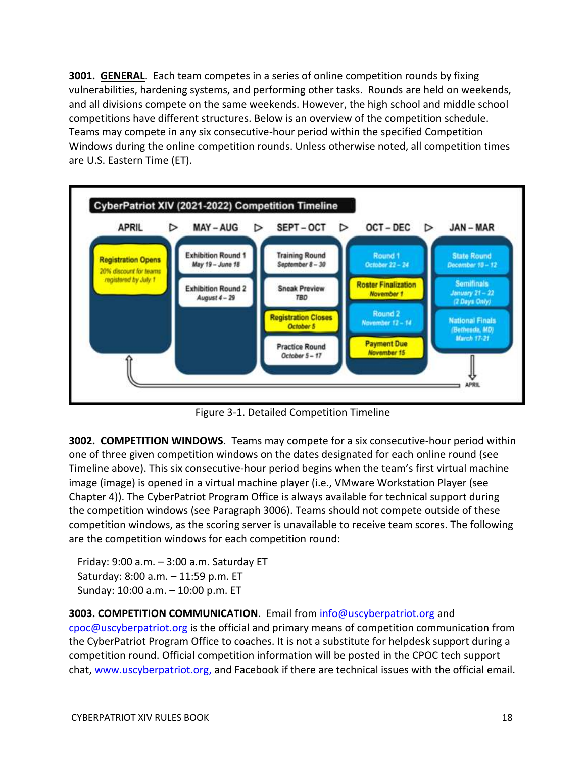**3001. GENERAL**. Each team competes in a series of online competition rounds by fixing vulnerabilities, hardening systems, and performing other tasks. Rounds are held on weekends, and all divisions compete on the same weekends. However, the high school and middle school competitions have different structures. Below is an overview of the competition schedule. Teams may compete in any six consecutive-hour period within the specified Competition Windows during the online competition rounds. Unless otherwise noted, all competition times are U.S. Eastern Time (ET).

**CyberPatriot XIV (2021-2022) Competition Timeline**

| APRIL | MAY – AUG | SEPT – OCT | OCT – DEC | JAN – MAR |
|---|---|---|---|---|
| Registration Opens *20% discount for teams registered by July 1* | Exhibition Round 1 *May 19 – June 18* | Training Round *September 8 – 30* | Round 1 *October 22 – 24* | State Round *December 10 – 12* |
| | Exhibition Round 2 *August 4 – 29* | Sneak Preview *TBD* | Roster Finalization *November 1* | Semifinals *January 21 – 22 (2 Days Only)* |
| | | Registration Closes *October 5* | Round 2 *November 12 – 14* | National Finals *(Bethesda, MD) March 17-21* |
| | | Practice Round *October 5 – 17* | Payment Due *November 15* | |

Figure 3-1. Detailed Competition Timeline

**3002. COMPETITION WINDOWS**. Teams may compete for a six consecutive-hour period within one of three given competition windows on the dates designated for each online round (see Timeline above). This six consecutive-hour period begins when the team's first virtual machine image (image) is opened in a virtual machine player (i.e., VMware Workstation Player (see Chapter 4)). The CyberPatriot Program Office is always available for technical support during the competition windows (see Paragraph 3006). Teams should not compete outside of these competition windows, as the scoring server is unavailable to receive team scores. The following are the competition windows for each competition round:

Friday: 9:00 a.m. – 3:00 a.m. Saturday ET
Saturday: 8:00 a.m. – 11:59 p.m. ET
Sunday: 10:00 a.m. – 10:00 p.m. ET

**3003. COMPETITION COMMUNICATION**. Email from info@uscyberpatriot.org and cpoc@uscyberpatriot.org is the official and primary means of competition communication from the CyberPatriot Program Office to coaches. It is not a substitute for helpdesk support during a competition round. Official competition information will be posted in the CPOC tech support chat, www.uscyberpatriot.org, and Facebook if there are technical issues with the official email.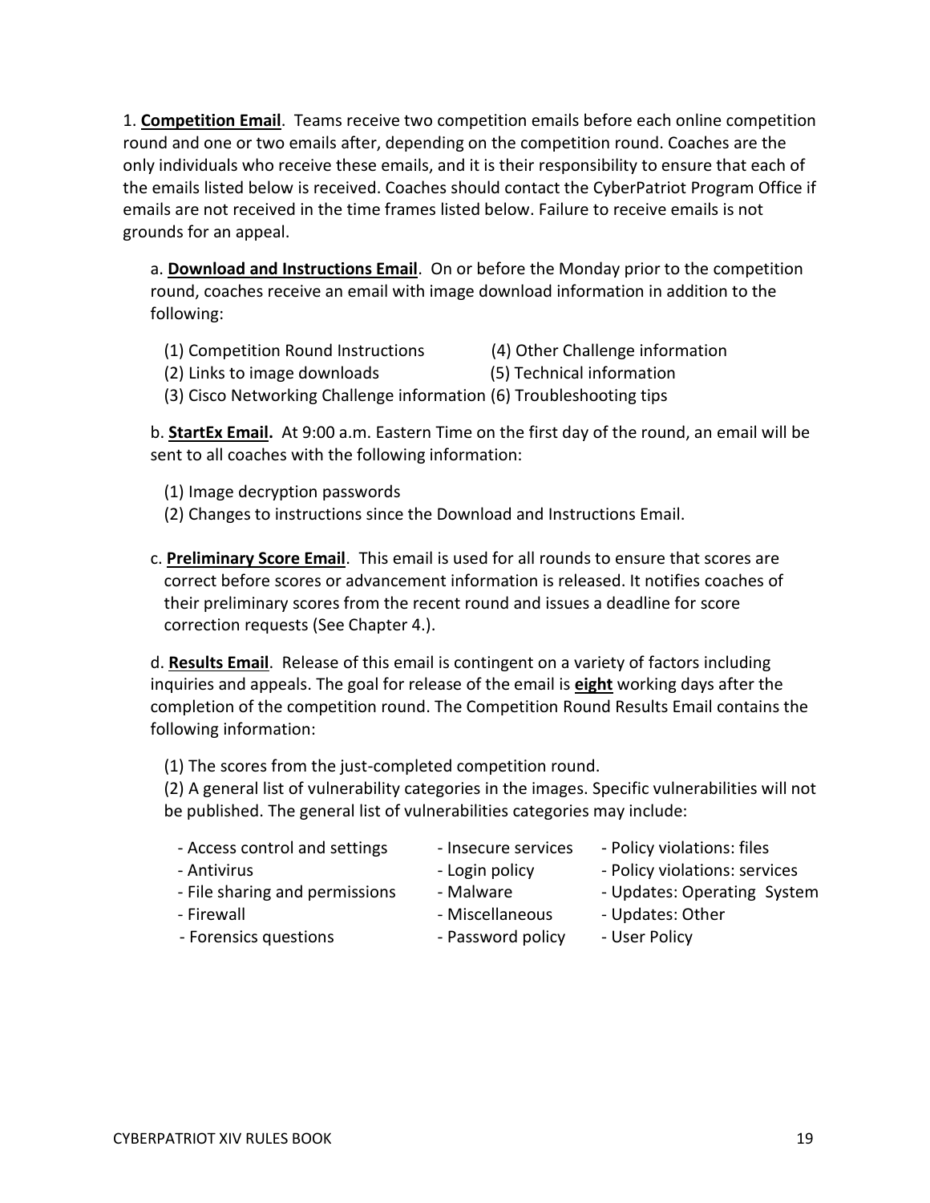1. **Competition Email**. Teams receive two competition emails before each online competition round and one or two emails after, depending on the competition round. Coaches are the only individuals who receive these emails, and it is their responsibility to ensure that each of the emails listed below is received. Coaches should contact the CyberPatriot Program Office if emails are not received in the time frames listed below. Failure to receive emails is not grounds for an appeal.

a. **Download and Instructions Email**. On or before the Monday prior to the competition round, coaches receive an email with image download information in addition to the following:

(1) Competition Round Instructions
(2) Links to image downloads
(3) Cisco Networking Challenge information
(4) Other Challenge information
(5) Technical information
(6) Troubleshooting tips

b. **StartEx Email.** At 9:00 a.m. Eastern Time on the first day of the round, an email will be sent to all coaches with the following information:

(1) Image decryption passwords
(2) Changes to instructions since the Download and Instructions Email.

c. **Preliminary Score Email**. This email is used for all rounds to ensure that scores are correct before scores or advancement information is released. It notifies coaches of their preliminary scores from the recent round and issues a deadline for score correction requests (See Chapter 4.).

d. **Results Email**. Release of this email is contingent on a variety of factors including inquiries and appeals. The goal for release of the email is **eight** working days after the completion of the competition round. The Competition Round Results Email contains the following information:

(1) The scores from the just-completed competition round.
(2) A general list of vulnerability categories in the images. Specific vulnerabilities will not be published. The general list of vulnerabilities categories may include:

- Access control and settings
- Antivirus
- File sharing and permissions
- Firewall
- Forensics questions
- Insecure services
- Login policy
- Malware
- Miscellaneous
- Password policy
- Policy violations: files
- Policy violations: services
- Updates: Operating System
- Updates: Other
- User Policy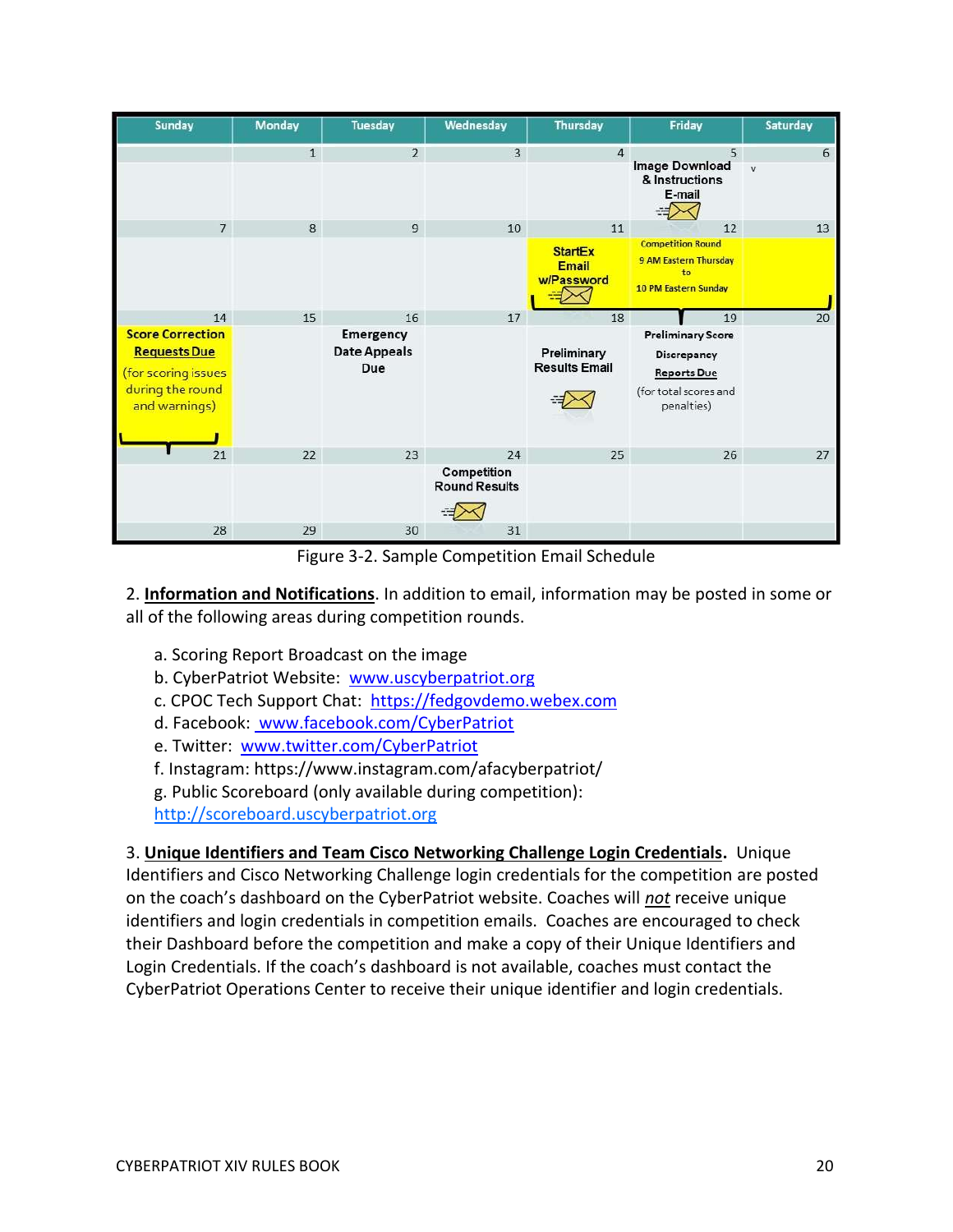| Sunday | Monday | Tuesday | Wednesday | Thursday | Friday | Saturday |
|---|---|---|---|---|---|---|
| | 1 | 2 | 3 | 4 | 5 Image Download & Instructions E-mail | 6 |
| 7 | 8 | 9 | 10 | 11 StartEx Email w/Password | 12 Competition Round 9 AM Eastern Thursday to 10 PM Eastern Sunday | 13 |
| 14 Score Correction Requests Due (for scoring issues during the round and warnings) | 15 | 16 Emergency Date Appeals Due | 17 | 18 Preliminary Results Email | 19 Preliminary Score Discrepancy Reports Due (for total scores and penalties) | 20 |
| 21 | 22 | 23 | 24 Competition Round Results | 25 | 26 | 27 |
| 28 | 29 | 30 | 31 | | | |

Figure 3-2. Sample Competition Email Schedule

2. **Information and Notifications**. In addition to email, information may be posted in some or all of the following areas during competition rounds.

a. Scoring Report Broadcast on the image
b. CyberPatriot Website: www.uscyberpatriot.org
c. CPOC Tech Support Chat: https://fedgovdemo.webex.com
d. Facebook: www.facebook.com/CyberPatriot
e. Twitter: www.twitter.com/CyberPatriot
f. Instagram: https://www.instagram.com/afacyberpatriot/
g. Public Scoreboard (only available during competition): http://scoreboard.uscyberpatriot.org

3. **Unique Identifiers and Team Cisco Networking Challenge Login Credentials.** Unique Identifiers and Cisco Networking Challenge login credentials for the competition are posted on the coach's dashboard on the CyberPatriot website. Coaches will *not* receive unique identifiers and login credentials in competition emails. Coaches are encouraged to check their Dashboard before the competition and make a copy of their Unique Identifiers and Login Credentials. If the coach's dashboard is not available, coaches must contact the CyberPatriot Operations Center to receive their unique identifier and login credentials.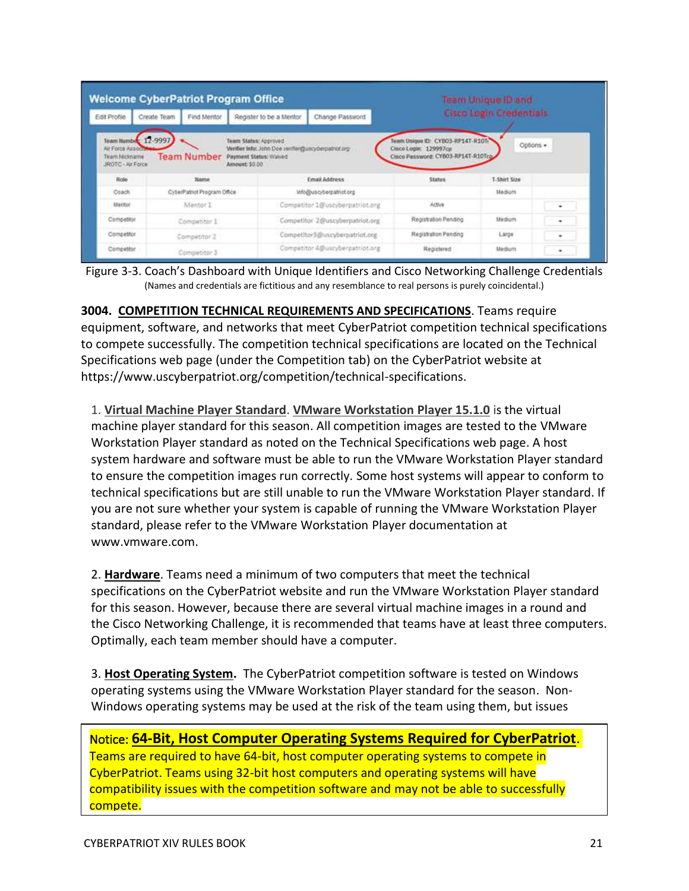Figure 3-3. Coach's Dashboard with Unique Identifiers and Cisco Networking Challenge Credentials
(Names and credentials are fictitious and any resemblance to real persons is purely coincidental.)

**3004. COMPETITION TECHNICAL REQUIREMENTS AND SPECIFICATIONS**. Teams require equipment, software, and networks that meet CyberPatriot competition technical specifications to compete successfully. The competition technical specifications are located on the Technical Specifications web page (under the Competition tab) on the CyberPatriot website at https://www.uscyberpatriot.org/competition/technical-specifications.

1. **Virtual Machine Player Standard**. **VMware Workstation Player 15.1.0** is the virtual machine player standard for this season. All competition images are tested to the VMware Workstation Player standard as noted on the Technical Specifications web page. A host system hardware and software must be able to run the VMware Workstation Player standard to ensure the competition images run correctly. Some host systems will appear to conform to technical specifications but are still unable to run the VMware Workstation Player standard. If you are not sure whether your system is capable of running the VMware Workstation Player standard, please refer to the VMware Workstation Player documentation at www.vmware.com.

2. **Hardware**. Teams need a minimum of two computers that meet the technical specifications on the CyberPatriot website and run the VMware Workstation Player standard for this season. However, because there are several virtual machine images in a round and the Cisco Networking Challenge, it is recommended that teams have at least three computers. Optimally, each team member should have a computer.

3. **Host Operating System.** The CyberPatriot competition software is tested on Windows operating systems using the VMware Workstation Player standard for the season. Non-Windows operating systems may be used at the risk of the team using them, but issues

> Notice: **64-Bit, Host Computer Operating Systems Required for CyberPatriot**. Teams are required to have 64-bit, host computer operating systems to compete in CyberPatriot. Teams using 32-bit host computers and operating systems will have compatibility issues with the competition software and may not be able to successfully compete.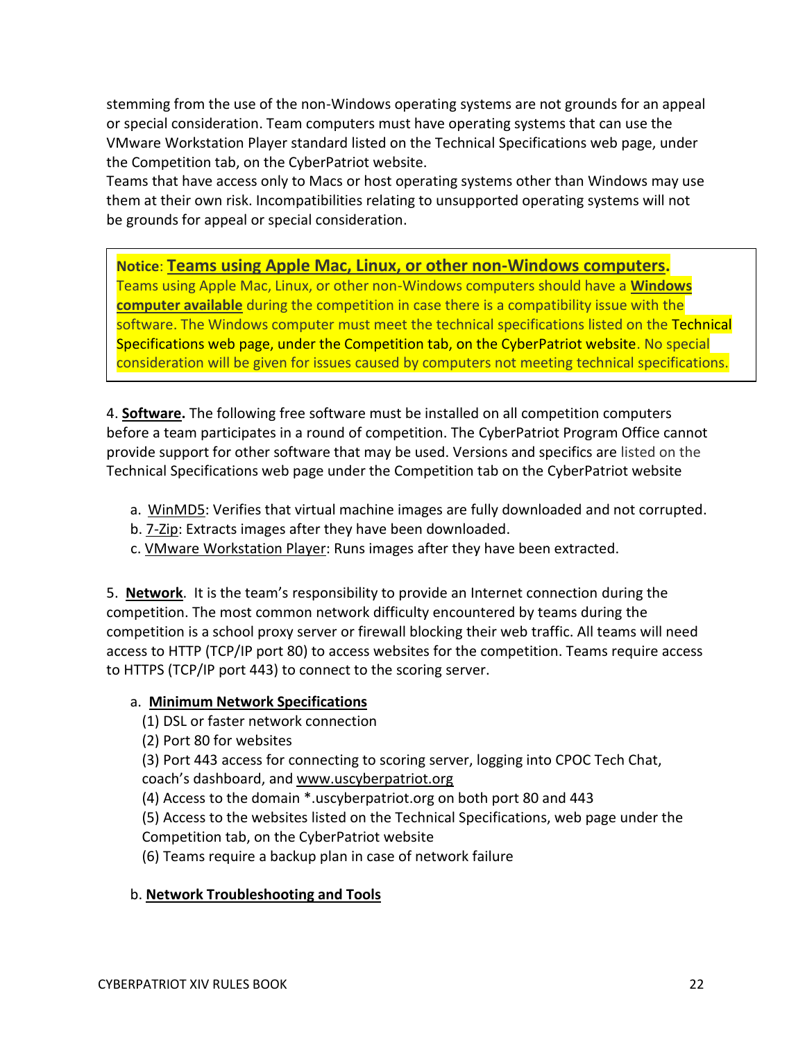stemming from the use of the non-Windows operating systems are not grounds for an appeal or special consideration. Team computers must have operating systems that can use the VMware Workstation Player standard listed on the Technical Specifications web page, under the Competition tab, on the CyberPatriot website.
Teams that have access only to Macs or host operating systems other than Windows may use them at their own risk. Incompatibilities relating to unsupported operating systems will not be grounds for appeal or special consideration.

> **Notice**: **Teams using Apple Mac, Linux, or other non-Windows computers.**
> Teams using Apple Mac, Linux, or other non-Windows computers should have a **Windows computer available** during the competition in case there is a compatibility issue with the software. The Windows computer must meet the technical specifications listed on the Technical Specifications web page, under the Competition tab, on the CyberPatriot website. No special consideration will be given for issues caused by computers not meeting technical specifications.

4. **Software.** The following free software must be installed on all competition computers before a team participates in a round of competition. The CyberPatriot Program Office cannot provide support for other software that may be used. Versions and specifics are listed on the Technical Specifications web page under the Competition tab on the CyberPatriot website

a. WinMD5: Verifies that virtual machine images are fully downloaded and not corrupted.
b. 7-Zip: Extracts images after they have been downloaded.
c. VMware Workstation Player: Runs images after they have been extracted.

5. **Network**. It is the team's responsibility to provide an Internet connection during the competition. The most common network difficulty encountered by teams during the competition is a school proxy server or firewall blocking their web traffic. All teams will need access to HTTP (TCP/IP port 80) to access websites for the competition. Teams require access to HTTPS (TCP/IP port 443) to connect to the scoring server.

a. **Minimum Network Specifications**

(1) DSL or faster network connection
(2) Port 80 for websites
(3) Port 443 access for connecting to scoring server, logging into CPOC Tech Chat, coach's dashboard, and www.uscyberpatriot.org
(4) Access to the domain *.uscyberpatriot.org on both port 80 and 443
(5) Access to the websites listed on the Technical Specifications, web page under the Competition tab, on the CyberPatriot website
(6) Teams require a backup plan in case of network failure

b. **Network Troubleshooting and Tools**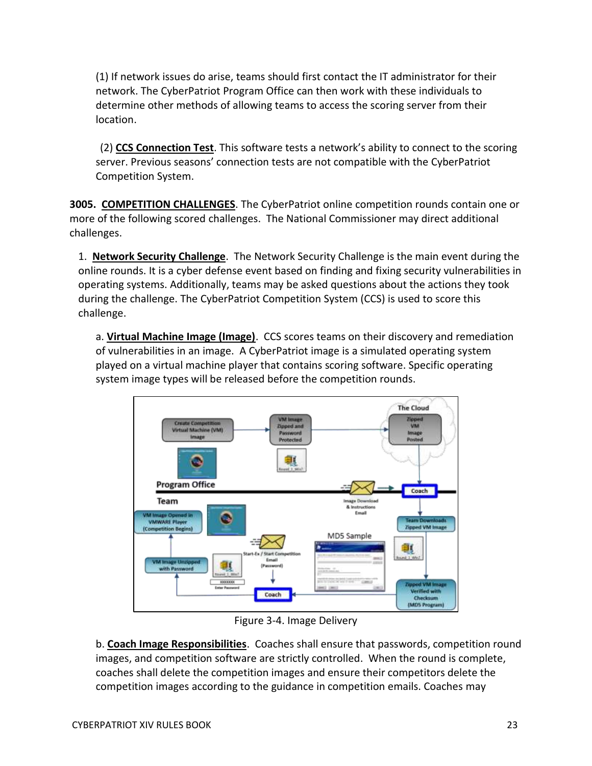(1) If network issues do arise, teams should first contact the IT administrator for their network. The CyberPatriot Program Office can then work with these individuals to determine other methods of allowing teams to access the scoring server from their location.

(2) **CCS Connection Test**. This software tests a network's ability to connect to the scoring server. Previous seasons' connection tests are not compatible with the CyberPatriot Competition System.

**3005. COMPETITION CHALLENGES**. The CyberPatriot online competition rounds contain one or more of the following scored challenges. The National Commissioner may direct additional challenges.

1. **Network Security Challenge**. The Network Security Challenge is the main event during the online rounds. It is a cyber defense event based on finding and fixing security vulnerabilities in operating systems. Additionally, teams may be asked questions about the actions they took during the challenge. The CyberPatriot Competition System (CCS) is used to score this challenge.

a. **Virtual Machine Image (Image)**. CCS scores teams on their discovery and remediation of vulnerabilities in an image. A CyberPatriot image is a simulated operating system played on a virtual machine player that contains scoring software. Specific operating system image types will be released before the competition rounds.

Figure 3-4. Image Delivery

b. **Coach Image Responsibilities**. Coaches shall ensure that passwords, competition round images, and competition software are strictly controlled. When the round is complete, coaches shall delete the competition images and ensure their competitors delete the competition images according to the guidance in competition emails. Coaches may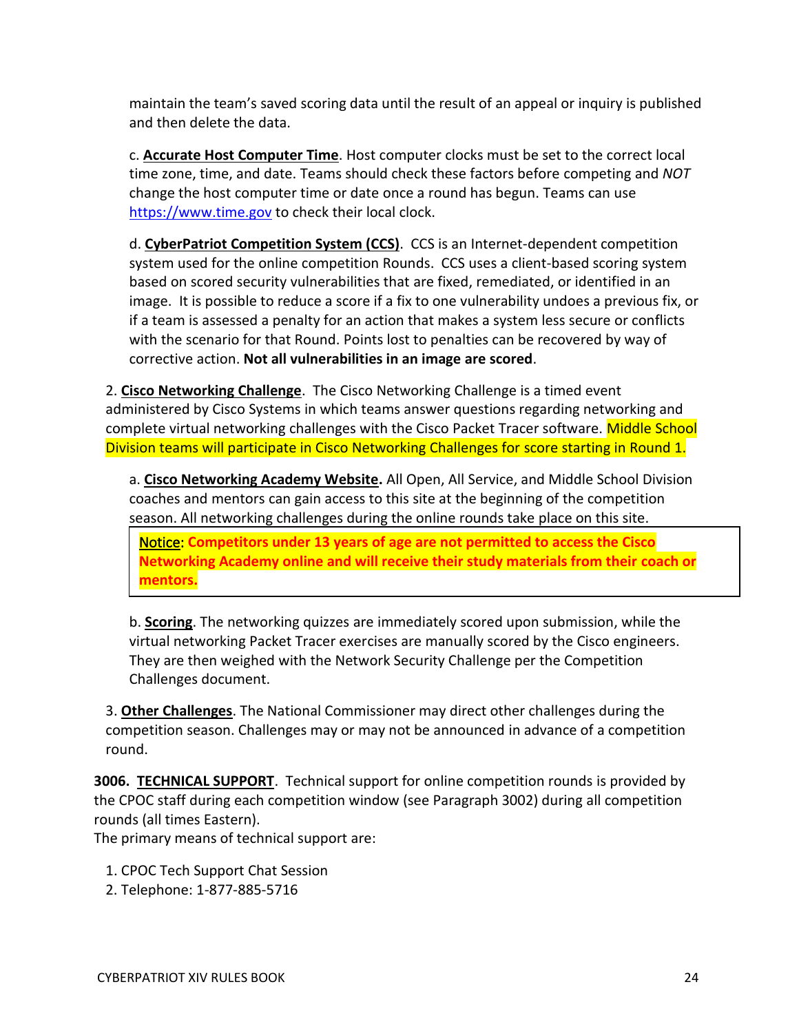maintain the team's saved scoring data until the result of an appeal or inquiry is published and then delete the data.

c. **Accurate Host Computer Time**. Host computer clocks must be set to the correct local time zone, time, and date. Teams should check these factors before competing and *NOT* change the host computer time or date once a round has begun. Teams can use https://www.time.gov to check their local clock.

d. **CyberPatriot Competition System (CCS)**. CCS is an Internet-dependent competition system used for the online competition Rounds. CCS uses a client-based scoring system based on scored security vulnerabilities that are fixed, remediated, or identified in an image. It is possible to reduce a score if a fix to one vulnerability undoes a previous fix, or if a team is assessed a penalty for an action that makes a system less secure or conflicts with the scenario for that Round. Points lost to penalties can be recovered by way of corrective action. **Not all vulnerabilities in an image are scored**.

2. **Cisco Networking Challenge**. The Cisco Networking Challenge is a timed event administered by Cisco Systems in which teams answer questions regarding networking and complete virtual networking challenges with the Cisco Packet Tracer software. Middle School Division teams will participate in Cisco Networking Challenges for score starting in Round 1.

a. **Cisco Networking Academy Website.** All Open, All Service, and Middle School Division coaches and mentors can gain access to this site at the beginning of the competition season. All networking challenges during the online rounds take place on this site.

> Notice: **Competitors under 13 years of age are not permitted to access the Cisco Networking Academy online and will receive their study materials from their coach or mentors.**

b. **Scoring**. The networking quizzes are immediately scored upon submission, while the virtual networking Packet Tracer exercises are manually scored by the Cisco engineers. They are then weighed with the Network Security Challenge per the Competition Challenges document.

3. **Other Challenges**. The National Commissioner may direct other challenges during the competition season. Challenges may or may not be announced in advance of a competition round.

**3006. TECHNICAL SUPPORT**. Technical support for online competition rounds is provided by the CPOC staff during each competition window (see Paragraph 3002) during all competition rounds (all times Eastern).

The primary means of technical support are:

1. CPOC Tech Support Chat Session
2. Telephone: 1-877-885-5716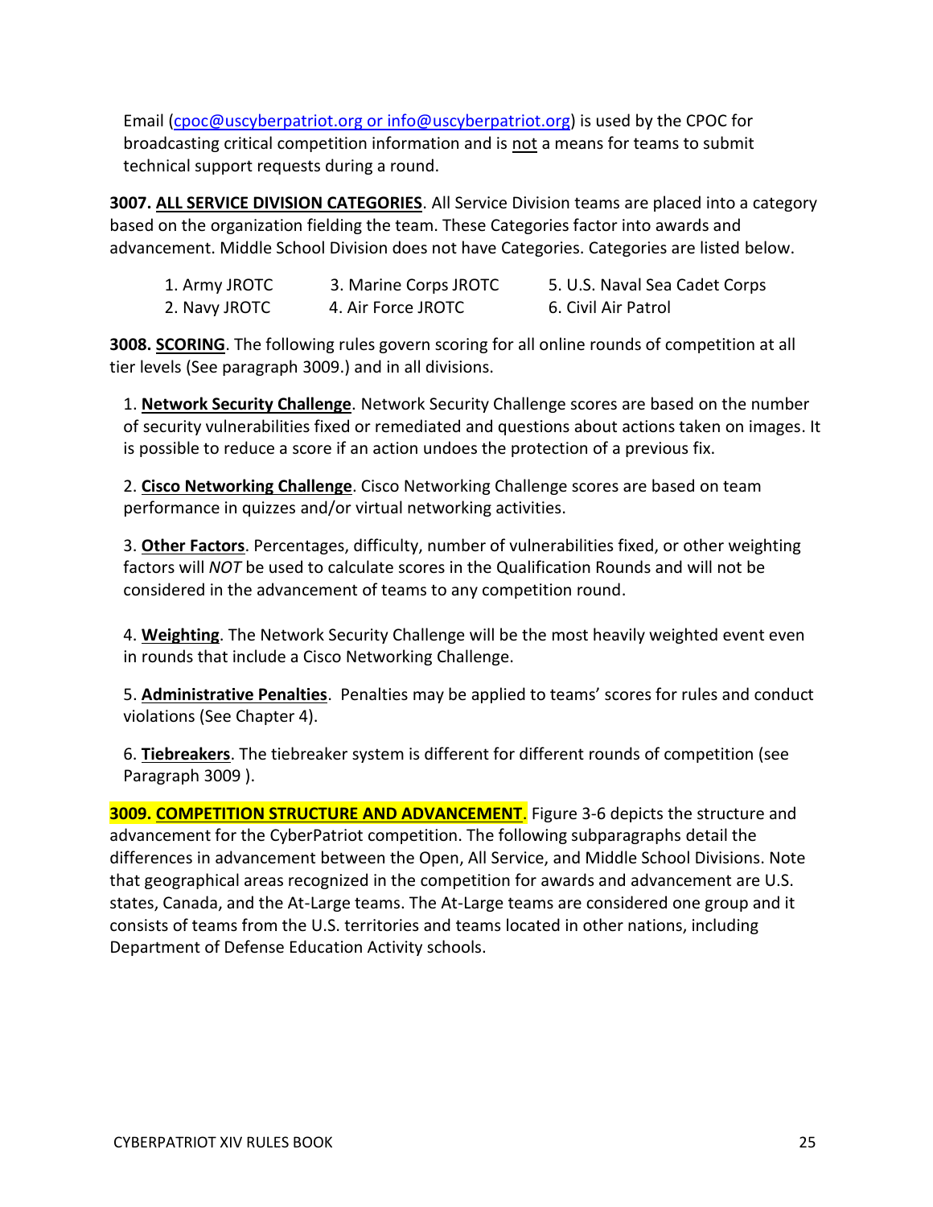Email (cpoc@uscyberpatriot.org or info@uscyberpatriot.org) is used by the CPOC for broadcasting critical competition information and is not a means for teams to submit technical support requests during a round.

**3007. ALL SERVICE DIVISION CATEGORIES**. All Service Division teams are placed into a category based on the organization fielding the team. These Categories factor into awards and advancement. Middle School Division does not have Categories. Categories are listed below.

1. Army JROTC
2. Navy JROTC
3. Marine Corps JROTC
4. Air Force JROTC
5. U.S. Naval Sea Cadet Corps
6. Civil Air Patrol

**3008. SCORING**. The following rules govern scoring for all online rounds of competition at all tier levels (See paragraph 3009.) and in all divisions.

1. **Network Security Challenge**. Network Security Challenge scores are based on the number of security vulnerabilities fixed or remediated and questions about actions taken on images. It is possible to reduce a score if an action undoes the protection of a previous fix.

2. **Cisco Networking Challenge**. Cisco Networking Challenge scores are based on team performance in quizzes and/or virtual networking activities.

3. **Other Factors**. Percentages, difficulty, number of vulnerabilities fixed, or other weighting factors will *NOT* be used to calculate scores in the Qualification Rounds and will not be considered in the advancement of teams to any competition round.

4. **Weighting**. The Network Security Challenge will be the most heavily weighted event even in rounds that include a Cisco Networking Challenge.

5. **Administrative Penalties**. Penalties may be applied to teams' scores for rules and conduct violations (See Chapter 4).

6. **Tiebreakers**. The tiebreaker system is different for different rounds of competition (see Paragraph 3009 ).

**3009. COMPETITION STRUCTURE AND ADVANCEMENT**. Figure 3-6 depicts the structure and advancement for the CyberPatriot competition. The following subparagraphs detail the differences in advancement between the Open, All Service, and Middle School Divisions. Note that geographical areas recognized in the competition for awards and advancement are U.S. states, Canada, and the At-Large teams. The At-Large teams are considered one group and it consists of teams from the U.S. territories and teams located in other nations, including Department of Defense Education Activity schools.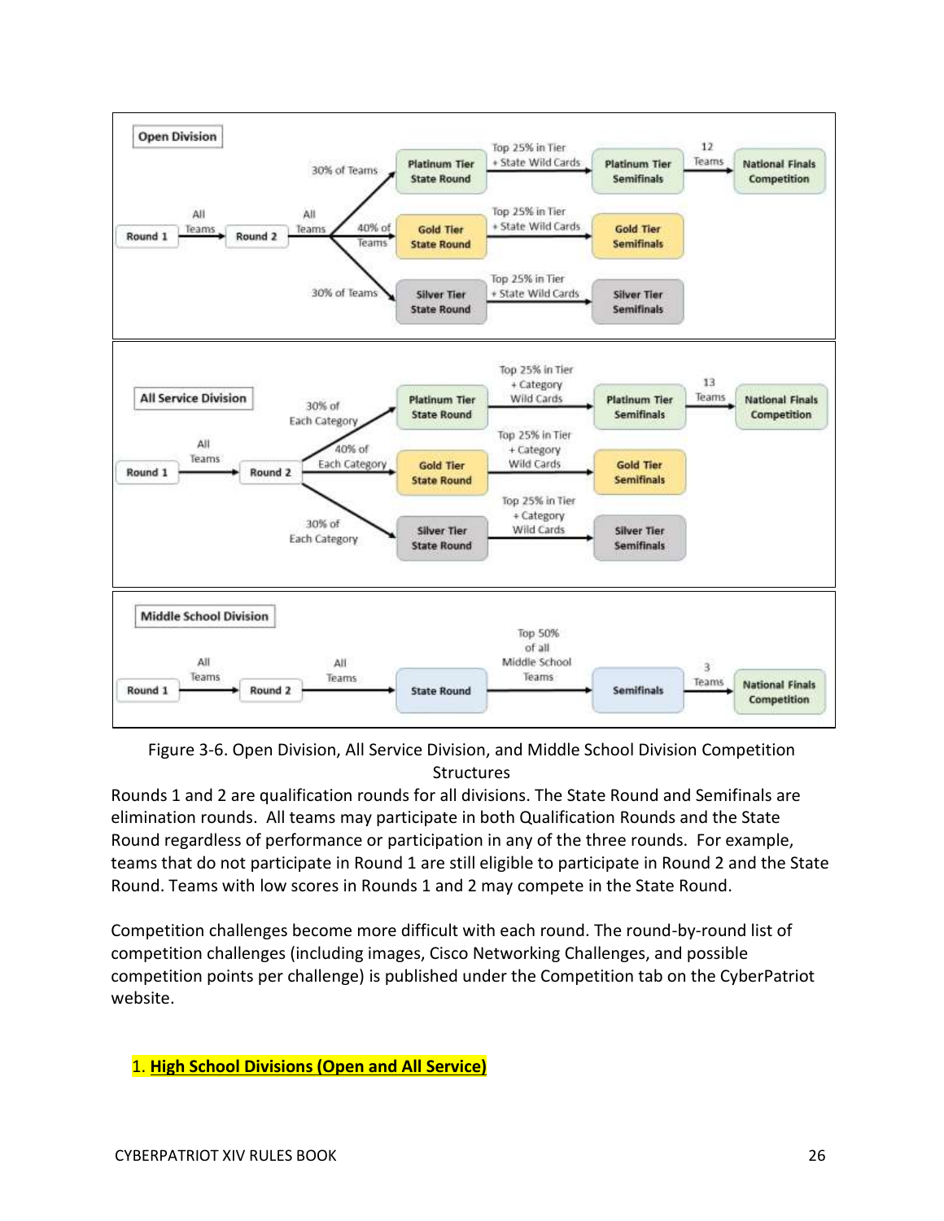Figure 3-6. Open Division, All Service Division, and Middle School Division Competition Structures

Rounds 1 and 2 are qualification rounds for all divisions. The State Round and Semifinals are elimination rounds. All teams may participate in both Qualification Rounds and the State Round regardless of performance or participation in any of the three rounds. For example, teams that do not participate in Round 1 are still eligible to participate in Round 2 and the State Round. Teams with low scores in Rounds 1 and 2 may compete in the State Round.

Competition challenges become more difficult with each round. The round-by-round list of competition challenges (including images, Cisco Networking Challenges, and possible competition points per challenge) is published under the Competition tab on the CyberPatriot website.

## 1. High School Divisions (Open and All Service)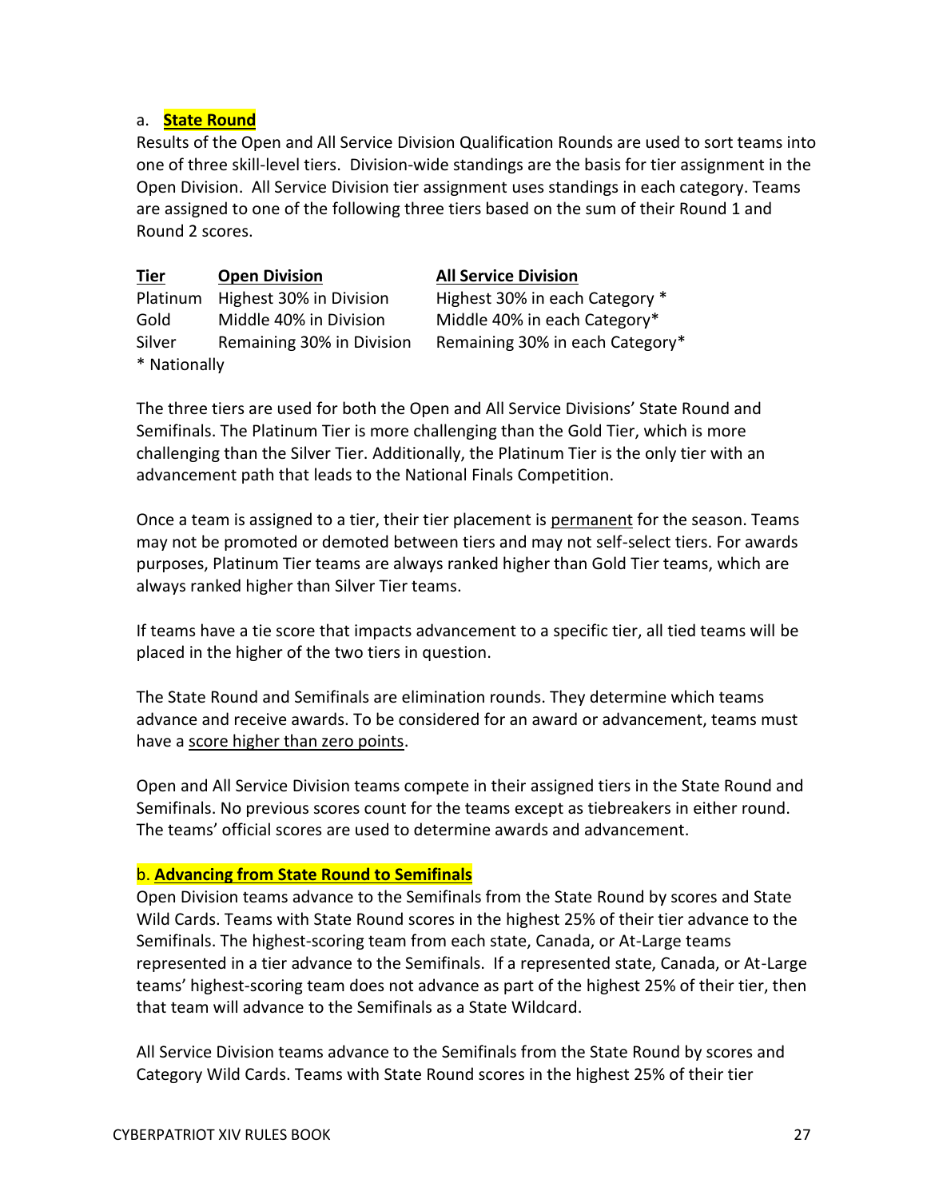a. **State Round**

Results of the Open and All Service Division Qualification Rounds are used to sort teams into one of three skill-level tiers. Division-wide standings are the basis for tier assignment in the Open Division. All Service Division tier assignment uses standings in each category. Teams are assigned to one of the following three tiers based on the sum of their Round 1 and Round 2 scores.

| Tier | Open Division | All Service Division |
|---|---|---|
| Platinum | Highest 30% in Division | Highest 30% in each Category * |
| Gold | Middle 40% in Division | Middle 40% in each Category* |
| Silver | Remaining 30% in Division | Remaining 30% in each Category* |

* Nationally

The three tiers are used for both the Open and All Service Divisions' State Round and Semifinals. The Platinum Tier is more challenging than the Gold Tier, which is more challenging than the Silver Tier. Additionally, the Platinum Tier is the only tier with an advancement path that leads to the National Finals Competition.

Once a team is assigned to a tier, their tier placement is permanent for the season. Teams may not be promoted or demoted between tiers and may not self-select tiers. For awards purposes, Platinum Tier teams are always ranked higher than Gold Tier teams, which are always ranked higher than Silver Tier teams.

If teams have a tie score that impacts advancement to a specific tier, all tied teams will be placed in the higher of the two tiers in question.

The State Round and Semifinals are elimination rounds. They determine which teams advance and receive awards. To be considered for an award or advancement, teams must have a score higher than zero points.

Open and All Service Division teams compete in their assigned tiers in the State Round and Semifinals. No previous scores count for the teams except as tiebreakers in either round. The teams' official scores are used to determine awards and advancement.

b. **Advancing from State Round to Semifinals**

Open Division teams advance to the Semifinals from the State Round by scores and State Wild Cards. Teams with State Round scores in the highest 25% of their tier advance to the Semifinals. The highest-scoring team from each state, Canada, or At-Large teams represented in a tier advance to the Semifinals. If a represented state, Canada, or At-Large teams' highest-scoring team does not advance as part of the highest 25% of their tier, then that team will advance to the Semifinals as a State Wildcard.

All Service Division teams advance to the Semifinals from the State Round by scores and Category Wild Cards. Teams with State Round scores in the highest 25% of their tier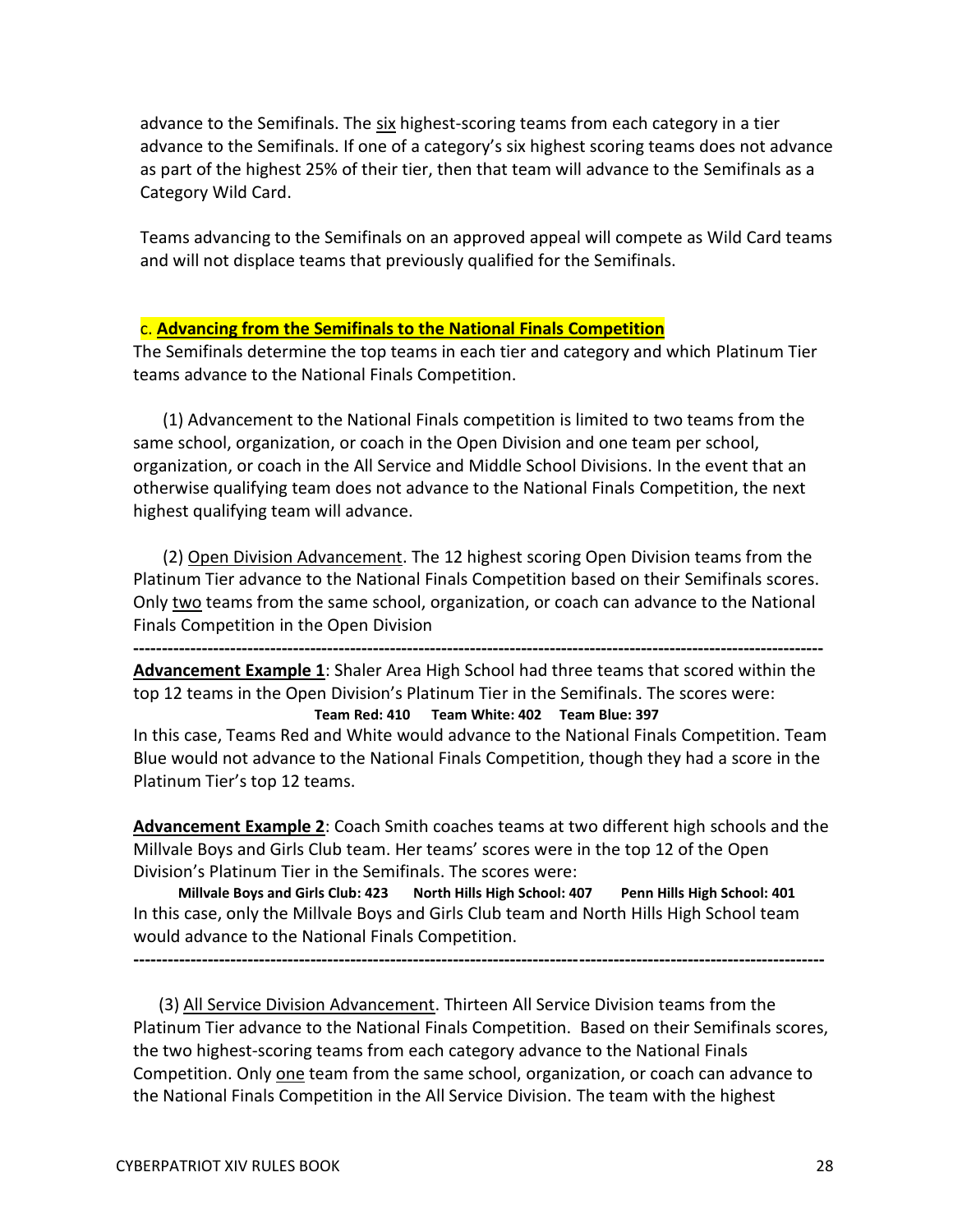advance to the Semifinals. The six highest-scoring teams from each category in a tier advance to the Semifinals. If one of a category's six highest scoring teams does not advance as part of the highest 25% of their tier, then that team will advance to the Semifinals as a Category Wild Card.

Teams advancing to the Semifinals on an approved appeal will compete as Wild Card teams and will not displace teams that previously qualified for the Semifinals.

### c. **Advancing from the Semifinals to the National Finals Competition**

The Semifinals determine the top teams in each tier and category and which Platinum Tier teams advance to the National Finals Competition.

(1) Advancement to the National Finals competition is limited to two teams from the same school, organization, or coach in the Open Division and one team per school, organization, or coach in the All Service and Middle School Divisions. In the event that an otherwise qualifying team does not advance to the National Finals Competition, the next highest qualifying team will advance.

(2) Open Division Advancement. The 12 highest scoring Open Division teams from the Platinum Tier advance to the National Finals Competition based on their Semifinals scores. Only two teams from the same school, organization, or coach can advance to the National Finals Competition in the Open Division

---

**Advancement Example 1**: Shaler Area High School had three teams that scored within the top 12 teams in the Open Division's Platinum Tier in the Semifinals. The scores were:

**Team Red: 410 Team White: 402 Team Blue: 397**

In this case, Teams Red and White would advance to the National Finals Competition. Team Blue would not advance to the National Finals Competition, though they had a score in the Platinum Tier's top 12 teams.

**Advancement Example 2**: Coach Smith coaches teams at two different high schools and the Millvale Boys and Girls Club team. Her teams' scores were in the top 12 of the Open Division's Platinum Tier in the Semifinals. The scores were:

**Millvale Boys and Girls Club: 423 North Hills High School: 407 Penn Hills High School: 401**

In this case, only the Millvale Boys and Girls Club team and North Hills High School team would advance to the National Finals Competition.

---

(3) All Service Division Advancement. Thirteen All Service Division teams from the Platinum Tier advance to the National Finals Competition. Based on their Semifinals scores, the two highest-scoring teams from each category advance to the National Finals Competition. Only one team from the same school, organization, or coach can advance to the National Finals Competition in the All Service Division. The team with the highest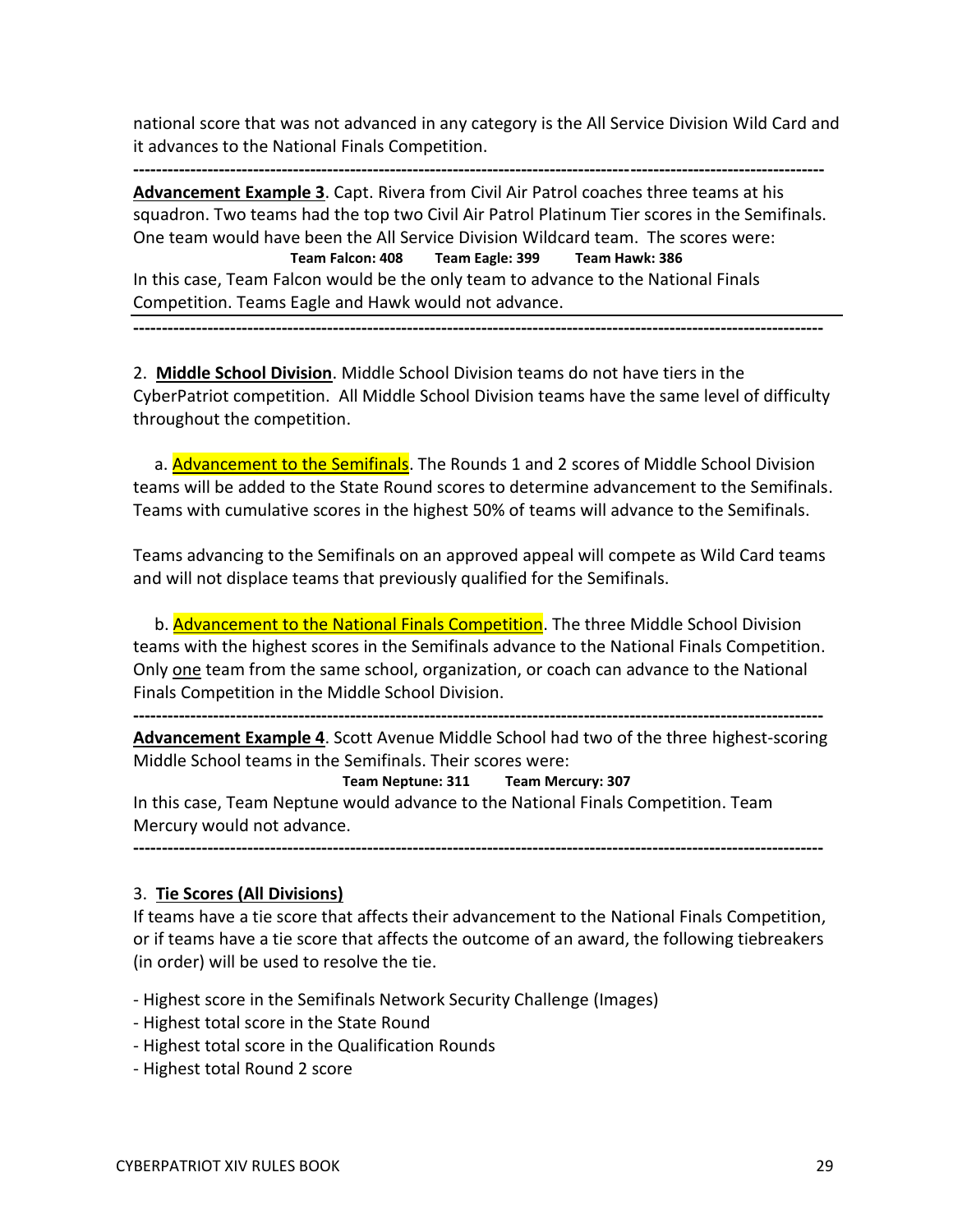national score that was not advanced in any category is the All Service Division Wild Card and it advances to the National Finals Competition.

---

**Advancement Example 3**. Capt. Rivera from Civil Air Patrol coaches three teams at his squadron. Two teams had the top two Civil Air Patrol Platinum Tier scores in the Semifinals. One team would have been the All Service Division Wildcard team. The scores were:

**Team Falcon: 408 Team Eagle: 399 Team Hawk: 386**

In this case, Team Falcon would be the only team to advance to the National Finals Competition. Teams Eagle and Hawk would not advance.

---

2. **Middle School Division**. Middle School Division teams do not have tiers in the CyberPatriot competition. All Middle School Division teams have the same level of difficulty throughout the competition.

a. Advancement to the Semifinals. The Rounds 1 and 2 scores of Middle School Division teams will be added to the State Round scores to determine advancement to the Semifinals. Teams with cumulative scores in the highest 50% of teams will advance to the Semifinals.

Teams advancing to the Semifinals on an approved appeal will compete as Wild Card teams and will not displace teams that previously qualified for the Semifinals.

b. Advancement to the National Finals Competition. The three Middle School Division teams with the highest scores in the Semifinals advance to the National Finals Competition. Only one team from the same school, organization, or coach can advance to the National Finals Competition in the Middle School Division.

---

**Advancement Example 4**. Scott Avenue Middle School had two of the three highest-scoring Middle School teams in the Semifinals. Their scores were:

**Team Neptune: 311 Team Mercury: 307**

In this case, Team Neptune would advance to the National Finals Competition. Team Mercury would not advance.

---

3. **Tie Scores (All Divisions)**

If teams have a tie score that affects their advancement to the National Finals Competition, or if teams have a tie score that affects the outcome of an award, the following tiebreakers (in order) will be used to resolve the tie.

- Highest score in the Semifinals Network Security Challenge (Images)
- Highest total score in the State Round
- Highest total score in the Qualification Rounds
- Highest total Round 2 score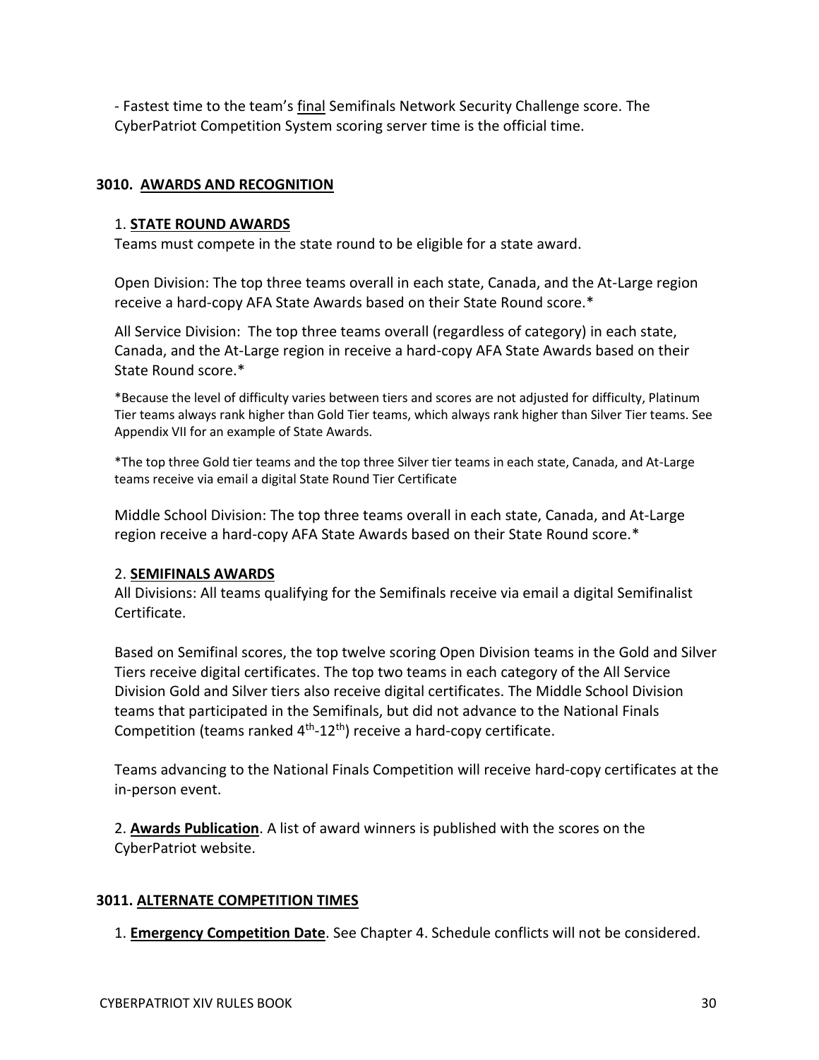- Fastest time to the team's final Semifinals Network Security Challenge score. The CyberPatriot Competition System scoring server time is the official time.

### 3010. AWARDS AND RECOGNITION

1. **STATE ROUND AWARDS**
Teams must compete in the state round to be eligible for a state award.

Open Division: The top three teams overall in each state, Canada, and the At-Large region receive a hard-copy AFA State Awards based on their State Round score.*

All Service Division: The top three teams overall (regardless of category) in each state, Canada, and the At-Large region in receive a hard-copy AFA State Awards based on their State Round score.*

*Because the level of difficulty varies between tiers and scores are not adjusted for difficulty, Platinum Tier teams always rank higher than Gold Tier teams, which always rank higher than Silver Tier teams. See Appendix VII for an example of State Awards.

*The top three Gold tier teams and the top three Silver tier teams in each state, Canada, and At-Large teams receive via email a digital State Round Tier Certificate

Middle School Division: The top three teams overall in each state, Canada, and At-Large region receive a hard-copy AFA State Awards based on their State Round score.*

2. **SEMIFINALS AWARDS**
All Divisions: All teams qualifying for the Semifinals receive via email a digital Semifinalist Certificate.

Based on Semifinal scores, the top twelve scoring Open Division teams in the Gold and Silver Tiers receive digital certificates. The top two teams in each category of the All Service Division Gold and Silver tiers also receive digital certificates. The Middle School Division teams that participated in the Semifinals, but did not advance to the National Finals Competition (teams ranked 4th-12th) receive a hard-copy certificate.

Teams advancing to the National Finals Competition will receive hard-copy certificates at the in-person event.

2. **Awards Publication**. A list of award winners is published with the scores on the CyberPatriot website.

### 3011. ALTERNATE COMPETITION TIMES

1. **Emergency Competition Date**. See Chapter 4. Schedule conflicts will not be considered.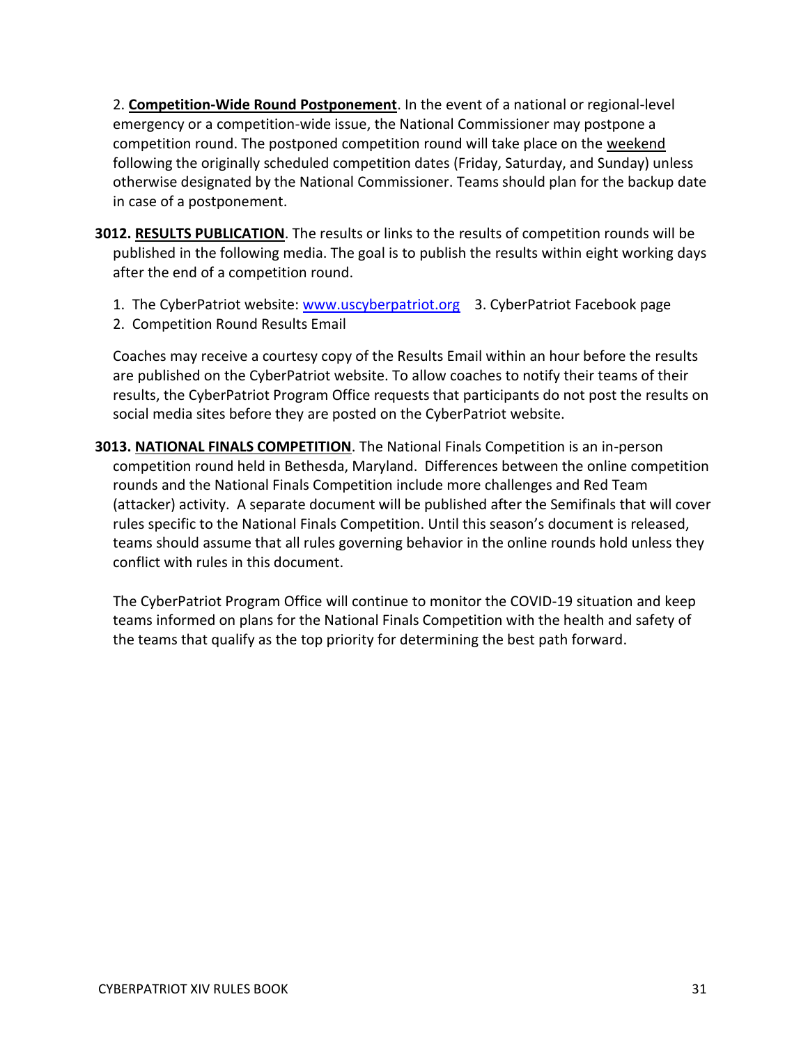2. **Competition-Wide Round Postponement**. In the event of a national or regional-level emergency or a competition-wide issue, the National Commissioner may postpone a competition round. The postponed competition round will take place on the weekend following the originally scheduled competition dates (Friday, Saturday, and Sunday) unless otherwise designated by the National Commissioner. Teams should plan for the backup date in case of a postponement.

**3012. RESULTS PUBLICATION**. The results or links to the results of competition rounds will be published in the following media. The goal is to publish the results within eight working days after the end of a competition round.

1. The CyberPatriot website: www.uscyberpatriot.org
2. Competition Round Results Email
3. CyberPatriot Facebook page

Coaches may receive a courtesy copy of the Results Email within an hour before the results are published on the CyberPatriot website. To allow coaches to notify their teams of their results, the CyberPatriot Program Office requests that participants do not post the results on social media sites before they are posted on the CyberPatriot website.

**3013. NATIONAL FINALS COMPETITION**. The National Finals Competition is an in-person competition round held in Bethesda, Maryland. Differences between the online competition rounds and the National Finals Competition include more challenges and Red Team (attacker) activity. A separate document will be published after the Semifinals that will cover rules specific to the National Finals Competition. Until this season's document is released, teams should assume that all rules governing behavior in the online rounds hold unless they conflict with rules in this document.

The CyberPatriot Program Office will continue to monitor the COVID-19 situation and keep teams informed on plans for the National Finals Competition with the health and safety of the teams that qualify as the top priority for determining the best path forward.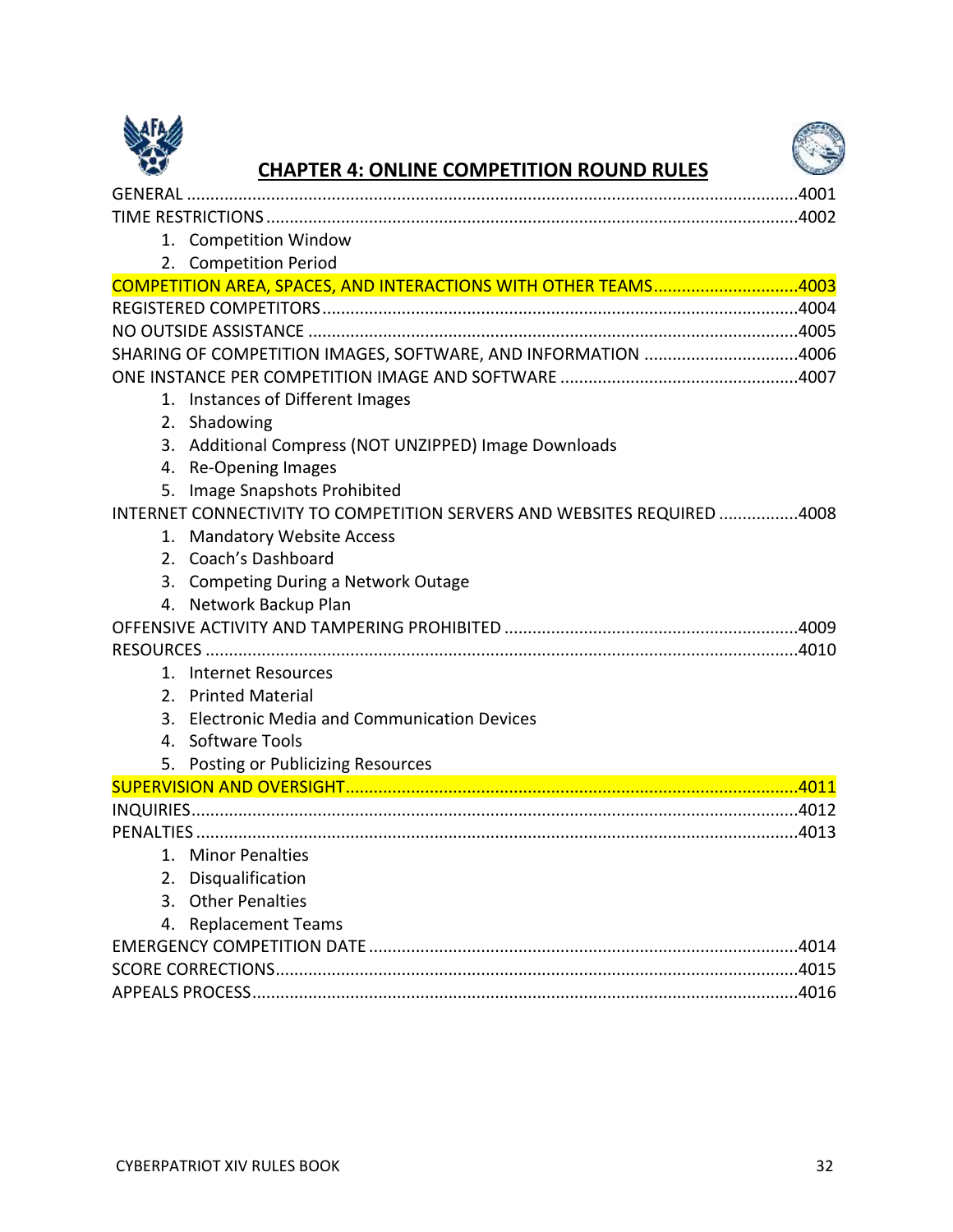# CHAPTER 4: ONLINE COMPETITION ROUND RULES

GENERAL .....................................................................................................................4001

TIME RESTRICTIONS .....................................................................................................4002

1. Competition Window
2. Competition Period

COMPETITION AREA, SPACES, AND INTERACTIONS WITH OTHER TEAMS ...............................4003

REGISTERED COMPETITORS ..........................................................................................4004

NO OUTSIDE ASSISTANCE ............................................................................................4005

SHARING OF COMPETITION IMAGES, SOFTWARE, AND INFORMATION ................................4006

ONE INSTANCE PER COMPETITION IMAGE AND SOFTWARE ...............................................4007

1. Instances of Different Images
2. Shadowing
3. Additional Compress (NOT UNZIPPED) Image Downloads
4. Re-Opening Images
5. Image Snapshots Prohibited

INTERNET CONNECTIVITY TO COMPETITION SERVERS AND WEBSITES REQUIRED .................4008

1. Mandatory Website Access
2. Coach's Dashboard
3. Competing During a Network Outage
4. Network Backup Plan

OFFENSIVE ACTIVITY AND TAMPERING PROHIBITED ...........................................................4009

RESOURCES ..................................................................................................................4010

1. Internet Resources
2. Printed Material
3. Electronic Media and Communication Devices
4. Software Tools
5. Posting or Publicizing Resources

SUPERVISION AND OVERSIGHT.........................................................................................4011

INQUIRIES.....................................................................................................................4012

PENALTIES ....................................................................................................................4013

1. Minor Penalties
2. Disqualification
3. Other Penalties
4. Replacement Teams

EMERGENCY COMPETITION DATE ....................................................................................4014

SCORE CORRECTIONS.....................................................................................................4015

APPEALS PROCESS..........................................................................................................4016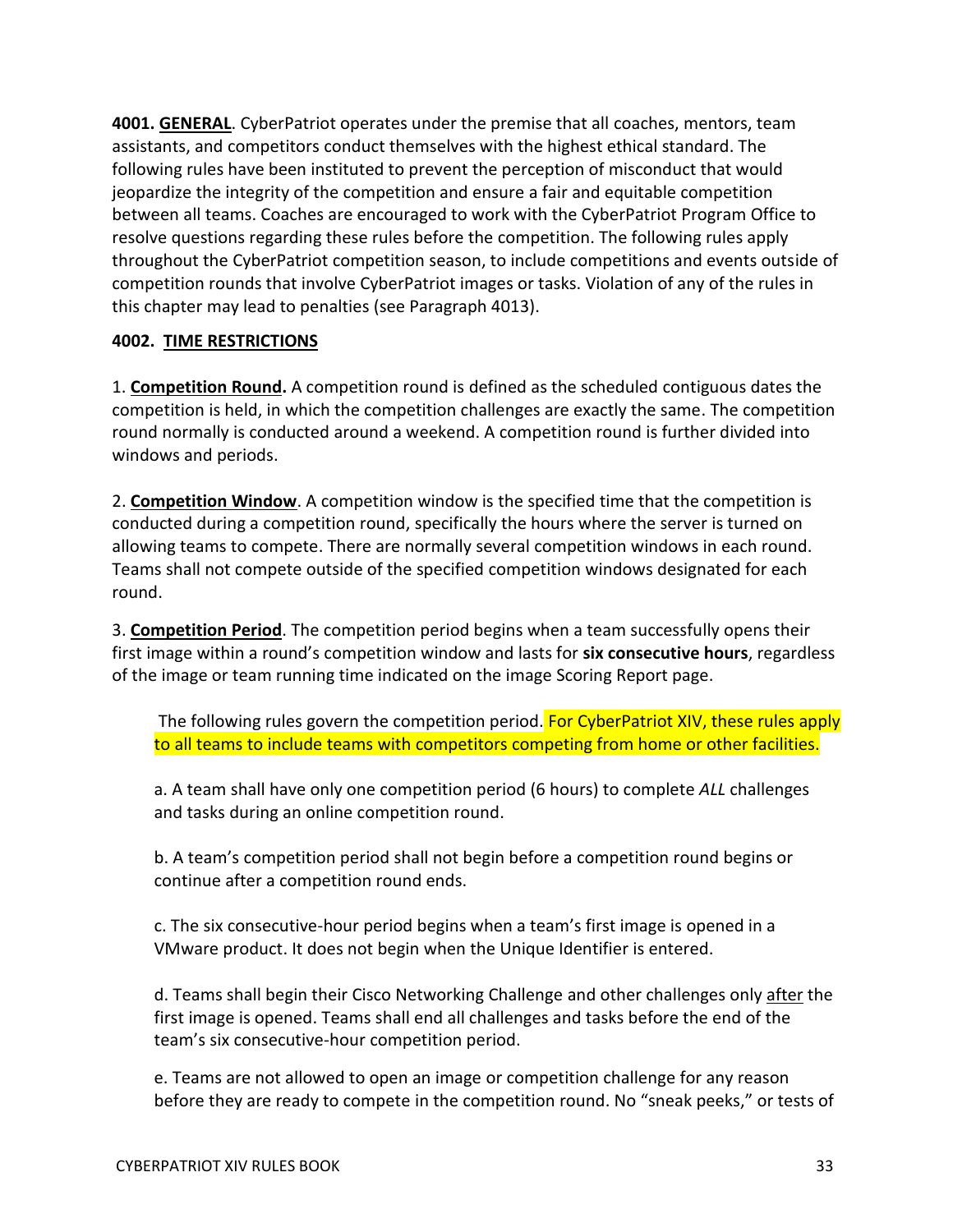**4001. <u>GENERAL</u>**. CyberPatriot operates under the premise that all coaches, mentors, team assistants, and competitors conduct themselves with the highest ethical standard. The following rules have been instituted to prevent the perception of misconduct that would jeopardize the integrity of the competition and ensure a fair and equitable competition between all teams. Coaches are encouraged to work with the CyberPatriot Program Office to resolve questions regarding these rules before the competition. The following rules apply throughout the CyberPatriot competition season, to include competitions and events outside of competition rounds that involve CyberPatriot images or tasks. Violation of any of the rules in this chapter may lead to penalties (see Paragraph 4013).

**4002. <u>TIME RESTRICTIONS</u>**

1. **<u>Competition Round</u>.** A competition round is defined as the scheduled contiguous dates the competition is held, in which the competition challenges are exactly the same. The competition round normally is conducted around a weekend. A competition round is further divided into windows and periods.

2. **<u>Competition Window</u>**. A competition window is the specified time that the competition is conducted during a competition round, specifically the hours where the server is turned on allowing teams to compete. There are normally several competition windows in each round. Teams shall not compete outside of the specified competition windows designated for each round.

3. **<u>Competition Period</u>**. The competition period begins when a team successfully opens their first image within a round's competition window and lasts for **six consecutive hours**, regardless of the image or team running time indicated on the image Scoring Report page.

The following rules govern the competition period. For CyberPatriot XIV, these rules apply to all teams to include teams with competitors competing from home or other facilities.

a. A team shall have only one competition period (6 hours) to complete *ALL* challenges and tasks during an online competition round.

b. A team's competition period shall not begin before a competition round begins or continue after a competition round ends.

c. The six consecutive-hour period begins when a team's first image is opened in a VMware product. It does not begin when the Unique Identifier is entered.

d. Teams shall begin their Cisco Networking Challenge and other challenges only <u>after</u> the first image is opened. Teams shall end all challenges and tasks before the end of the team's six consecutive-hour competition period.

e. Teams are not allowed to open an image or competition challenge for any reason before they are ready to compete in the competition round. No "sneak peeks," or tests of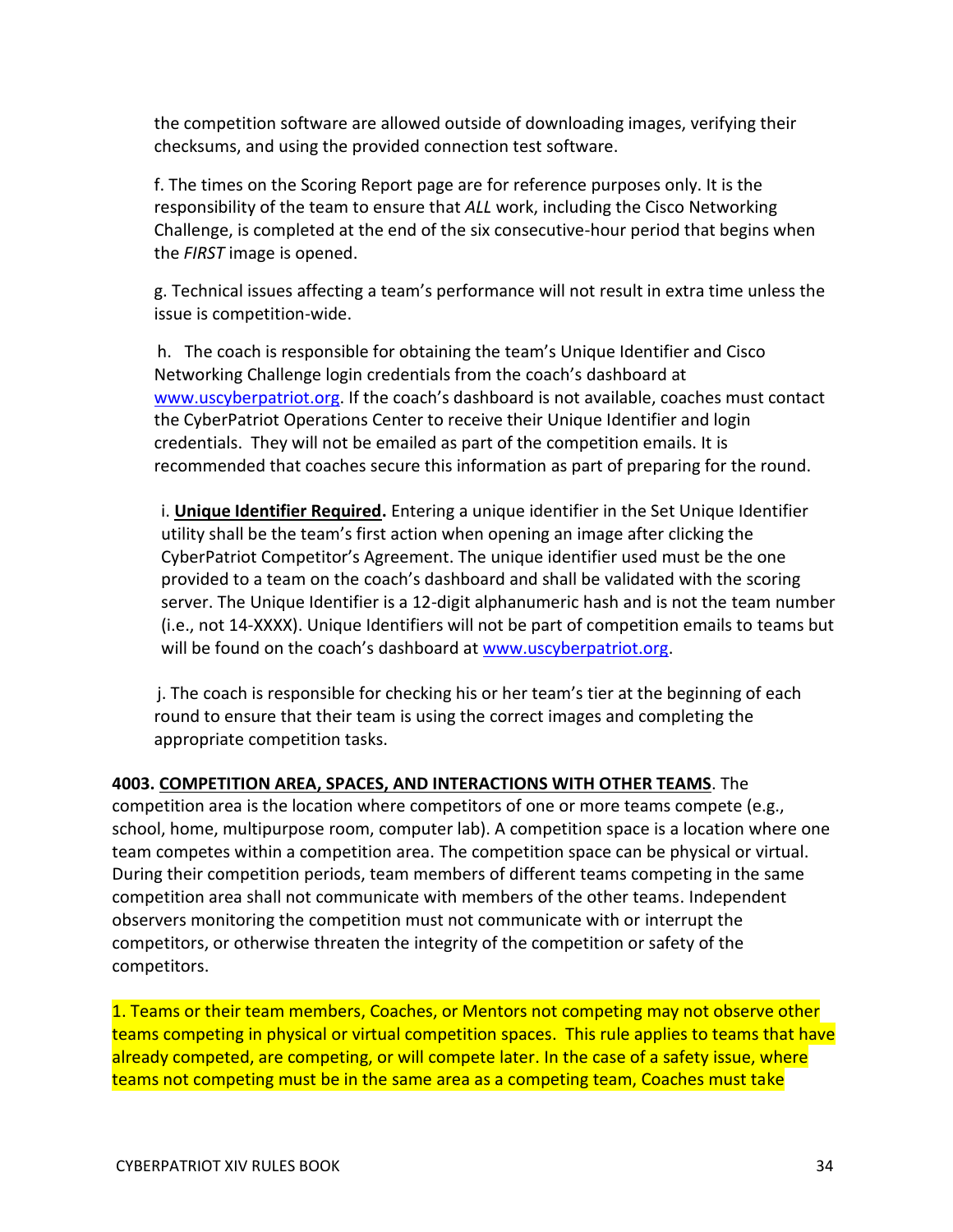the competition software are allowed outside of downloading images, verifying their checksums, and using the provided connection test software.

f. The times on the Scoring Report page are for reference purposes only. It is the responsibility of the team to ensure that *ALL* work, including the Cisco Networking Challenge, is completed at the end of the six consecutive-hour period that begins when the *FIRST* image is opened.

g. Technical issues affecting a team's performance will not result in extra time unless the issue is competition-wide.

h. The coach is responsible for obtaining the team's Unique Identifier and Cisco Networking Challenge login credentials from the coach's dashboard at [www.uscyberpatriot.org](www.uscyberpatriot.org). If the coach's dashboard is not available, coaches must contact the CyberPatriot Operations Center to receive their Unique Identifier and login credentials. They will not be emailed as part of the competition emails. It is recommended that coaches secure this information as part of preparing for the round.

i. **Unique Identifier Required.** Entering a unique identifier in the Set Unique Identifier utility shall be the team's first action when opening an image after clicking the CyberPatriot Competitor's Agreement. The unique identifier used must be the one provided to a team on the coach's dashboard and shall be validated with the scoring server. The Unique Identifier is a 12-digit alphanumeric hash and is not the team number (i.e., not 14-XXXX). Unique Identifiers will not be part of competition emails to teams but will be found on the coach's dashboard at [www.uscyberpatriot.org](www.uscyberpatriot.org).

j. The coach is responsible for checking his or her team's tier at the beginning of each round to ensure that their team is using the correct images and completing the appropriate competition tasks.

**4003. COMPETITION AREA, SPACES, AND INTERACTIONS WITH OTHER TEAMS**. The competition area is the location where competitors of one or more teams compete (e.g., school, home, multipurpose room, computer lab). A competition space is a location where one team competes within a competition area. The competition space can be physical or virtual. During their competition periods, team members of different teams competing in the same competition area shall not communicate with members of the other teams. Independent observers monitoring the competition must not communicate with or interrupt the competitors, or otherwise threaten the integrity of the competition or safety of the competitors.

1. Teams or their team members, Coaches, or Mentors not competing may not observe other teams competing in physical or virtual competition spaces. This rule applies to teams that have already competed, are competing, or will compete later. In the case of a safety issue, where teams not competing must be in the same area as a competing team, Coaches must take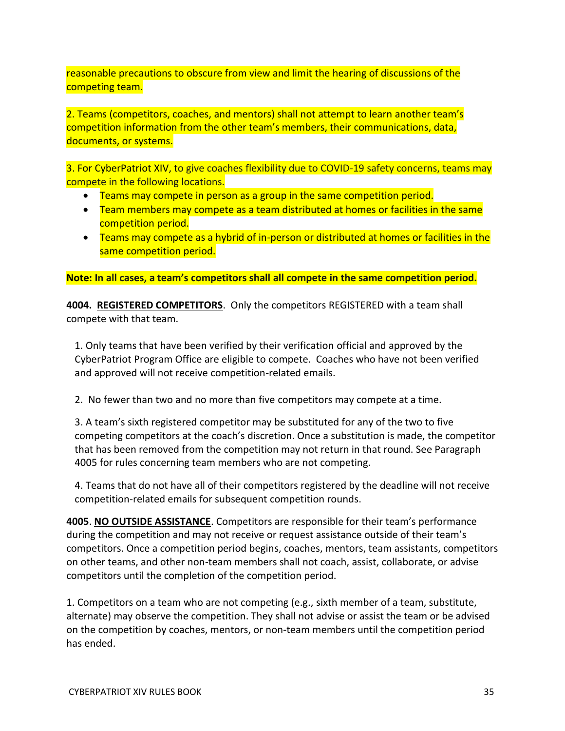reasonable precautions to obscure from view and limit the hearing of discussions of the competing team.

2. Teams (competitors, coaches, and mentors) shall not attempt to learn another team's competition information from the other team's members, their communications, data, documents, or systems.

3. For CyberPatriot XIV, to give coaches flexibility due to COVID-19 safety concerns, teams may compete in the following locations.

- Teams may compete in person as a group in the same competition period.
- Team members may compete as a team distributed at homes or facilities in the same competition period.
- Teams may compete as a hybrid of in-person or distributed at homes or facilities in the same competition period.

**Note: In all cases, a team's competitors shall all compete in the same competition period.**

**4004. REGISTERED COMPETITORS**. Only the competitors REGISTERED with a team shall compete with that team.

1. Only teams that have been verified by their verification official and approved by the CyberPatriot Program Office are eligible to compete. Coaches who have not been verified and approved will not receive competition-related emails.

2. No fewer than two and no more than five competitors may compete at a time.

3. A team's sixth registered competitor may be substituted for any of the two to five competing competitors at the coach's discretion. Once a substitution is made, the competitor that has been removed from the competition may not return in that round. See Paragraph 4005 for rules concerning team members who are not competing.

4. Teams that do not have all of their competitors registered by the deadline will not receive competition-related emails for subsequent competition rounds.

**4005**. **NO OUTSIDE ASSISTANCE**. Competitors are responsible for their team's performance during the competition and may not receive or request assistance outside of their team's competitors. Once a competition period begins, coaches, mentors, team assistants, competitors on other teams, and other non-team members shall not coach, assist, collaborate, or advise competitors until the completion of the competition period.

1. Competitors on a team who are not competing (e.g., sixth member of a team, substitute, alternate) may observe the competition. They shall not advise or assist the team or be advised on the competition by coaches, mentors, or non-team members until the competition period has ended.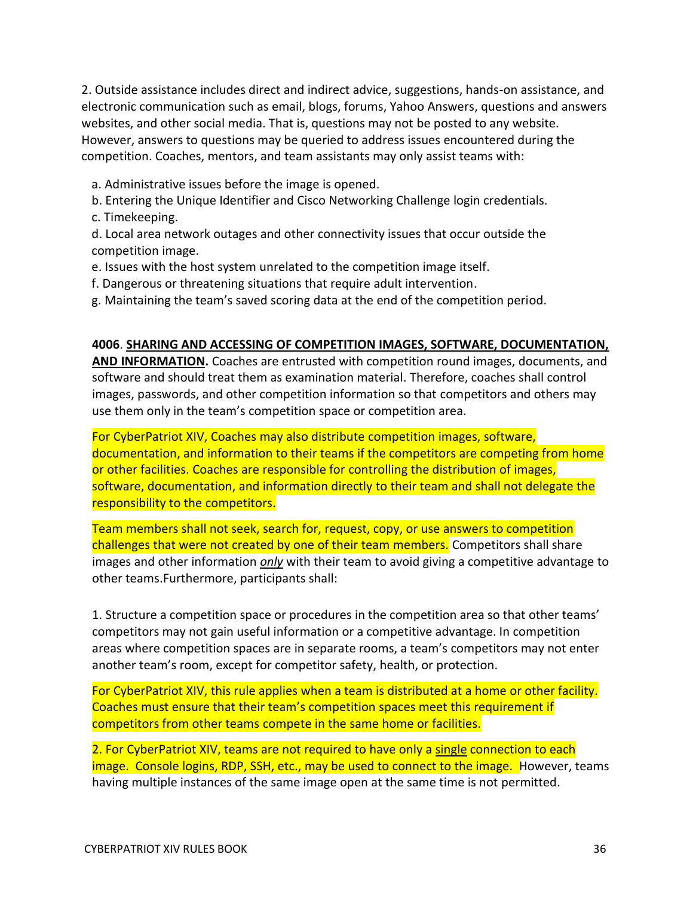2. Outside assistance includes direct and indirect advice, suggestions, hands-on assistance, and electronic communication such as email, blogs, forums, Yahoo Answers, questions and answers websites, and other social media. That is, questions may not be posted to any website. However, answers to questions may be queried to address issues encountered during the competition. Coaches, mentors, and team assistants may only assist teams with:

a. Administrative issues before the image is opened.

b. Entering the Unique Identifier and Cisco Networking Challenge login credentials.

c. Timekeeping.

d. Local area network outages and other connectivity issues that occur outside the competition image.

e. Issues with the host system unrelated to the competition image itself.

f. Dangerous or threatening situations that require adult intervention.

g. Maintaining the team's saved scoring data at the end of the competition period.

**4006**. **SHARING AND ACCESSING OF COMPETITION IMAGES, SOFTWARE, DOCUMENTATION, AND INFORMATION.** Coaches are entrusted with competition round images, documents, and software and should treat them as examination material. Therefore, coaches shall control images, passwords, and other competition information so that competitors and others may use them only in the team's competition space or competition area.

For CyberPatriot XIV, Coaches may also distribute competition images, software, documentation, and information to their teams if the competitors are competing from home or other facilities. Coaches are responsible for controlling the distribution of images, software, documentation, and information directly to their team and shall not delegate the responsibility to the competitors.

Team members shall not seek, search for, request, copy, or use answers to competition challenges that were not created by one of their team members. Competitors shall share images and other information ***only*** with their team to avoid giving a competitive advantage to other teams.Furthermore, participants shall:

1. Structure a competition space or procedures in the competition area so that other teams' competitors may not gain useful information or a competitive advantage. In competition areas where competition spaces are in separate rooms, a team's competitors may not enter another team's room, except for competitor safety, health, or protection.

For CyberPatriot XIV, this rule applies when a team is distributed at a home or other facility. Coaches must ensure that their team's competition spaces meet this requirement if competitors from other teams compete in the same home or facilities.

2. For CyberPatriot XIV, teams are not required to have only a single connection to each image. Console logins, RDP, SSH, etc., may be used to connect to the image. However, teams having multiple instances of the same image open at the same time is not permitted.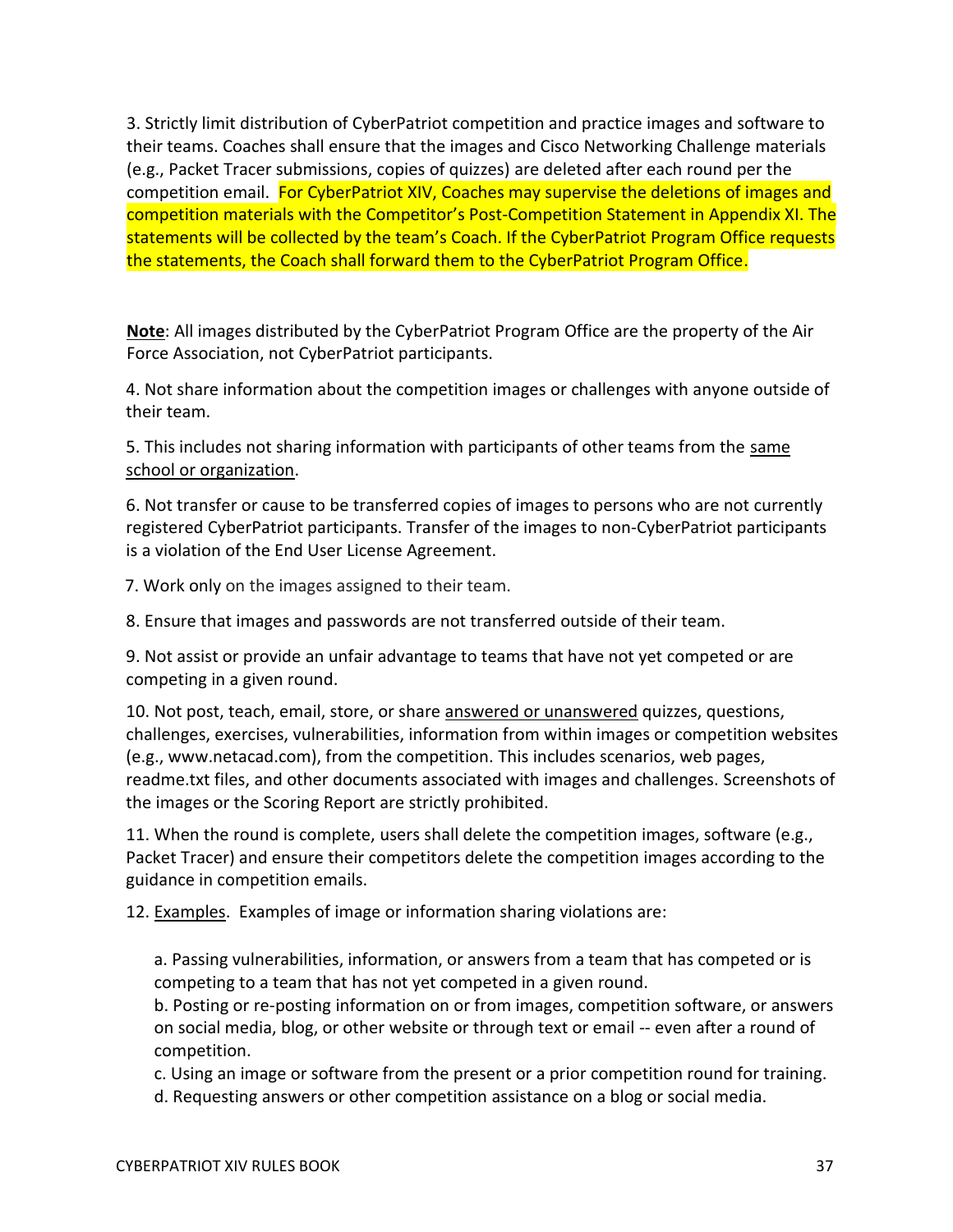3. Strictly limit distribution of CyberPatriot competition and practice images and software to their teams. Coaches shall ensure that the images and Cisco Networking Challenge materials (e.g., Packet Tracer submissions, copies of quizzes) are deleted after each round per the competition email. For CyberPatriot XIV, Coaches may supervise the deletions of images and competition materials with the Competitor's Post-Competition Statement in Appendix XI. The statements will be collected by the team's Coach. If the CyberPatriot Program Office requests the statements, the Coach shall forward them to the CyberPatriot Program Office.

**Note**: All images distributed by the CyberPatriot Program Office are the property of the Air Force Association, not CyberPatriot participants.

4. Not share information about the competition images or challenges with anyone outside of their team.

5. This includes not sharing information with participants of other teams from the same school or organization.

6. Not transfer or cause to be transferred copies of images to persons who are not currently registered CyberPatriot participants. Transfer of the images to non-CyberPatriot participants is a violation of the End User License Agreement.

7. Work only on the images assigned to their team.

8. Ensure that images and passwords are not transferred outside of their team.

9. Not assist or provide an unfair advantage to teams that have not yet competed or are competing in a given round.

10. Not post, teach, email, store, or share answered or unanswered quizzes, questions, challenges, exercises, vulnerabilities, information from within images or competition websites (e.g., www.netacad.com), from the competition. This includes scenarios, web pages, readme.txt files, and other documents associated with images and challenges. Screenshots of the images or the Scoring Report are strictly prohibited.

11. When the round is complete, users shall delete the competition images, software (e.g., Packet Tracer) and ensure their competitors delete the competition images according to the guidance in competition emails.

12. Examples. Examples of image or information sharing violations are:

a. Passing vulnerabilities, information, or answers from a team that has competed or is competing to a team that has not yet competed in a given round.
b. Posting or re-posting information on or from images, competition software, or answers on social media, blog, or other website or through text or email -- even after a round of competition.
c. Using an image or software from the present or a prior competition round for training.
d. Requesting answers or other competition assistance on a blog or social media.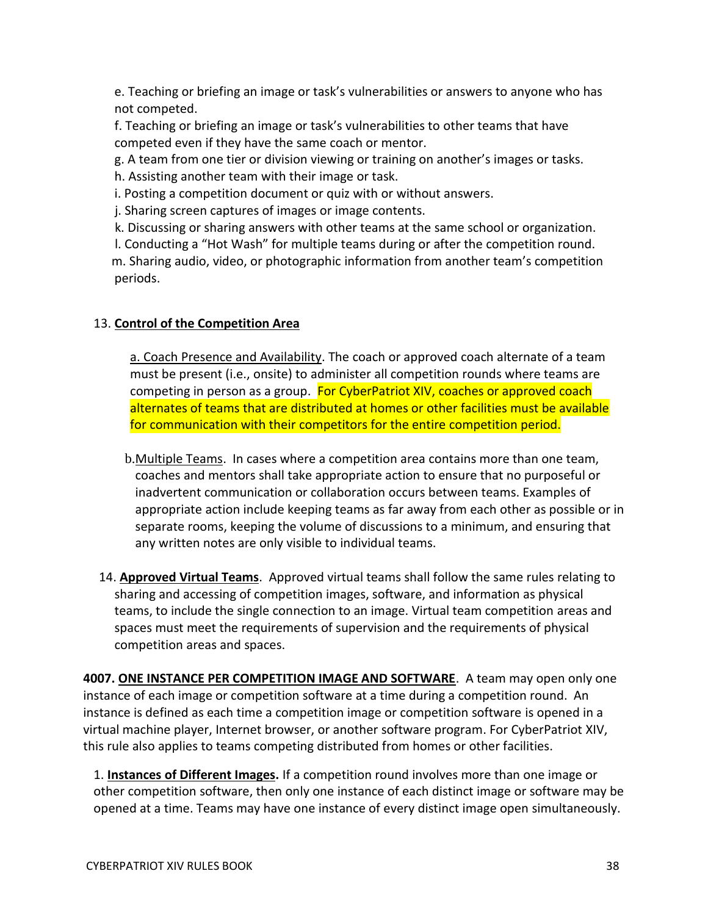e. Teaching or briefing an image or task's vulnerabilities or answers to anyone who has not competed.

f. Teaching or briefing an image or task's vulnerabilities to other teams that have competed even if they have the same coach or mentor.

g. A team from one tier or division viewing or training on another's images or tasks.

h. Assisting another team with their image or task.

i. Posting a competition document or quiz with or without answers.

j. Sharing screen captures of images or image contents.

k. Discussing or sharing answers with other teams at the same school or organization.

l. Conducting a "Hot Wash" for multiple teams during or after the competition round.

m. Sharing audio, video, or photographic information from another team's competition periods.

13. **Control of the Competition Area**

a. Coach Presence and Availability. The coach or approved coach alternate of a team must be present (i.e., onsite) to administer all competition rounds where teams are competing in person as a group. For CyberPatriot XIV, coaches or approved coach alternates of teams that are distributed at homes or other facilities must be available for communication with their competitors for the entire competition period.

b. Multiple Teams. In cases where a competition area contains more than one team, coaches and mentors shall take appropriate action to ensure that no purposeful or inadvertent communication or collaboration occurs between teams. Examples of appropriate action include keeping teams as far away from each other as possible or in separate rooms, keeping the volume of discussions to a minimum, and ensuring that any written notes are only visible to individual teams.

14. **Approved Virtual Teams**. Approved virtual teams shall follow the same rules relating to sharing and accessing of competition images, software, and information as physical teams, to include the single connection to an image. Virtual team competition areas and spaces must meet the requirements of supervision and the requirements of physical competition areas and spaces.

**4007. ONE INSTANCE PER COMPETITION IMAGE AND SOFTWARE**. A team may open only one instance of each image or competition software at a time during a competition round. An instance is defined as each time a competition image or competition software is opened in a virtual machine player, Internet browser, or another software program. For CyberPatriot XIV, this rule also applies to teams competing distributed from homes or other facilities.

1. **Instances of Different Images.** If a competition round involves more than one image or other competition software, then only one instance of each distinct image or software may be opened at a time. Teams may have one instance of every distinct image open simultaneously.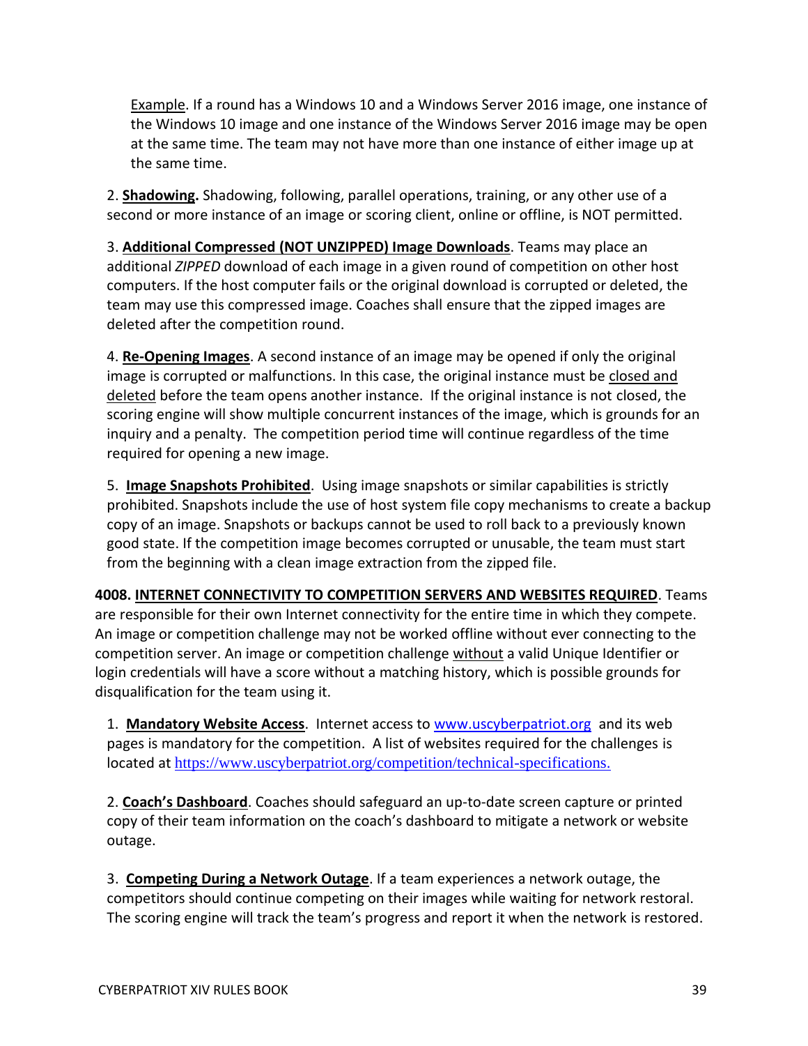Example. If a round has a Windows 10 and a Windows Server 2016 image, one instance of the Windows 10 image and one instance of the Windows Server 2016 image may be open at the same time. The team may not have more than one instance of either image up at the same time.

2. **Shadowing.** Shadowing, following, parallel operations, training, or any other use of a second or more instance of an image or scoring client, online or offline, is NOT permitted.

3. **Additional Compressed (NOT UNZIPPED) Image Downloads**. Teams may place an additional *ZIPPED* download of each image in a given round of competition on other host computers. If the host computer fails or the original download is corrupted or deleted, the team may use this compressed image. Coaches shall ensure that the zipped images are deleted after the competition round.

4. **Re-Opening Images**. A second instance of an image may be opened if only the original image is corrupted or malfunctions. In this case, the original instance must be closed and deleted before the team opens another instance. If the original instance is not closed, the scoring engine will show multiple concurrent instances of the image, which is grounds for an inquiry and a penalty. The competition period time will continue regardless of the time required for opening a new image.

5. **Image Snapshots Prohibited**. Using image snapshots or similar capabilities is strictly prohibited. Snapshots include the use of host system file copy mechanisms to create a backup copy of an image. Snapshots or backups cannot be used to roll back to a previously known good state. If the competition image becomes corrupted or unusable, the team must start from the beginning with a clean image extraction from the zipped file.

**4008. INTERNET CONNECTIVITY TO COMPETITION SERVERS AND WEBSITES REQUIRED**. Teams are responsible for their own Internet connectivity for the entire time in which they compete. An image or competition challenge may not be worked offline without ever connecting to the competition server. An image or competition challenge without a valid Unique Identifier or login credentials will have a score without a matching history, which is possible grounds for disqualification for the team using it.

1. **Mandatory Website Access**. Internet access to www.uscyberpatriot.org and its web pages is mandatory for the competition. A list of websites required for the challenges is located at https://www.uscyberpatriot.org/competition/technical-specifications.

2. **Coach's Dashboard**. Coaches should safeguard an up-to-date screen capture or printed copy of their team information on the coach's dashboard to mitigate a network or website outage.

3. **Competing During a Network Outage**. If a team experiences a network outage, the competitors should continue competing on their images while waiting for network restoral. The scoring engine will track the team's progress and report it when the network is restored.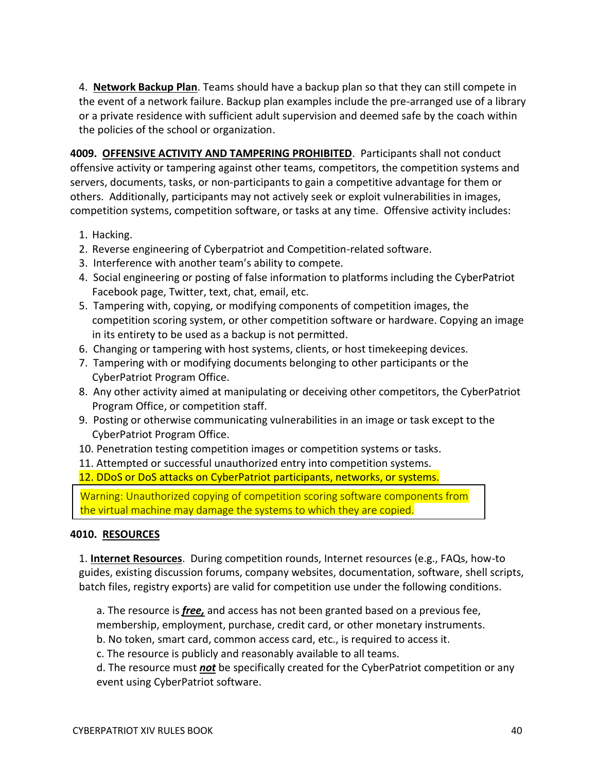4. **Network Backup Plan**. Teams should have a backup plan so that they can still compete in the event of a network failure. Backup plan examples include the pre-arranged use of a library or a private residence with sufficient adult supervision and deemed safe by the coach within the policies of the school or organization.

**4009. OFFENSIVE ACTIVITY AND TAMPERING PROHIBITED**. Participants shall not conduct offensive activity or tampering against other teams, competitors, the competition systems and servers, documents, tasks, or non-participants to gain a competitive advantage for them or others. Additionally, participants may not actively seek or exploit vulnerabilities in images, competition systems, competition software, or tasks at any time. Offensive activity includes:

1. Hacking.
2. Reverse engineering of Cyberpatriot and Competition-related software.
3. Interference with another team's ability to compete.
4. Social engineering or posting of false information to platforms including the CyberPatriot Facebook page, Twitter, text, chat, email, etc.
5. Tampering with, copying, or modifying components of competition images, the competition scoring system, or other competition software or hardware. Copying an image in its entirety to be used as a backup is not permitted.
6. Changing or tampering with host systems, clients, or host timekeeping devices.
7. Tampering with or modifying documents belonging to other participants or the CyberPatriot Program Office.
8. Any other activity aimed at manipulating or deceiving other competitors, the CyberPatriot Program Office, or competition staff.
9. Posting or otherwise communicating vulnerabilities in an image or task except to the CyberPatriot Program Office.
10. Penetration testing competition images or competition systems or tasks.
11. Attempted or successful unauthorized entry into competition systems.
12. DDoS or DoS attacks on CyberPatriot participants, networks, or systems.

> Warning: Unauthorized copying of competition scoring software components from the virtual machine may damage the systems to which they are copied.

**4010. RESOURCES**

1. **Internet Resources**. During competition rounds, Internet resources (e.g., FAQs, how-to guides, existing discussion forums, company websites, documentation, software, shell scripts, batch files, registry exports) are valid for competition use under the following conditions.

   a. The resource is ***free,*** and access has not been granted based on a previous fee, membership, employment, purchase, credit card, or other monetary instruments.
   b. No token, smart card, common access card, etc., is required to access it.
   c. The resource is publicly and reasonably available to all teams.
   d. The resource must ***not*** be specifically created for the CyberPatriot competition or any event using CyberPatriot software.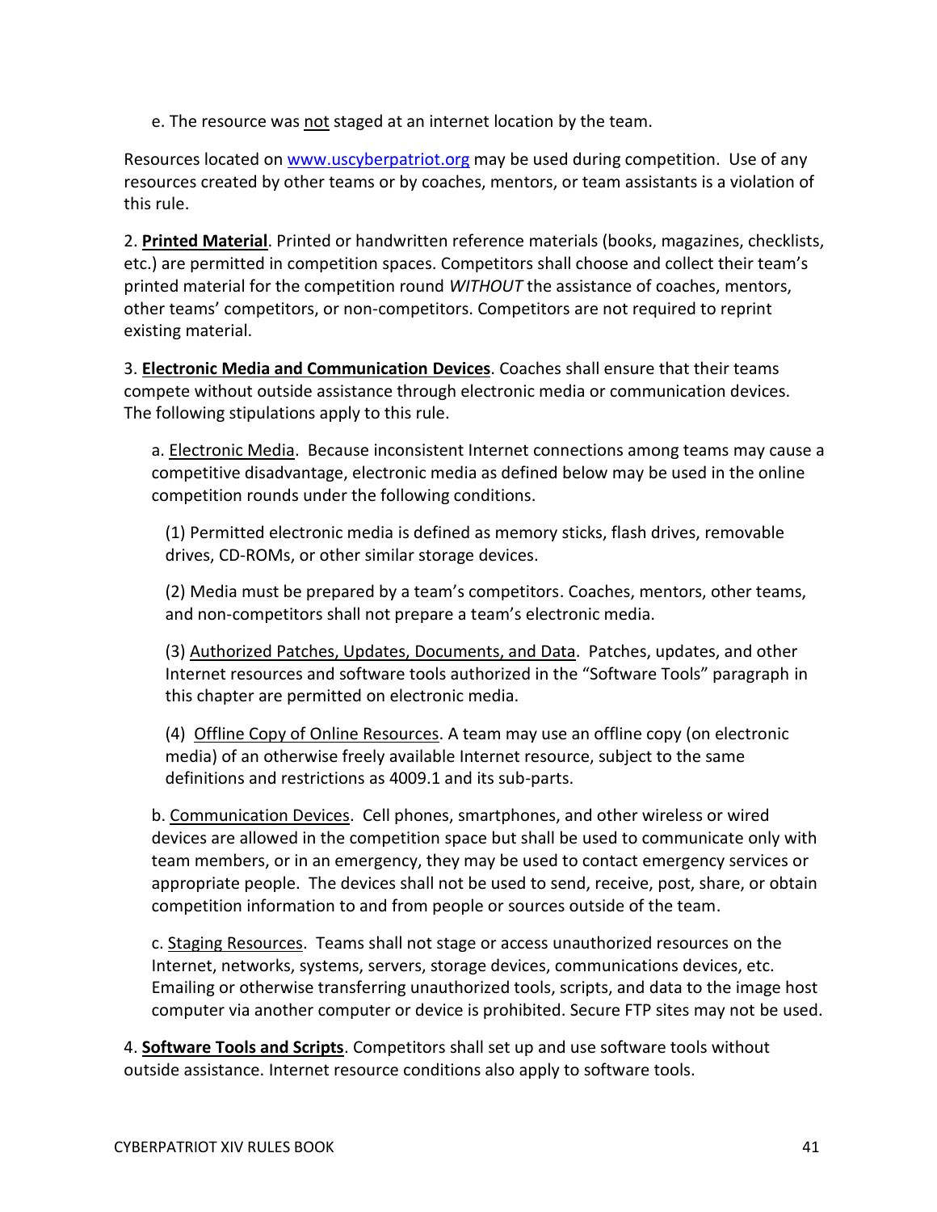e. The resource was not staged at an internet location by the team.

Resources located on www.uscyberpatriot.org may be used during competition. Use of any resources created by other teams or by coaches, mentors, or team assistants is a violation of this rule.

2. **Printed Material**. Printed or handwritten reference materials (books, magazines, checklists, etc.) are permitted in competition spaces. Competitors shall choose and collect their team's printed material for the competition round *WITHOUT* the assistance of coaches, mentors, other teams' competitors, or non-competitors. Competitors are not required to reprint existing material.

3. **Electronic Media and Communication Devices**. Coaches shall ensure that their teams compete without outside assistance through electronic media or communication devices. The following stipulations apply to this rule.

a. Electronic Media. Because inconsistent Internet connections among teams may cause a competitive disadvantage, electronic media as defined below may be used in the online competition rounds under the following conditions.

(1) Permitted electronic media is defined as memory sticks, flash drives, removable drives, CD-ROMs, or other similar storage devices.

(2) Media must be prepared by a team's competitors. Coaches, mentors, other teams, and non-competitors shall not prepare a team's electronic media.

(3) Authorized Patches, Updates, Documents, and Data. Patches, updates, and other Internet resources and software tools authorized in the "Software Tools" paragraph in this chapter are permitted on electronic media.

(4) Offline Copy of Online Resources. A team may use an offline copy (on electronic media) of an otherwise freely available Internet resource, subject to the same definitions and restrictions as 4009.1 and its sub-parts.

b. Communication Devices. Cell phones, smartphones, and other wireless or wired devices are allowed in the competition space but shall be used to communicate only with team members, or in an emergency, they may be used to contact emergency services or appropriate people. The devices shall not be used to send, receive, post, share, or obtain competition information to and from people or sources outside of the team.

c. Staging Resources. Teams shall not stage or access unauthorized resources on the Internet, networks, systems, servers, storage devices, communications devices, etc. Emailing or otherwise transferring unauthorized tools, scripts, and data to the image host computer via another computer or device is prohibited. Secure FTP sites may not be used.

4. **Software Tools and Scripts**. Competitors shall set up and use software tools without outside assistance. Internet resource conditions also apply to software tools.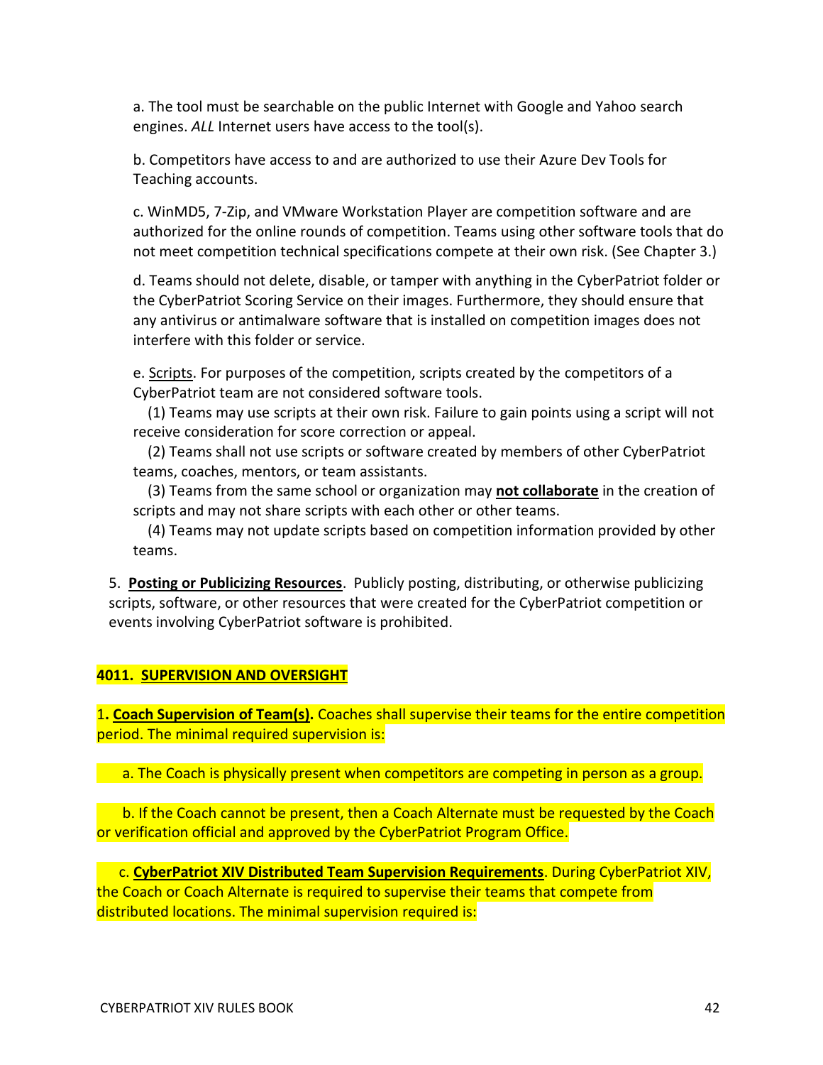a. The tool must be searchable on the public Internet with Google and Yahoo search engines. *ALL* Internet users have access to the tool(s).

b. Competitors have access to and are authorized to use their Azure Dev Tools for Teaching accounts.

c. WinMD5, 7-Zip, and VMware Workstation Player are competition software and are authorized for the online rounds of competition. Teams using other software tools that do not meet competition technical specifications compete at their own risk. (See Chapter 3.)

d. Teams should not delete, disable, or tamper with anything in the CyberPatriot folder or the CyberPatriot Scoring Service on their images. Furthermore, they should ensure that any antivirus or antimalware software that is installed on competition images does not interfere with this folder or service.

e. Scripts. For purposes of the competition, scripts created by the competitors of a CyberPatriot team are not considered software tools.

(1) Teams may use scripts at their own risk. Failure to gain points using a script will not receive consideration for score correction or appeal.

(2) Teams shall not use scripts or software created by members of other CyberPatriot teams, coaches, mentors, or team assistants.

(3) Teams from the same school or organization may **not collaborate** in the creation of scripts and may not share scripts with each other or other teams.

(4) Teams may not update scripts based on competition information provided by other teams.

5. **Posting or Publicizing Resources**. Publicly posting, distributing, or otherwise publicizing scripts, software, or other resources that were created for the CyberPatriot competition or events involving CyberPatriot software is prohibited.

### 4011. SUPERVISION AND OVERSIGHT

1**. Coach Supervision of Team(s).** Coaches shall supervise their teams for the entire competition period. The minimal required supervision is:

a. The Coach is physically present when competitors are competing in person as a group.

b. If the Coach cannot be present, then a Coach Alternate must be requested by the Coach or verification official and approved by the CyberPatriot Program Office.

c. **CyberPatriot XIV Distributed Team Supervision Requirements**. During CyberPatriot XIV, the Coach or Coach Alternate is required to supervise their teams that compete from distributed locations. The minimal supervision required is: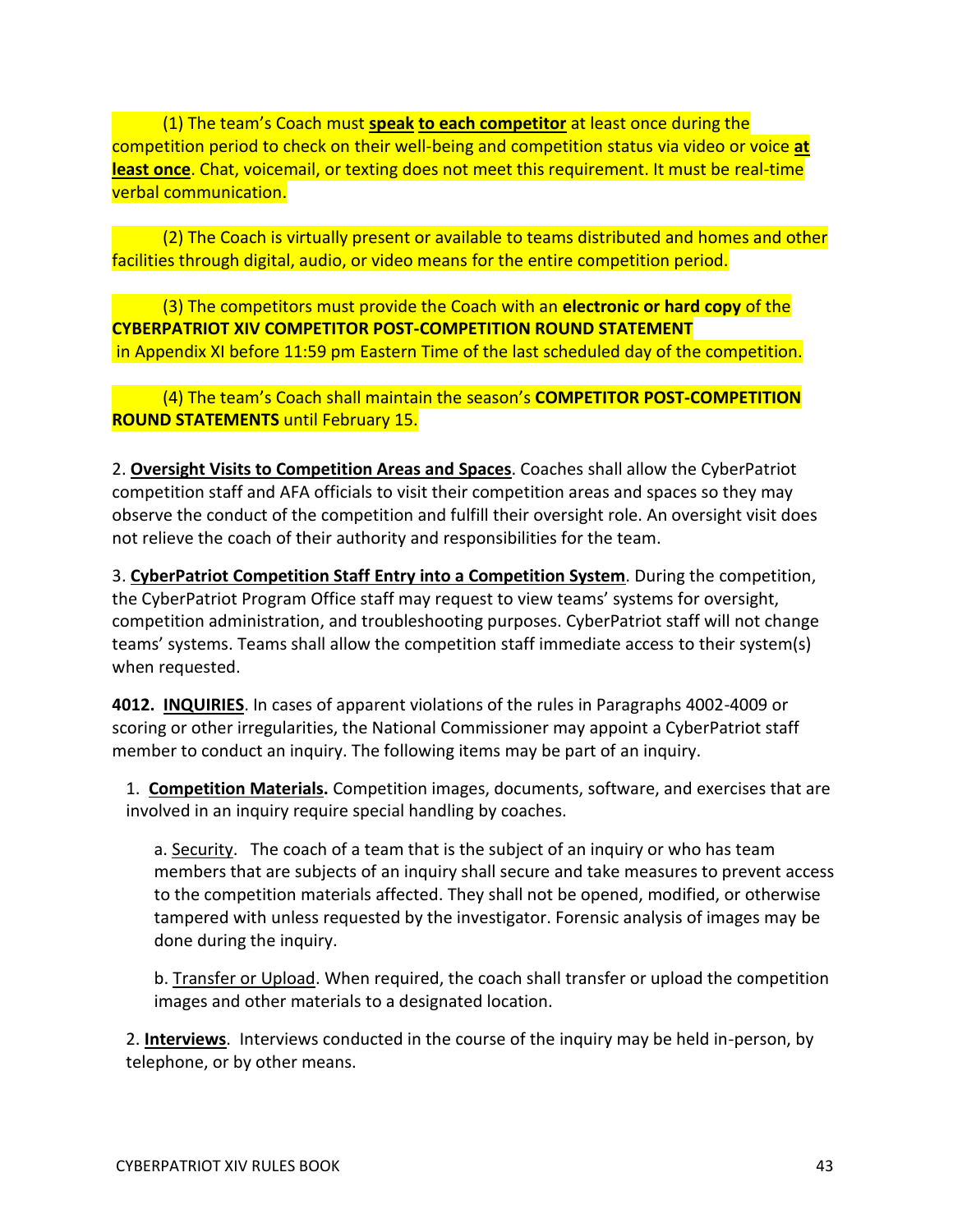(1) The team's Coach must **<u>speak</u> <u>to each competitor</u>** at least once during the competition period to check on their well-being and competition status via video or voice **<u>at least once</u>**. Chat, voicemail, or texting does not meet this requirement. It must be real-time verbal communication.

(2) The Coach is virtually present or available to teams distributed and homes and other facilities through digital, audio, or video means for the entire competition period.

(3) The competitors must provide the Coach with an **electronic or hard copy** of the **CYBERPATRIOT XIV COMPETITOR POST-COMPETITION ROUND STATEMENT** in Appendix XI before 11:59 pm Eastern Time of the last scheduled day of the competition.

(4) The team's Coach shall maintain the season's **COMPETITOR POST-COMPETITION ROUND STATEMENTS** until February 15.

2. **<u>Oversight Visits to Competition Areas and Spaces</u>**. Coaches shall allow the CyberPatriot competition staff and AFA officials to visit their competition areas and spaces so they may observe the conduct of the competition and fulfill their oversight role. An oversight visit does not relieve the coach of their authority and responsibilities for the team.

3. **<u>CyberPatriot Competition Staff Entry into a Competition System</u>**. During the competition, the CyberPatriot Program Office staff may request to view teams' systems for oversight, competition administration, and troubleshooting purposes. CyberPatriot staff will not change teams' systems. Teams shall allow the competition staff immediate access to their system(s) when requested.

**4012. <u>INQUIRIES</u>**. In cases of apparent violations of the rules in Paragraphs 4002-4009 or scoring or other irregularities, the National Commissioner may appoint a CyberPatriot staff member to conduct an inquiry. The following items may be part of an inquiry.

1. **<u>Competition Materials</u>.** Competition images, documents, software, and exercises that are involved in an inquiry require special handling by coaches.

a. <u>Security</u>. The coach of a team that is the subject of an inquiry or who has team members that are subjects of an inquiry shall secure and take measures to prevent access to the competition materials affected. They shall not be opened, modified, or otherwise tampered with unless requested by the investigator. Forensic analysis of images may be done during the inquiry.

b. <u>Transfer or Upload</u>. When required, the coach shall transfer or upload the competition images and other materials to a designated location.

2. **<u>Interviews</u>**. Interviews conducted in the course of the inquiry may be held in-person, by telephone, or by other means.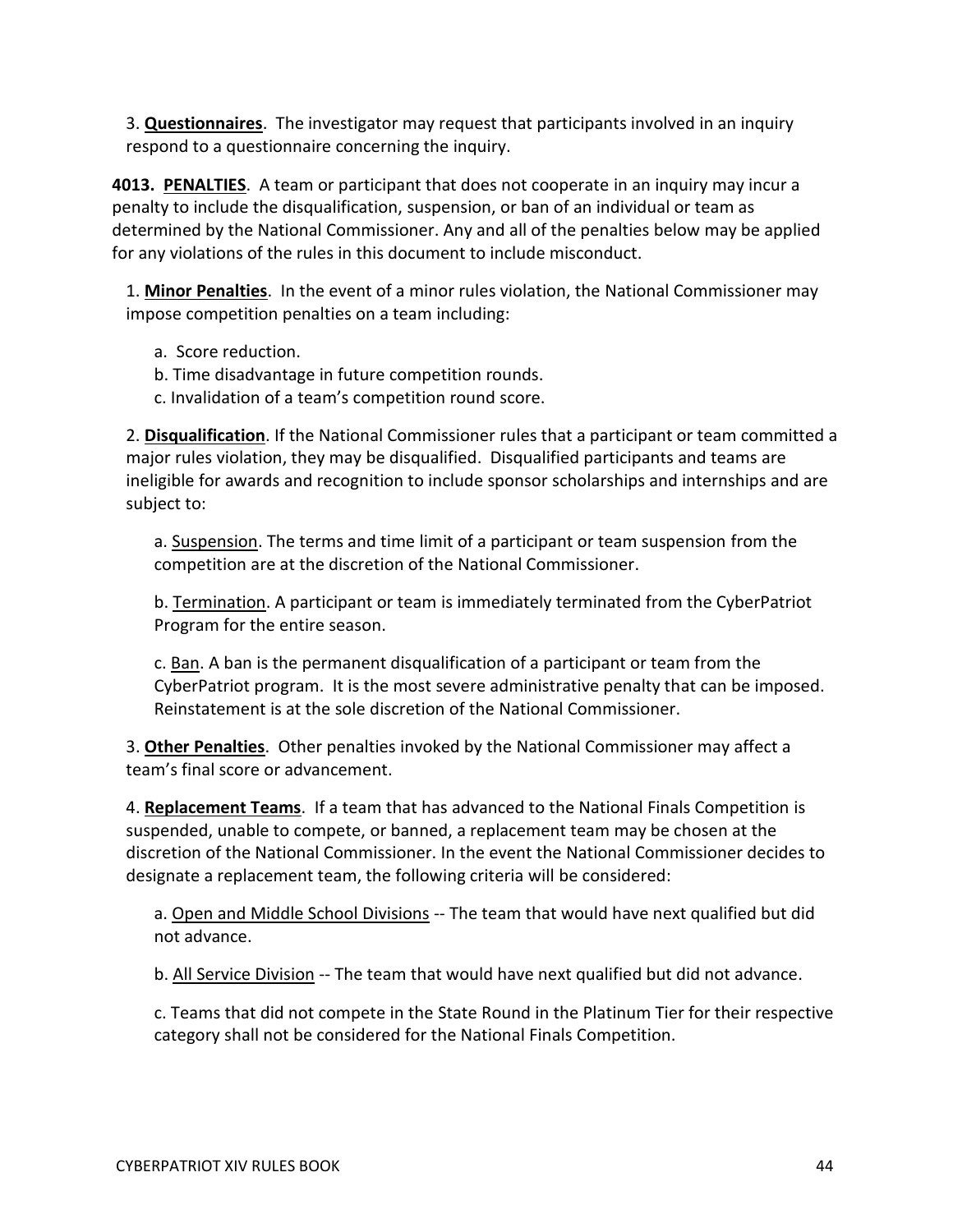3. **Questionnaires**. The investigator may request that participants involved in an inquiry respond to a questionnaire concerning the inquiry.

**4013. PENALTIES**. A team or participant that does not cooperate in an inquiry may incur a penalty to include the disqualification, suspension, or ban of an individual or team as determined by the National Commissioner. Any and all of the penalties below may be applied for any violations of the rules in this document to include misconduct.

1. **Minor Penalties**. In the event of a minor rules violation, the National Commissioner may impose competition penalties on a team including:

   a. Score reduction.
   
   b. Time disadvantage in future competition rounds.
   
   c. Invalidation of a team's competition round score.

2. **Disqualification**. If the National Commissioner rules that a participant or team committed a major rules violation, they may be disqualified. Disqualified participants and teams are ineligible for awards and recognition to include sponsor scholarships and internships and are subject to:

   a. Suspension. The terms and time limit of a participant or team suspension from the competition are at the discretion of the National Commissioner.

   b. Termination. A participant or team is immediately terminated from the CyberPatriot Program for the entire season.

   c. Ban. A ban is the permanent disqualification of a participant or team from the CyberPatriot program. It is the most severe administrative penalty that can be imposed. Reinstatement is at the sole discretion of the National Commissioner.

3. **Other Penalties**. Other penalties invoked by the National Commissioner may affect a team's final score or advancement.

4. **Replacement Teams**. If a team that has advanced to the National Finals Competition is suspended, unable to compete, or banned, a replacement team may be chosen at the discretion of the National Commissioner. In the event the National Commissioner decides to designate a replacement team, the following criteria will be considered:

   a. Open and Middle School Divisions -- The team that would have next qualified but did not advance.

   b. All Service Division -- The team that would have next qualified but did not advance.

   c. Teams that did not compete in the State Round in the Platinum Tier for their respective category shall not be considered for the National Finals Competition.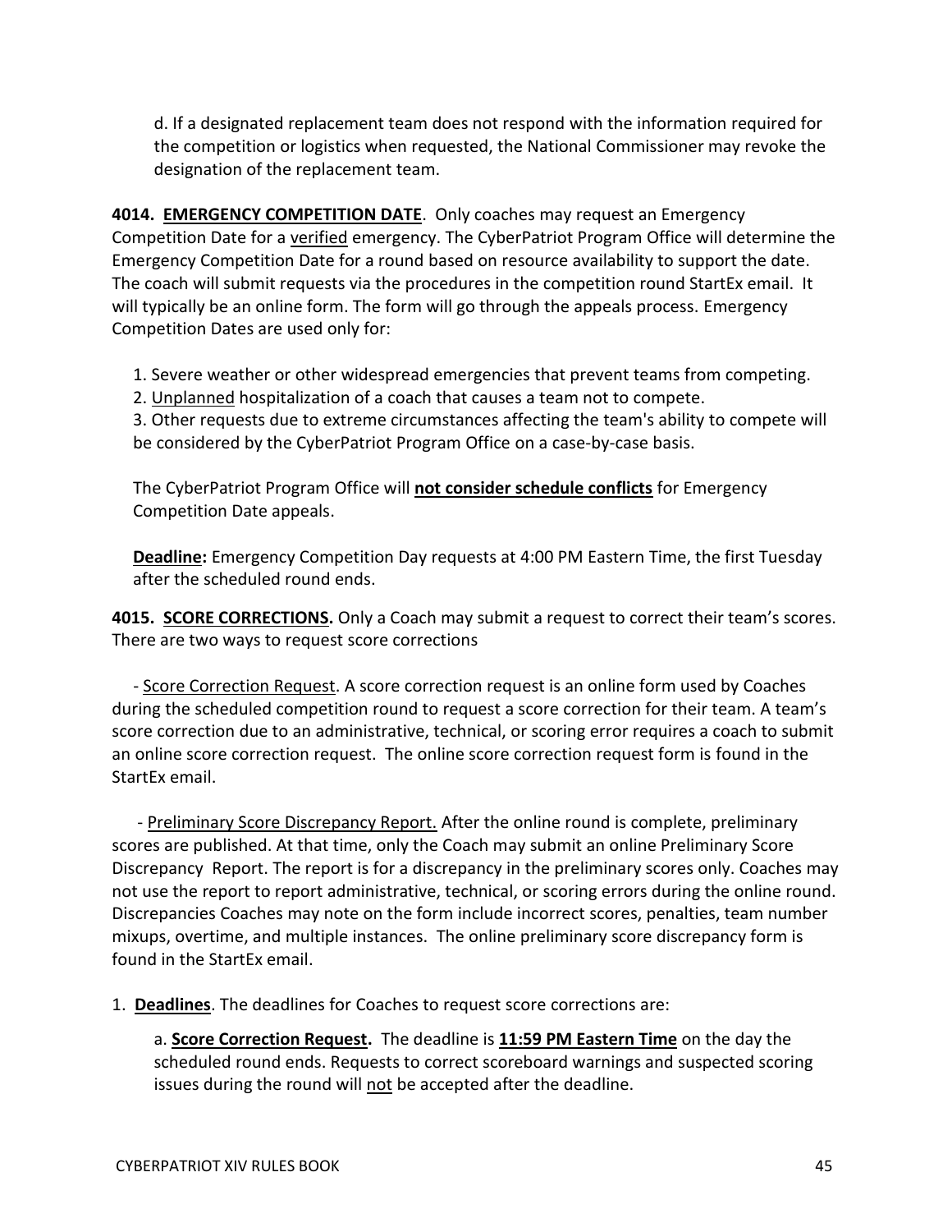d. If a designated replacement team does not respond with the information required for the competition or logistics when requested, the National Commissioner may revoke the designation of the replacement team.

**4014. <u>EMERGENCY COMPETITION DATE</u>**. Only coaches may request an Emergency Competition Date for a <u>verified</u> emergency. The CyberPatriot Program Office will determine the Emergency Competition Date for a round based on resource availability to support the date. The coach will submit requests via the procedures in the competition round StartEx email. It will typically be an online form. The form will go through the appeals process. Emergency Competition Dates are used only for:

1. Severe weather or other widespread emergencies that prevent teams from competing.
2. <u>Unplanned</u> hospitalization of a coach that causes a team not to compete.
3. Other requests due to extreme circumstances affecting the team's ability to compete will be considered by the CyberPatriot Program Office on a case-by-case basis.

The CyberPatriot Program Office will **<u>not consider schedule conflicts</u>** for Emergency Competition Date appeals.

**<u>Deadline</u>:** Emergency Competition Day requests at 4:00 PM Eastern Time, the first Tuesday after the scheduled round ends.

**4015. <u>SCORE CORRECTIONS</u>.** Only a Coach may submit a request to correct their team's scores. There are two ways to request score corrections

- <u>Score Correction Request</u>. A score correction request is an online form used by Coaches during the scheduled competition round to request a score correction for their team. A team's score correction due to an administrative, technical, or scoring error requires a coach to submit an online score correction request. The online score correction request form is found in the StartEx email.

- <u>Preliminary Score Discrepancy Report.</u> After the online round is complete, preliminary scores are published. At that time, only the Coach may submit an online Preliminary Score Discrepancy Report. The report is for a discrepancy in the preliminary scores only. Coaches may not use the report to report administrative, technical, or scoring errors during the online round. Discrepancies Coaches may note on the form include incorrect scores, penalties, team number mixups, overtime, and multiple instances. The online preliminary score discrepancy form is found in the StartEx email.

1. **<u>Deadlines</u>**. The deadlines for Coaches to request score corrections are:

   a. **<u>Score Correction Request</u>.** The deadline is **<u>11:59 PM Eastern Time</u>** on the day the scheduled round ends. Requests to correct scoreboard warnings and suspected scoring issues during the round will <u>not</u> be accepted after the deadline.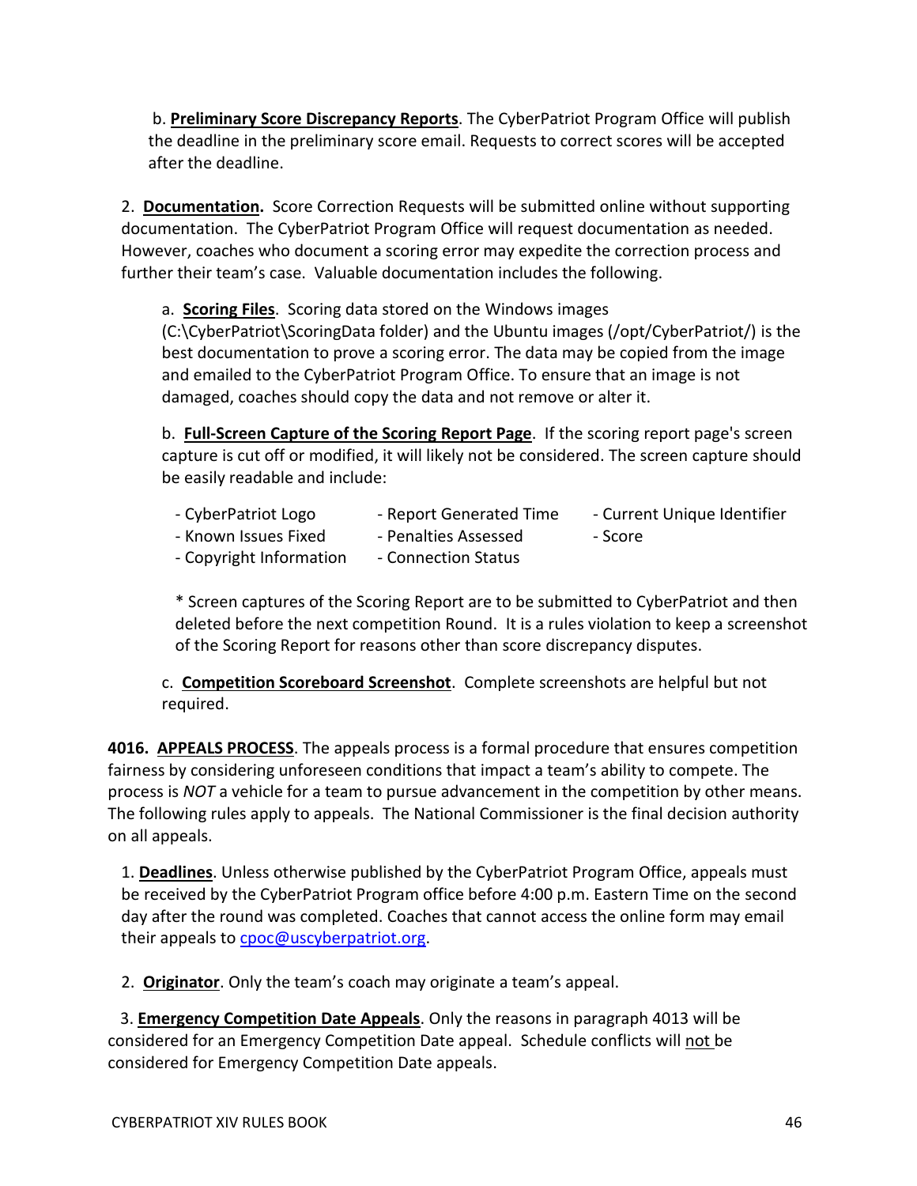b. **Preliminary Score Discrepancy Reports**. The CyberPatriot Program Office will publish the deadline in the preliminary score email. Requests to correct scores will be accepted after the deadline.

2. **Documentation.** Score Correction Requests will be submitted online without supporting documentation. The CyberPatriot Program Office will request documentation as needed. However, coaches who document a scoring error may expedite the correction process and further their team's case. Valuable documentation includes the following.

a. **Scoring Files**. Scoring data stored on the Windows images (C:\CyberPatriot\ScoringData folder) and the Ubuntu images (/opt/CyberPatriot/) is the best documentation to prove a scoring error. The data may be copied from the image and emailed to the CyberPatriot Program Office. To ensure that an image is not damaged, coaches should copy the data and not remove or alter it.

b. **Full-Screen Capture of the Scoring Report Page**. If the scoring report page's screen capture is cut off or modified, it will likely not be considered. The screen capture should be easily readable and include:

- CyberPatriot Logo
- Report Generated Time
- Current Unique Identifier
- Known Issues Fixed
- Penalties Assessed
- Score
- Copyright Information
- Connection Status

\* Screen captures of the Scoring Report are to be submitted to CyberPatriot and then deleted before the next competition Round. It is a rules violation to keep a screenshot of the Scoring Report for reasons other than score discrepancy disputes.

c. **Competition Scoreboard Screenshot**. Complete screenshots are helpful but not required.

**4016. APPEALS PROCESS**. The appeals process is a formal procedure that ensures competition fairness by considering unforeseen conditions that impact a team's ability to compete. The process is *NOT* a vehicle for a team to pursue advancement in the competition by other means. The following rules apply to appeals. The National Commissioner is the final decision authority on all appeals.

1. **Deadlines**. Unless otherwise published by the CyberPatriot Program Office, appeals must be received by the CyberPatriot Program office before 4:00 p.m. Eastern Time on the second day after the round was completed. Coaches that cannot access the online form may email their appeals to cpoc@uscyberpatriot.org.

2. **Originator**. Only the team's coach may originate a team's appeal.

3. **Emergency Competition Date Appeals**. Only the reasons in paragraph 4013 will be considered for an Emergency Competition Date appeal. Schedule conflicts will not be considered for Emergency Competition Date appeals.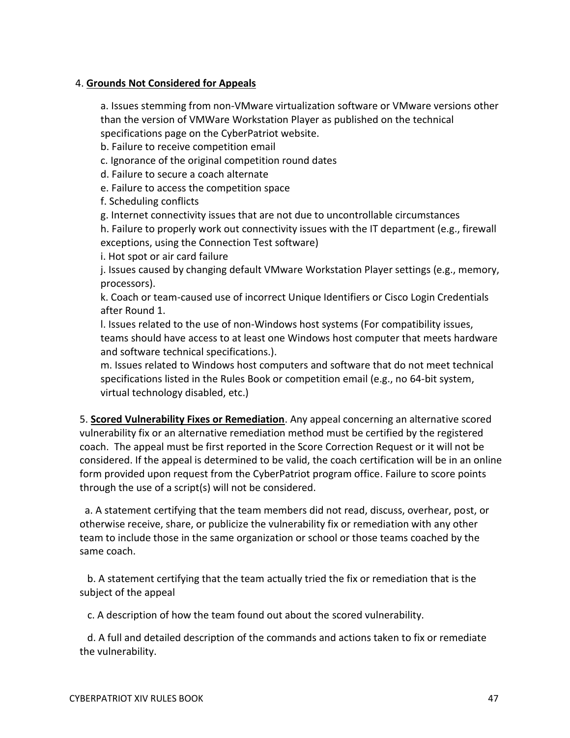4. **Grounds Not Considered for Appeals**

a. Issues stemming from non-VMware virtualization software or VMware versions other than the version of VMWare Workstation Player as published on the technical specifications page on the CyberPatriot website.
b. Failure to receive competition email
c. Ignorance of the original competition round dates
d. Failure to secure a coach alternate
e. Failure to access the competition space
f. Scheduling conflicts
g. Internet connectivity issues that are not due to uncontrollable circumstances
h. Failure to properly work out connectivity issues with the IT department (e.g., firewall exceptions, using the Connection Test software)
i. Hot spot or air card failure
j. Issues caused by changing default VMware Workstation Player settings (e.g., memory, processors).
k. Coach or team-caused use of incorrect Unique Identifiers or Cisco Login Credentials after Round 1.
l. Issues related to the use of non-Windows host systems (For compatibility issues, teams should have access to at least one Windows host computer that meets hardware and software technical specifications.).
m. Issues related to Windows host computers and software that do not meet technical specifications listed in the Rules Book or competition email (e.g., no 64-bit system, virtual technology disabled, etc.)

5. **Scored Vulnerability Fixes or Remediation**. Any appeal concerning an alternative scored vulnerability fix or an alternative remediation method must be certified by the registered coach. The appeal must be first reported in the Score Correction Request or it will not be considered. If the appeal is determined to be valid, the coach certification will be in an online form provided upon request from the CyberPatriot program office. Failure to score points through the use of a script(s) will not be considered.

a. A statement certifying that the team members did not read, discuss, overhear, post, or otherwise receive, share, or publicize the vulnerability fix or remediation with any other team to include those in the same organization or school or those teams coached by the same coach.

b. A statement certifying that the team actually tried the fix or remediation that is the subject of the appeal

c. A description of how the team found out about the scored vulnerability.

d. A full and detailed description of the commands and actions taken to fix or remediate the vulnerability.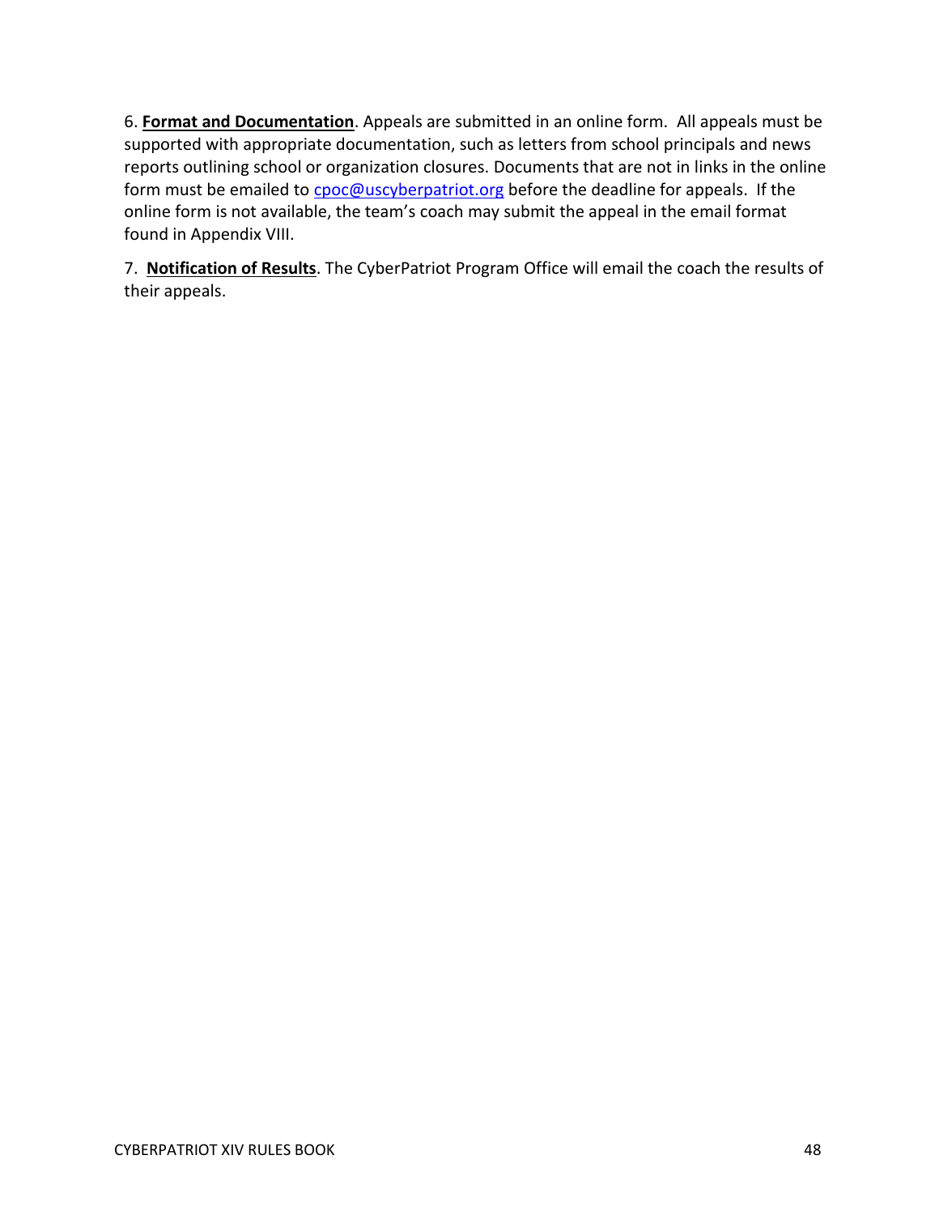6. **Format and Documentation**. Appeals are submitted in an online form. All appeals must be supported with appropriate documentation, such as letters from school principals and news reports outlining school or organization closures. Documents that are not in links in the online form must be emailed to cpoc@uscyberpatriot.org before the deadline for appeals. If the online form is not available, the team's coach may submit the appeal in the email format found in Appendix VIII.

7. **Notification of Results**. The CyberPatriot Program Office will email the coach the results of their appeals.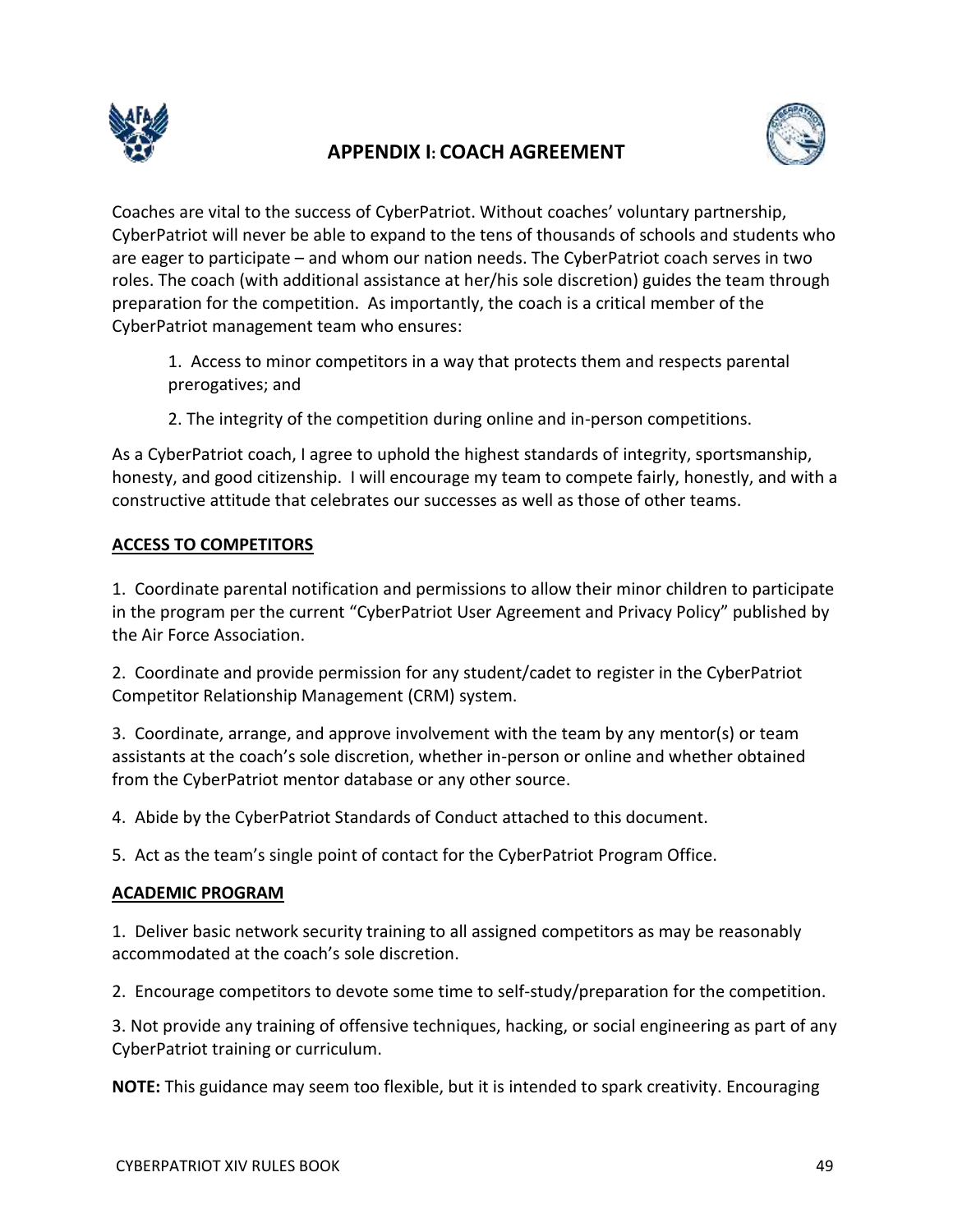# APPENDIX I: COACH AGREEMENT

Coaches are vital to the success of CyberPatriot. Without coaches' voluntary partnership, CyberPatriot will never be able to expand to the tens of thousands of schools and students who are eager to participate – and whom our nation needs. The CyberPatriot coach serves in two roles. The coach (with additional assistance at her/his sole discretion) guides the team through preparation for the competition. As importantly, the coach is a critical member of the CyberPatriot management team who ensures:

1. Access to minor competitors in a way that protects them and respects parental prerogatives; and
2. The integrity of the competition during online and in-person competitions.

As a CyberPatriot coach, I agree to uphold the highest standards of integrity, sportsmanship, honesty, and good citizenship. I will encourage my team to compete fairly, honestly, and with a constructive attitude that celebrates our successes as well as those of other teams.

## ACCESS TO COMPETITORS

1. Coordinate parental notification and permissions to allow their minor children to participate in the program per the current "CyberPatriot User Agreement and Privacy Policy" published by the Air Force Association.
2. Coordinate and provide permission for any student/cadet to register in the CyberPatriot Competitor Relationship Management (CRM) system.
3. Coordinate, arrange, and approve involvement with the team by any mentor(s) or team assistants at the coach's sole discretion, whether in-person or online and whether obtained from the CyberPatriot mentor database or any other source.
4. Abide by the CyberPatriot Standards of Conduct attached to this document.
5. Act as the team's single point of contact for the CyberPatriot Program Office.

## ACADEMIC PROGRAM

1. Deliver basic network security training to all assigned competitors as may be reasonably accommodated at the coach's sole discretion.
2. Encourage competitors to devote some time to self-study/preparation for the competition.
3. Not provide any training of offensive techniques, hacking, or social engineering as part of any CyberPatriot training or curriculum.

**NOTE:** This guidance may seem too flexible, but it is intended to spark creativity. Encouraging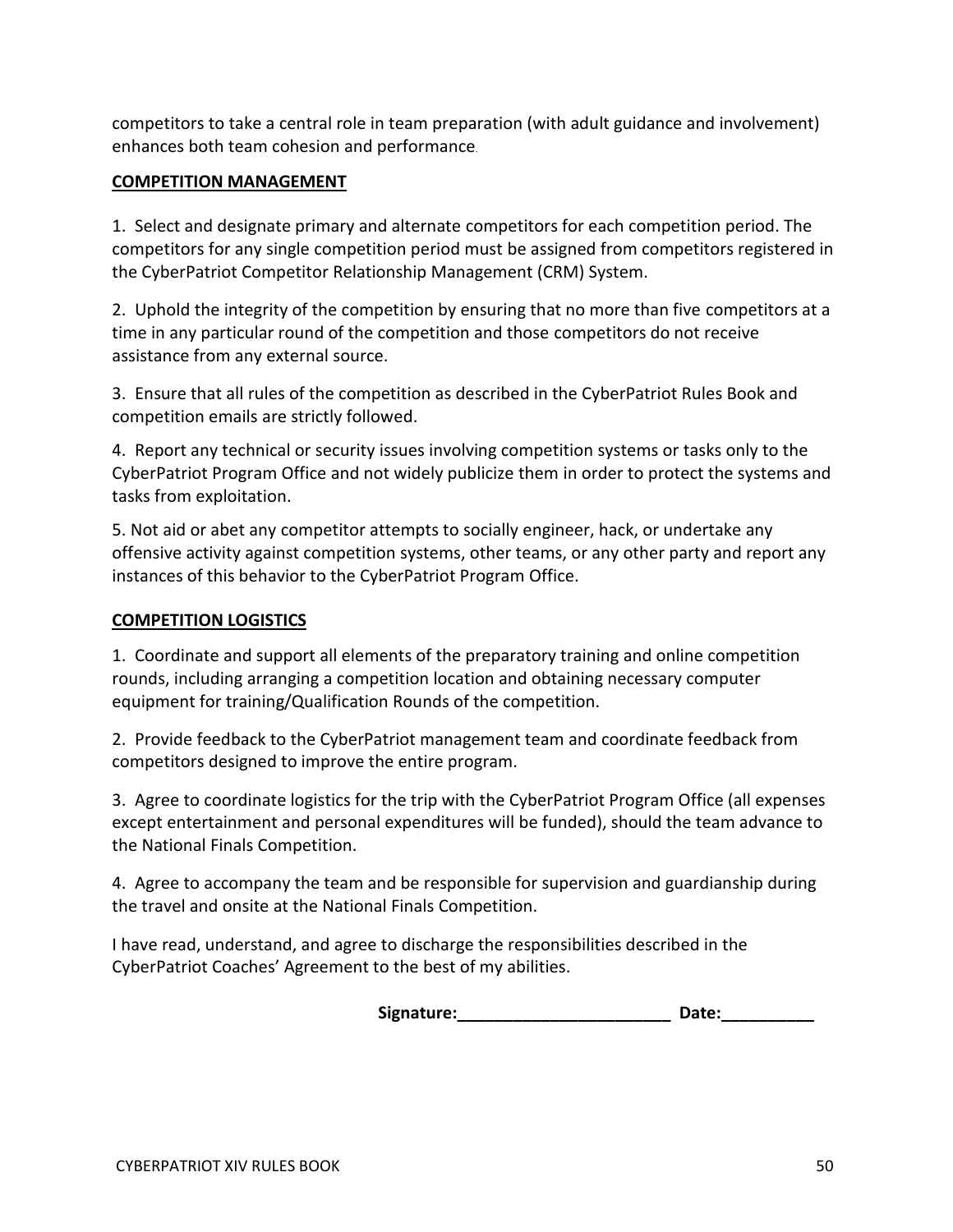competitors to take a central role in team preparation (with adult guidance and involvement) enhances both team cohesion and performance.

**COMPETITION MANAGEMENT**

1. Select and designate primary and alternate competitors for each competition period. The competitors for any single competition period must be assigned from competitors registered in the CyberPatriot Competitor Relationship Management (CRM) System.

2. Uphold the integrity of the competition by ensuring that no more than five competitors at a time in any particular round of the competition and those competitors do not receive assistance from any external source.

3. Ensure that all rules of the competition as described in the CyberPatriot Rules Book and competition emails are strictly followed.

4. Report any technical or security issues involving competition systems or tasks only to the CyberPatriot Program Office and not widely publicize them in order to protect the systems and tasks from exploitation.

5. Not aid or abet any competitor attempts to socially engineer, hack, or undertake any offensive activity against competition systems, other teams, or any other party and report any instances of this behavior to the CyberPatriot Program Office.

**COMPETITION LOGISTICS**

1. Coordinate and support all elements of the preparatory training and online competition rounds, including arranging a competition location and obtaining necessary computer equipment for training/Qualification Rounds of the competition.

2. Provide feedback to the CyberPatriot management team and coordinate feedback from competitors designed to improve the entire program.

3. Agree to coordinate logistics for the trip with the CyberPatriot Program Office (all expenses except entertainment and personal expenditures will be funded), should the team advance to the National Finals Competition.

4. Agree to accompany the team and be responsible for supervision and guardianship during the travel and onsite at the National Finals Competition.

I have read, understand, and agree to discharge the responsibilities described in the CyberPatriot Coaches' Agreement to the best of my abilities.

**Signature:________________________ Date:__________**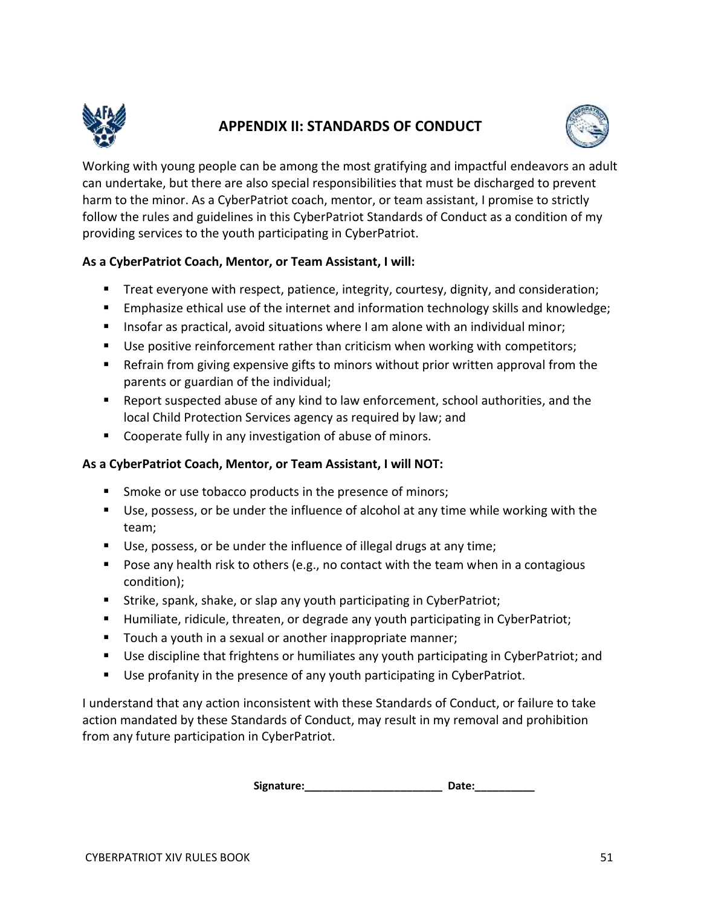# APPENDIX II: STANDARDS OF CONDUCT

Working with young people can be among the most gratifying and impactful endeavors an adult can undertake, but there are also special responsibilities that must be discharged to prevent harm to the minor. As a CyberPatriot coach, mentor, or team assistant, I promise to strictly follow the rules and guidelines in this CyberPatriot Standards of Conduct as a condition of my providing services to the youth participating in CyberPatriot.

**As a CyberPatriot Coach, Mentor, or Team Assistant, I will:**

- Treat everyone with respect, patience, integrity, courtesy, dignity, and consideration;
- Emphasize ethical use of the internet and information technology skills and knowledge;
- Insofar as practical, avoid situations where I am alone with an individual minor;
- Use positive reinforcement rather than criticism when working with competitors;
- Refrain from giving expensive gifts to minors without prior written approval from the parents or guardian of the individual;
- Report suspected abuse of any kind to law enforcement, school authorities, and the local Child Protection Services agency as required by law; and
- Cooperate fully in any investigation of abuse of minors.

**As a CyberPatriot Coach, Mentor, or Team Assistant, I will NOT:**

- Smoke or use tobacco products in the presence of minors;
- Use, possess, or be under the influence of alcohol at any time while working with the team;
- Use, possess, or be under the influence of illegal drugs at any time;
- Pose any health risk to others (e.g., no contact with the team when in a contagious condition);
- Strike, spank, shake, or slap any youth participating in CyberPatriot;
- Humiliate, ridicule, threaten, or degrade any youth participating in CyberPatriot;
- Touch a youth in a sexual or another inappropriate manner;
- Use discipline that frightens or humiliates any youth participating in CyberPatriot; and
- Use profanity in the presence of any youth participating in CyberPatriot.

I understand that any action inconsistent with these Standards of Conduct, or failure to take action mandated by these Standards of Conduct, may result in my removal and prohibition from any future participation in CyberPatriot.

**Signature:______________________ Date:__________**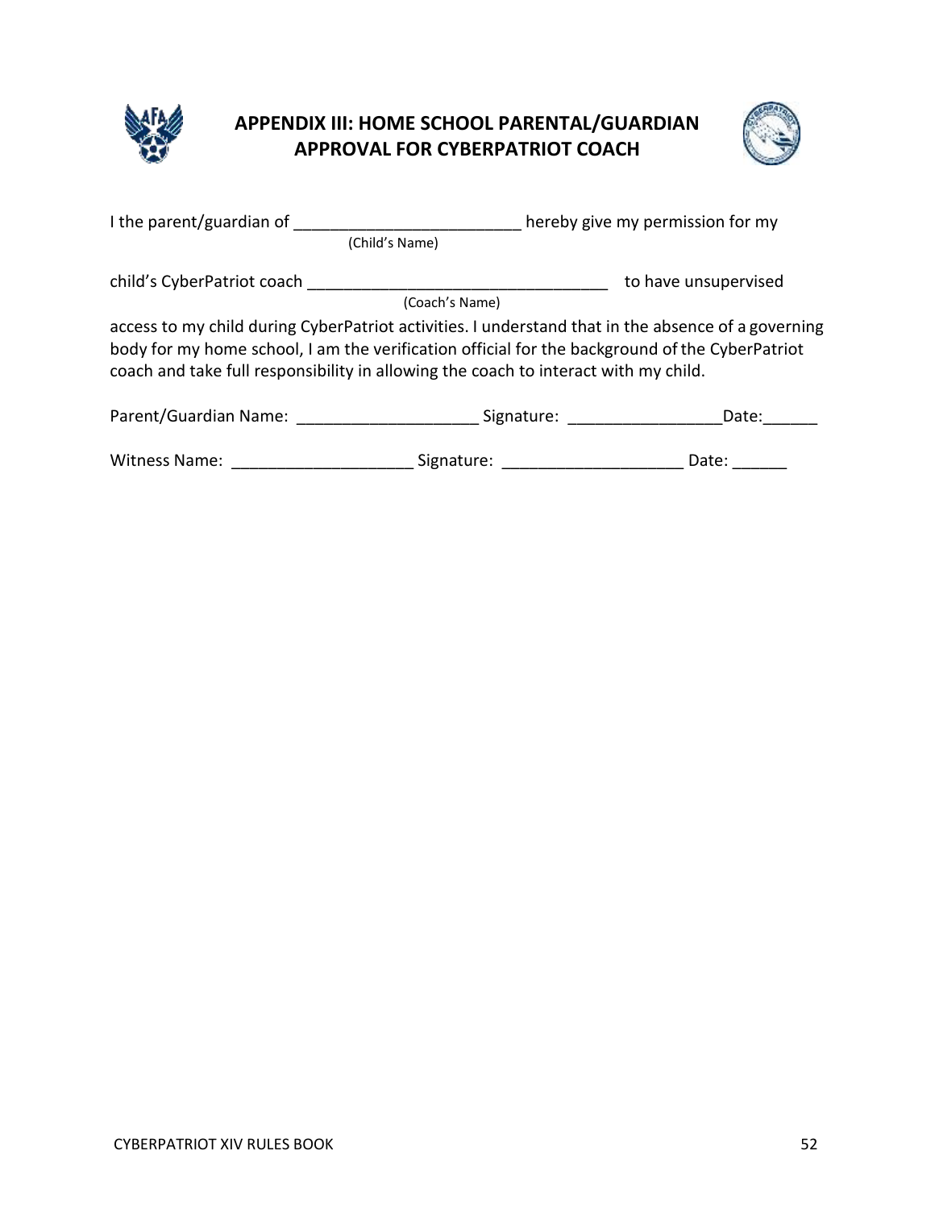# APPENDIX III: HOME SCHOOL PARENTAL/GUARDIAN APPROVAL FOR CYBERPATRIOT COACH

I the parent/guardian of _________________________ hereby give my permission for my
(Child's Name)

child's CyberPatriot coach _________________________________ to have unsupervised
(Coach's Name)

access to my child during CyberPatriot activities. I understand that in the absence of a governing body for my home school, I am the verification official for the background of the CyberPatriot coach and take full responsibility in allowing the coach to interact with my child.

Parent/Guardian Name: ___________________ Signature: ________________Date:______

Witness Name: ___________________ Signature: ___________________ Date: ______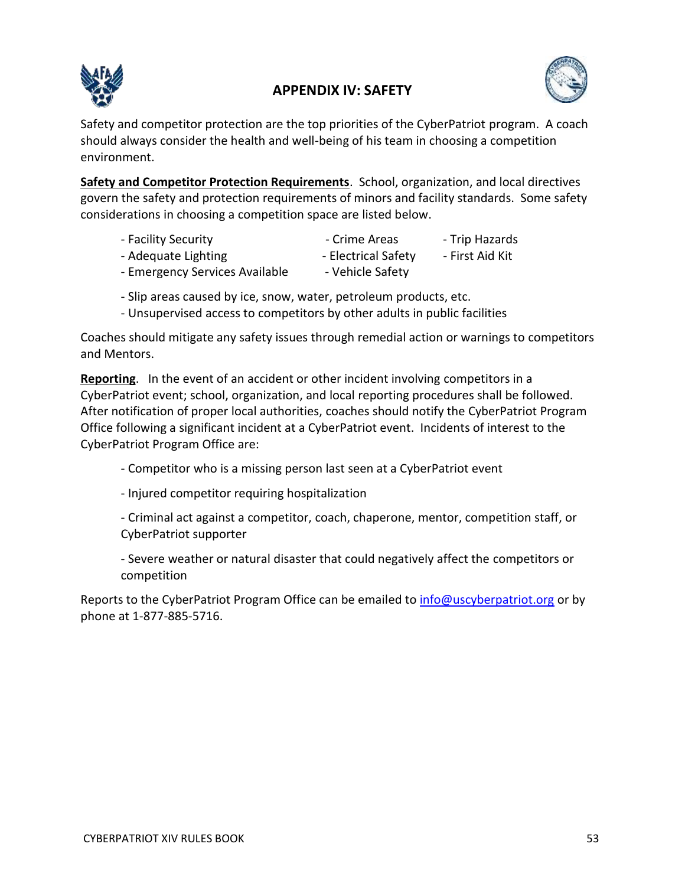## APPENDIX IV: SAFETY

Safety and competitor protection are the top priorities of the CyberPatriot program. A coach should always consider the health and well-being of his team in choosing a competition environment.

**Safety and Competitor Protection Requirements**. School, organization, and local directives govern the safety and protection requirements of minors and facility standards. Some safety considerations in choosing a competition space are listed below.

- Facility Security
- Adequate Lighting
- Emergency Services Available
- Crime Areas
- Electrical Safety
- Vehicle Safety
- Trip Hazards
- First Aid Kit

- Slip areas caused by ice, snow, water, petroleum products, etc.
- Unsupervised access to competitors by other adults in public facilities

Coaches should mitigate any safety issues through remedial action or warnings to competitors and Mentors.

**Reporting**. In the event of an accident or other incident involving competitors in a CyberPatriot event; school, organization, and local reporting procedures shall be followed. After notification of proper local authorities, coaches should notify the CyberPatriot Program Office following a significant incident at a CyberPatriot event. Incidents of interest to the CyberPatriot Program Office are:

- Competitor who is a missing person last seen at a CyberPatriot event
- Injured competitor requiring hospitalization
- Criminal act against a competitor, coach, chaperone, mentor, competition staff, or CyberPatriot supporter
- Severe weather or natural disaster that could negatively affect the competitors or competition

Reports to the CyberPatriot Program Office can be emailed to info@uscyberpatriot.org or by phone at 1-877-885-5716.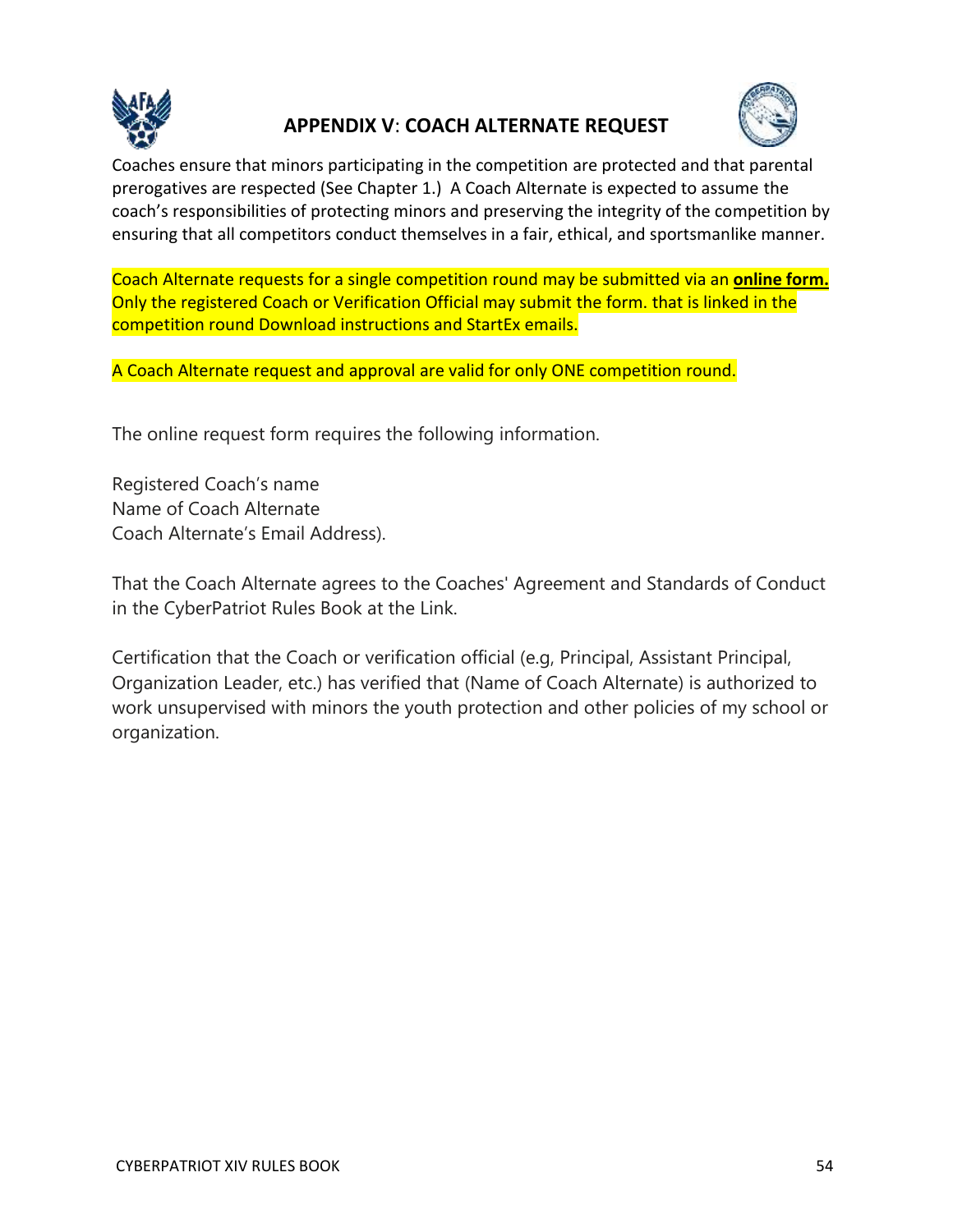# APPENDIX V: COACH ALTERNATE REQUEST

Coaches ensure that minors participating in the competition are protected and that parental prerogatives are respected (See Chapter 1.) A Coach Alternate is expected to assume the coach's responsibilities of protecting minors and preserving the integrity of the competition by ensuring that all competitors conduct themselves in a fair, ethical, and sportsmanlike manner.

Coach Alternate requests for a single competition round may be submitted via an **online form.** Only the registered Coach or Verification Official may submit the form. that is linked in the competition round Download instructions and StartEx emails.

A Coach Alternate request and approval are valid for only ONE competition round.

The online request form requires the following information.

Registered Coach's name
Name of Coach Alternate
Coach Alternate's Email Address).

That the Coach Alternate agrees to the Coaches' Agreement and Standards of Conduct in the CyberPatriot Rules Book at the Link.

Certification that the Coach or verification official (e.g, Principal, Assistant Principal, Organization Leader, etc.) has verified that (Name of Coach Alternate) is authorized to work unsupervised with minors the youth protection and other policies of my school or organization.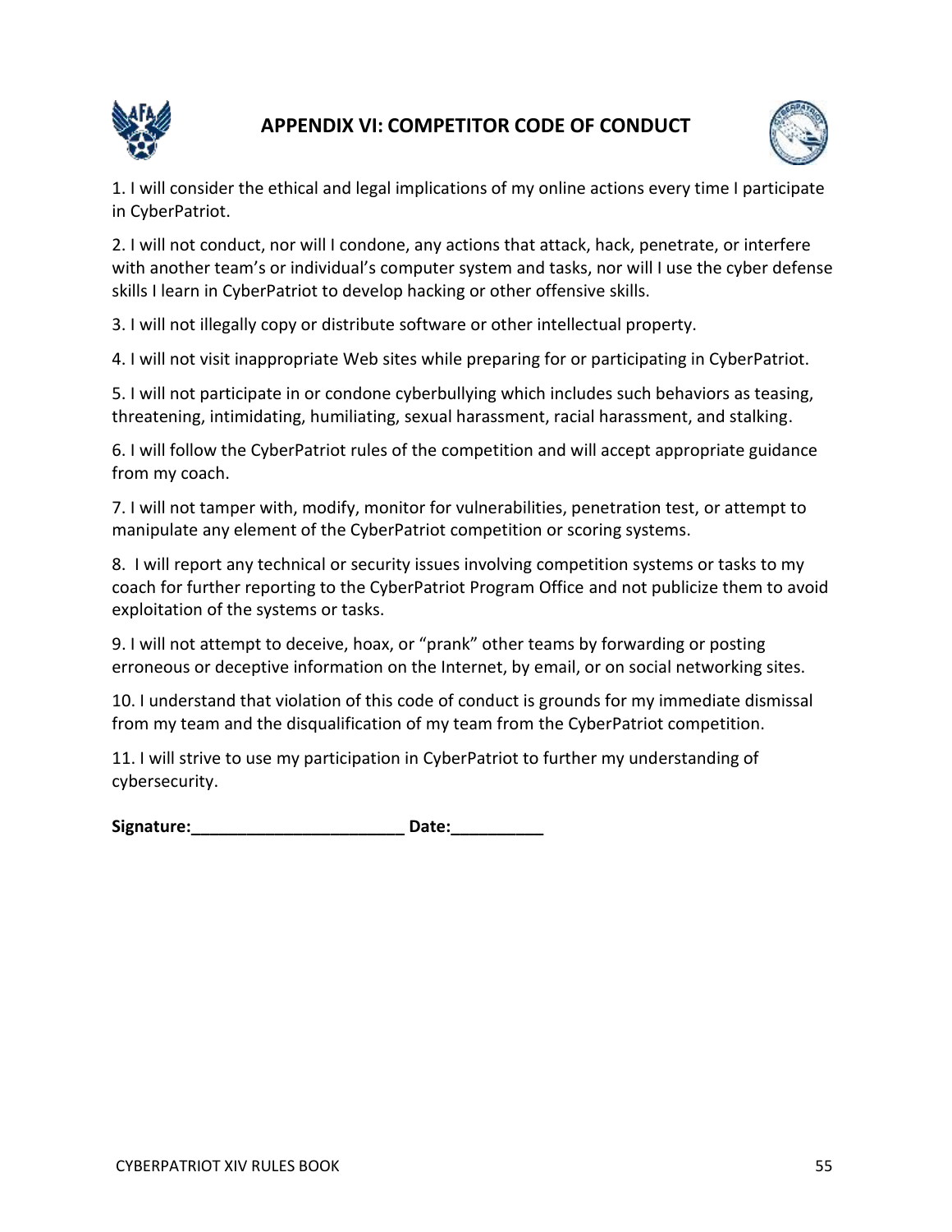# APPENDIX VI: COMPETITOR CODE OF CONDUCT

1. I will consider the ethical and legal implications of my online actions every time I participate in CyberPatriot.

2. I will not conduct, nor will I condone, any actions that attack, hack, penetrate, or interfere with another team's or individual's computer system and tasks, nor will I use the cyber defense skills I learn in CyberPatriot to develop hacking or other offensive skills.

3. I will not illegally copy or distribute software or other intellectual property.

4. I will not visit inappropriate Web sites while preparing for or participating in CyberPatriot.

5. I will not participate in or condone cyberbullying which includes such behaviors as teasing, threatening, intimidating, humiliating, sexual harassment, racial harassment, and stalking.

6. I will follow the CyberPatriot rules of the competition and will accept appropriate guidance from my coach.

7. I will not tamper with, modify, monitor for vulnerabilities, penetration test, or attempt to manipulate any element of the CyberPatriot competition or scoring systems.

8. I will report any technical or security issues involving competition systems or tasks to my coach for further reporting to the CyberPatriot Program Office and not publicize them to avoid exploitation of the systems or tasks.

9. I will not attempt to deceive, hoax, or "prank" other teams by forwarding or posting erroneous or deceptive information on the Internet, by email, or on social networking sites.

10. I understand that violation of this code of conduct is grounds for my immediate dismissal from my team and the disqualification of my team from the CyberPatriot competition.

11. I will strive to use my participation in CyberPatriot to further my understanding of cybersecurity.

**Signature:________________________ Date:__________**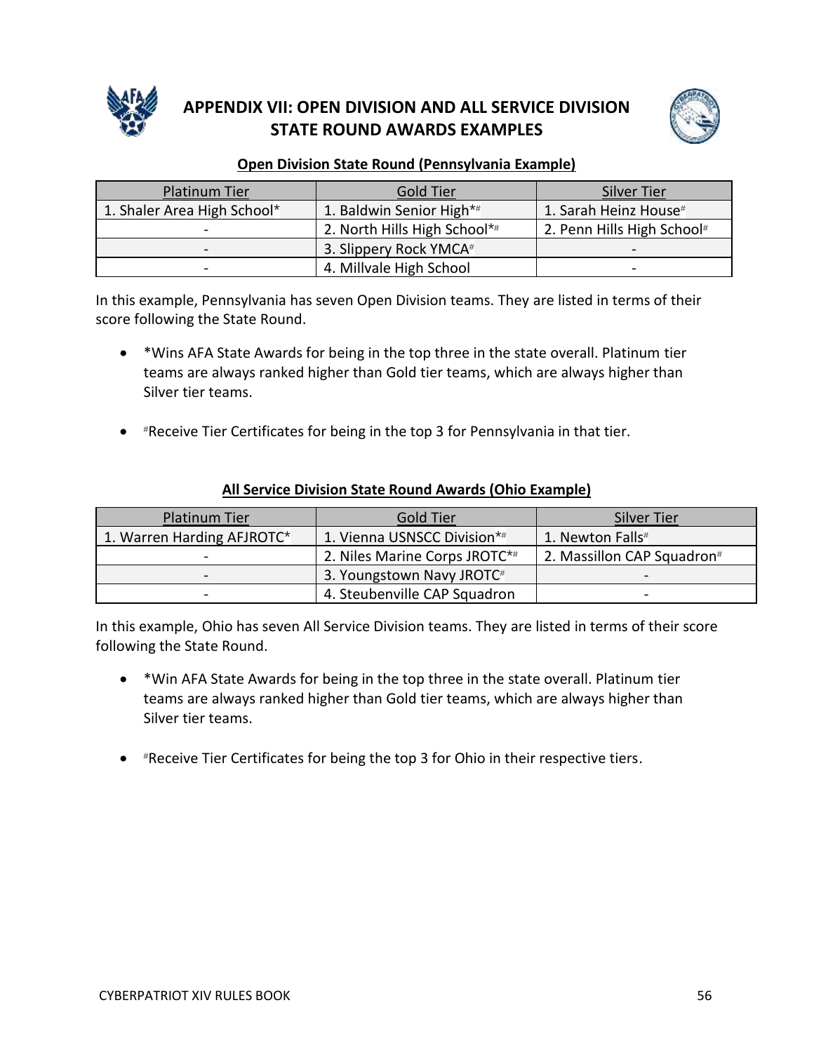# APPENDIX VII: OPEN DIVISION AND ALL SERVICE DIVISION STATE ROUND AWARDS EXAMPLES

**Open Division State Round (Pennsylvania Example)**

| Platinum Tier | Gold Tier | Silver Tier |
|---|---|---|
| 1. Shaler Area High School* | 1. Baldwin Senior High*# | 1. Sarah Heinz House# |
| - | 2. North Hills High School*# | 2. Penn Hills High School# |
| - | 3. Slippery Rock YMCA# | - |
| - | 4. Millvale High School | - |

In this example, Pennsylvania has seven Open Division teams. They are listed in terms of their score following the State Round.

- *Wins AFA State Awards for being in the top three in the state overall. Platinum tier teams are always ranked higher than Gold tier teams, which are always higher than Silver tier teams.
- #Receive Tier Certificates for being in the top 3 for Pennsylvania in that tier.

**All Service Division State Round Awards (Ohio Example)**

| Platinum Tier | Gold Tier | Silver Tier |
|---|---|---|
| 1. Warren Harding AFJROTC* | 1. Vienna USNSCC Division*# | 1. Newton Falls# |
| - | 2. Niles Marine Corps JROTC*# | 2. Massillon CAP Squadron# |
| - | 3. Youngstown Navy JROTC# | - |
| - | 4. Steubenville CAP Squadron | - |

In this example, Ohio has seven All Service Division teams. They are listed in terms of their score following the State Round.

- *Win AFA State Awards for being in the top three in the state overall. Platinum tier teams are always ranked higher than Gold tier teams, which are always higher than Silver tier teams.
- #Receive Tier Certificates for being the top 3 for Ohio in their respective tiers.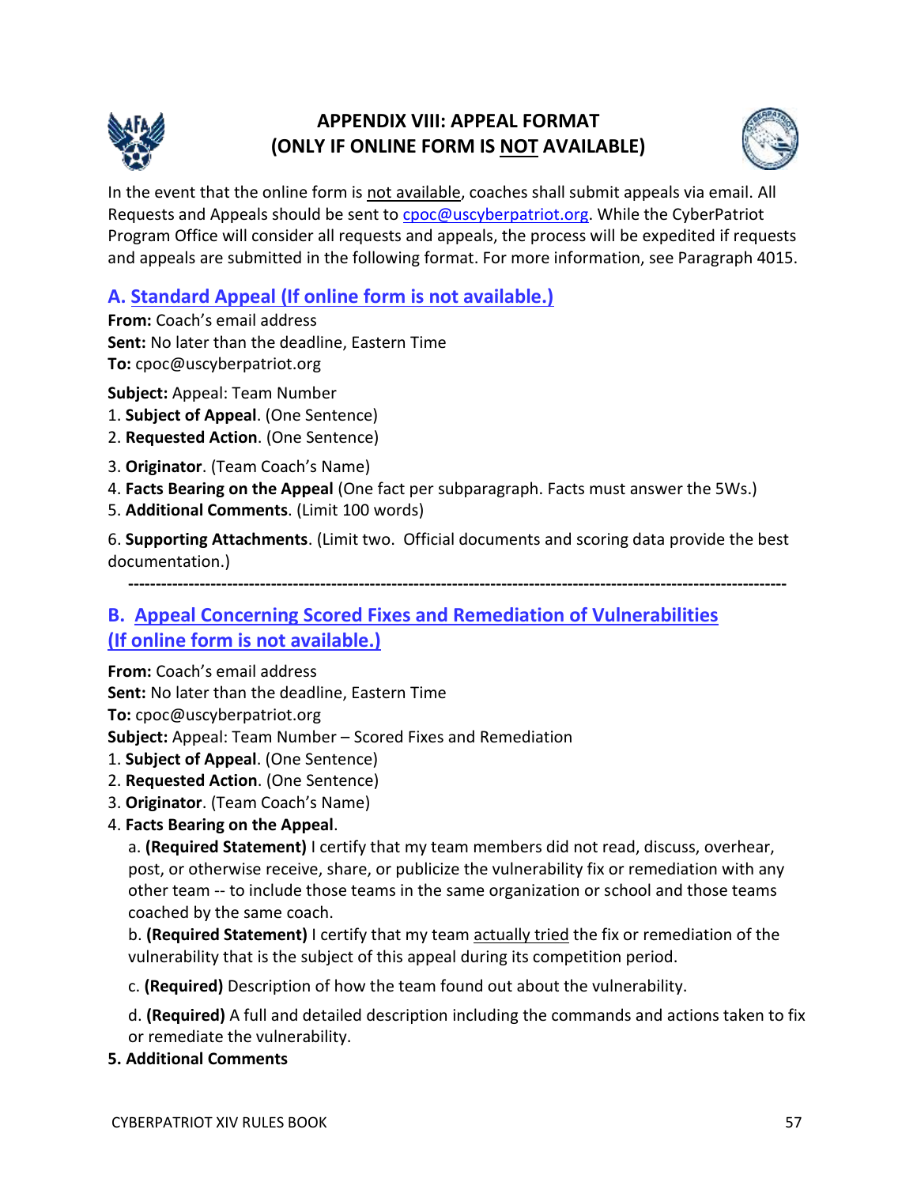# APPENDIX VIII: APPEAL FORMAT (ONLY IF ONLINE FORM IS NOT AVAILABLE)

In the event that the online form is not available, coaches shall submit appeals via email. All Requests and Appeals should be sent to cpoc@uscyberpatriot.org. While the CyberPatriot Program Office will consider all requests and appeals, the process will be expedited if requests and appeals are submitted in the following format. For more information, see Paragraph 4015.

## A. Standard Appeal (If online form is not available.)

**From:** Coach's email address
**Sent:** No later than the deadline, Eastern Time
**To:** cpoc@uscyberpatriot.org

**Subject:** Appeal: Team Number

1. **Subject of Appeal**. (One Sentence)
2. **Requested Action**. (One Sentence)
3. **Originator**. (Team Coach's Name)
4. **Facts Bearing on the Appeal** (One fact per subparagraph. Facts must answer the 5Ws.)
5. **Additional Comments**. (Limit 100 words)
6. **Supporting Attachments**. (Limit two. Official documents and scoring data provide the best documentation.)

---

## B. Appeal Concerning Scored Fixes and Remediation of Vulnerabilities (If online form is not available.)

**From:** Coach's email address
**Sent:** No later than the deadline, Eastern Time
**To:** cpoc@uscyberpatriot.org
**Subject:** Appeal: Team Number – Scored Fixes and Remediation

1. **Subject of Appeal**. (One Sentence)
2. **Requested Action**. (One Sentence)
3. **Originator**. (Team Coach's Name)
4. **Facts Bearing on the Appeal**.
   a. **(Required Statement)** I certify that my team members did not read, discuss, overhear, post, or otherwise receive, share, or publicize the vulnerability fix or remediation with any other team -- to include those teams in the same organization or school and those teams coached by the same coach.
   b. **(Required Statement)** I certify that my team actually tried the fix or remediation of the vulnerability that is the subject of this appeal during its competition period.
   c. **(Required)** Description of how the team found out about the vulnerability.
   d. **(Required)** A full and detailed description including the commands and actions taken to fix or remediate the vulnerability.
5. **Additional Comments**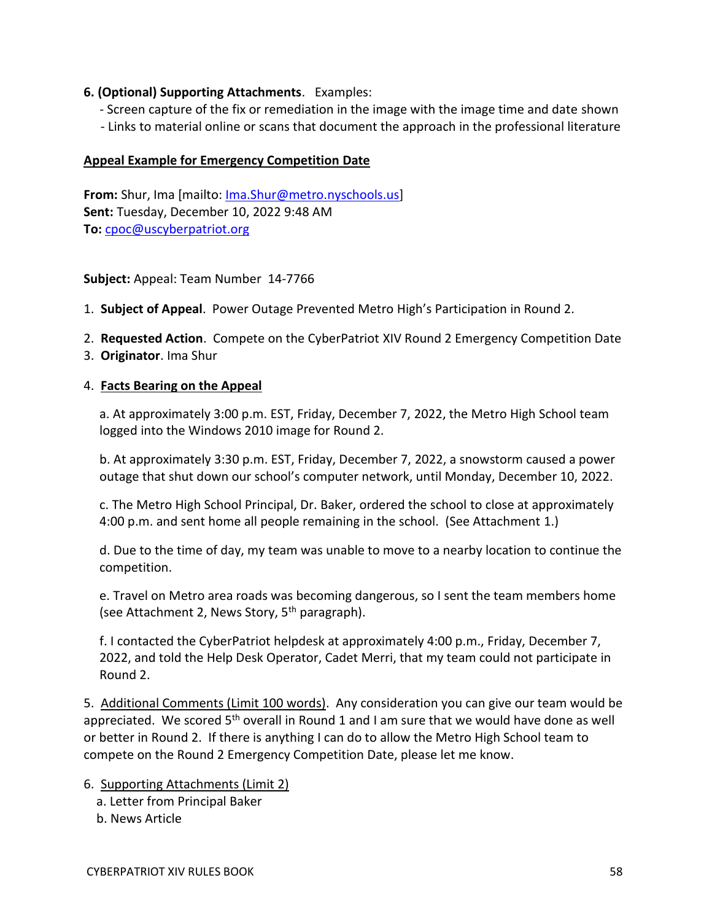**6. (Optional) Supporting Attachments**. Examples:

- Screen capture of the fix or remediation in the image with the image time and date shown
- Links to material online or scans that document the approach in the professional literature

**Appeal Example for Emergency Competition Date**

**From:** Shur, Ima [mailto: Ima.Shur@metro.nyschools.us]
**Sent:** Tuesday, December 10, 2022 9:48 AM
**To:** cpoc@uscyberpatriot.org

**Subject:** Appeal: Team Number 14-7766

1. **Subject of Appeal**. Power Outage Prevented Metro High's Participation in Round 2.
2. **Requested Action**. Compete on the CyberPatriot XIV Round 2 Emergency Competition Date
3. **Originator**. Ima Shur
4. **Facts Bearing on the Appeal**

   a. At approximately 3:00 p.m. EST, Friday, December 7, 2022, the Metro High School team logged into the Windows 2010 image for Round 2.

   b. At approximately 3:30 p.m. EST, Friday, December 7, 2022, a snowstorm caused a power outage that shut down our school's computer network, until Monday, December 10, 2022.

   c. The Metro High School Principal, Dr. Baker, ordered the school to close at approximately 4:00 p.m. and sent home all people remaining in the school. (See Attachment 1.)

   d. Due to the time of day, my team was unable to move to a nearby location to continue the competition.

   e. Travel on Metro area roads was becoming dangerous, so I sent the team members home (see Attachment 2, News Story, 5th paragraph).

   f. I contacted the CyberPatriot helpdesk at approximately 4:00 p.m., Friday, December 7, 2022, and told the Help Desk Operator, Cadet Merri, that my team could not participate in Round 2.

5. Additional Comments (Limit 100 words). Any consideration you can give our team would be appreciated. We scored 5th overall in Round 1 and I am sure that we would have done as well or better in Round 2. If there is anything I can do to allow the Metro High School team to compete on the Round 2 Emergency Competition Date, please let me know.

6. Supporting Attachments (Limit 2)

   a. Letter from Principal Baker

   b. News Article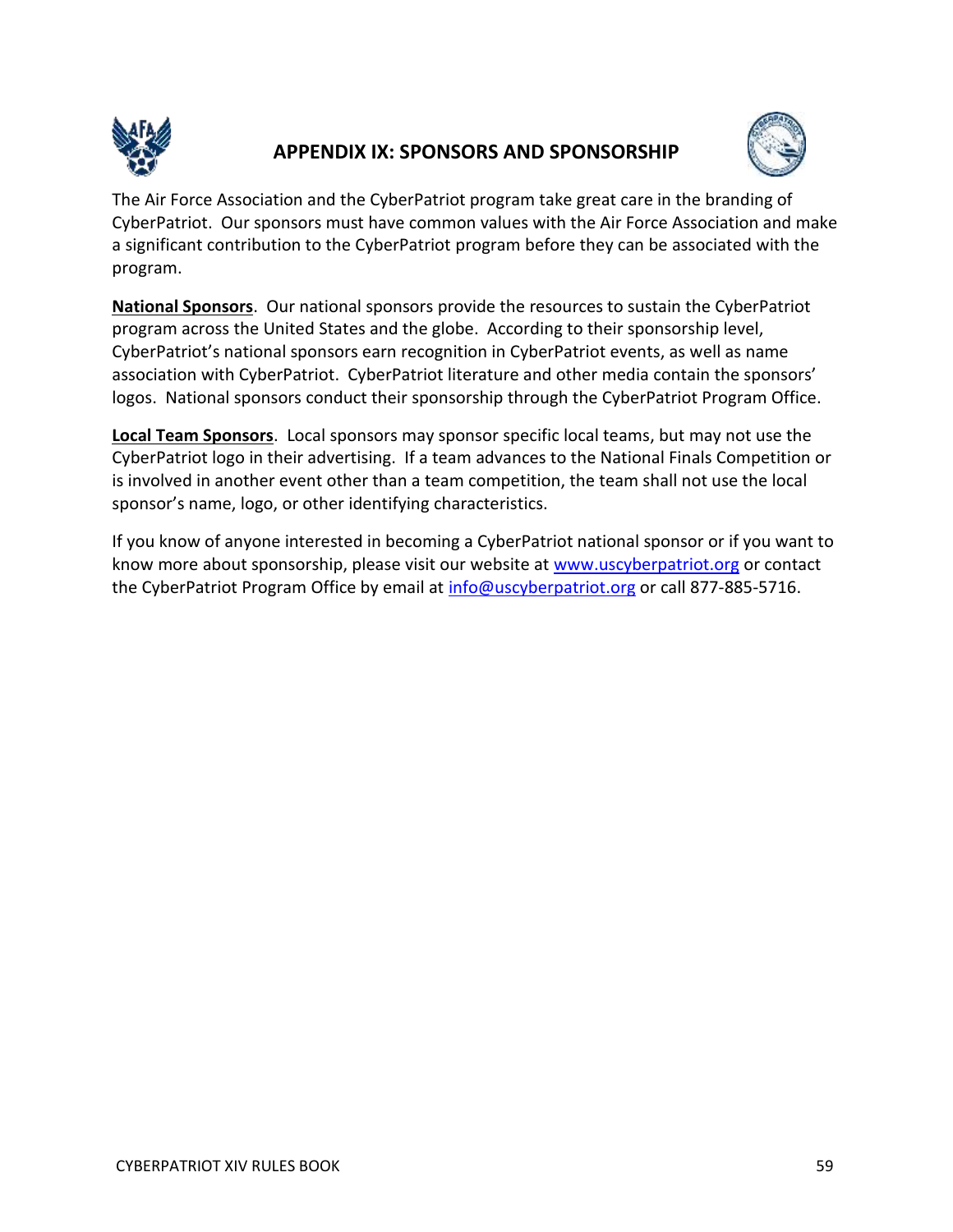## APPENDIX IX: SPONSORS AND SPONSORSHIP

The Air Force Association and the CyberPatriot program take great care in the branding of CyberPatriot. Our sponsors must have common values with the Air Force Association and make a significant contribution to the CyberPatriot program before they can be associated with the program.

**National Sponsors**. Our national sponsors provide the resources to sustain the CyberPatriot program across the United States and the globe. According to their sponsorship level, CyberPatriot's national sponsors earn recognition in CyberPatriot events, as well as name association with CyberPatriot. CyberPatriot literature and other media contain the sponsors' logos. National sponsors conduct their sponsorship through the CyberPatriot Program Office.

**Local Team Sponsors**. Local sponsors may sponsor specific local teams, but may not use the CyberPatriot logo in their advertising. If a team advances to the National Finals Competition or is involved in another event other than a team competition, the team shall not use the local sponsor's name, logo, or other identifying characteristics.

If you know of anyone interested in becoming a CyberPatriot national sponsor or if you want to know more about sponsorship, please visit our website at www.uscyberpatriot.org or contact the CyberPatriot Program Office by email at info@uscyberpatriot.org or call 877-885-5716.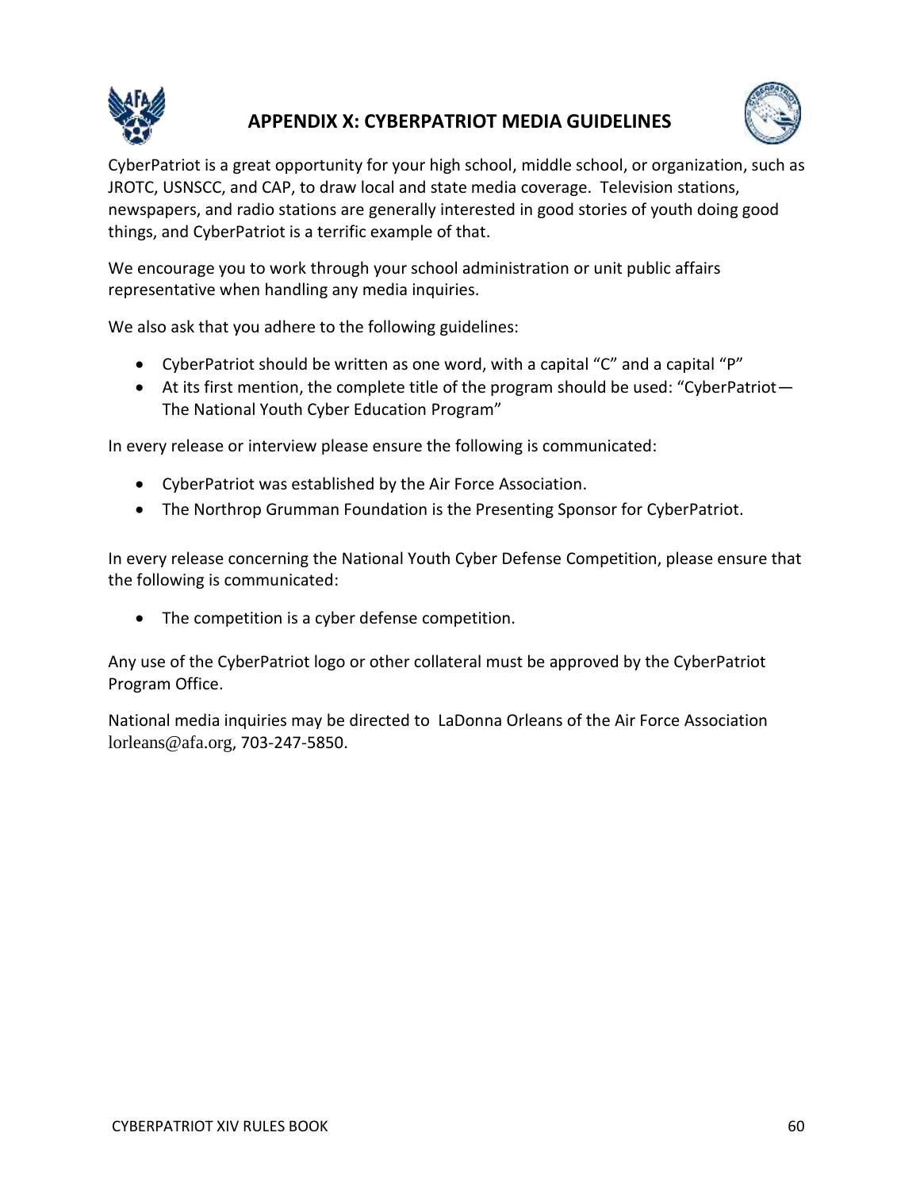# APPENDIX X: CYBERPATRIOT MEDIA GUIDELINES

CyberPatriot is a great opportunity for your high school, middle school, or organization, such as JROTC, USNSCC, and CAP, to draw local and state media coverage. Television stations, newspapers, and radio stations are generally interested in good stories of youth doing good things, and CyberPatriot is a terrific example of that.

We encourage you to work through your school administration or unit public affairs representative when handling any media inquiries.

We also ask that you adhere to the following guidelines:

- CyberPatriot should be written as one word, with a capital "C" and a capital "P"
- At its first mention, the complete title of the program should be used: "CyberPatriot—The National Youth Cyber Education Program"

In every release or interview please ensure the following is communicated:

- CyberPatriot was established by the Air Force Association.
- The Northrop Grumman Foundation is the Presenting Sponsor for CyberPatriot.

In every release concerning the National Youth Cyber Defense Competition, please ensure that the following is communicated:

- The competition is a cyber defense competition.

Any use of the CyberPatriot logo or other collateral must be approved by the CyberPatriot Program Office.

National media inquiries may be directed to LaDonna Orleans of the Air Force Association lorleans@afa.org, 703-247-5850.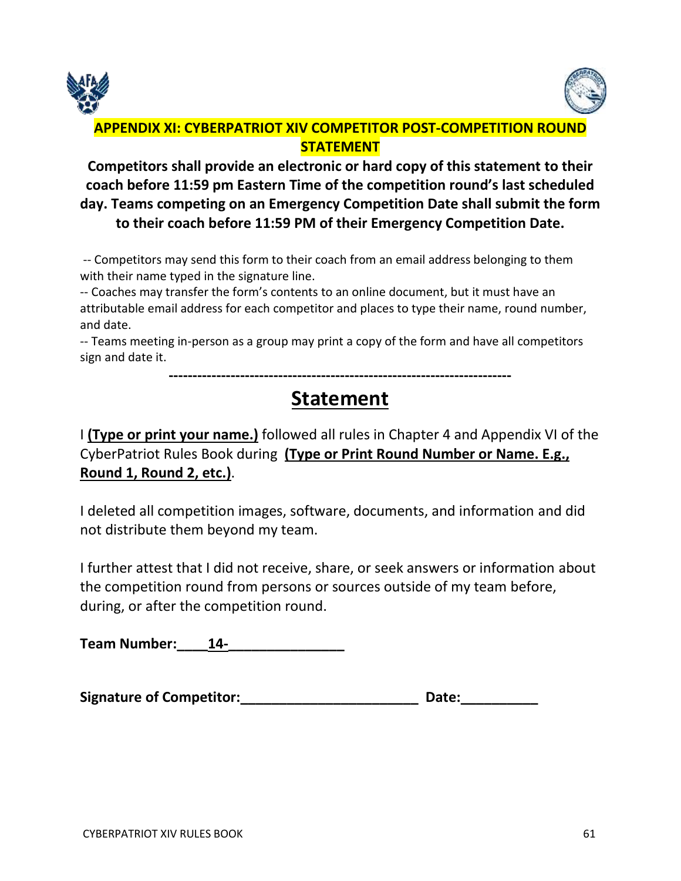# APPENDIX XI: CYBERPATRIOT XIV COMPETITOR POST-COMPETITION ROUND STATEMENT

**Competitors shall provide an electronic or hard copy of this statement to their coach before 11:59 pm Eastern Time of the competition round's last scheduled day. Teams competing on an Emergency Competition Date shall submit the form to their coach before 11:59 PM of their Emergency Competition Date.**

-- Competitors may send this form to their coach from an email address belonging to them with their name typed in the signature line.
-- Coaches may transfer the form's contents to an online document, but it must have an attributable email address for each competitor and places to type their name, round number, and date.
-- Teams meeting in-person as a group may print a copy of the form and have all competitors sign and date it.

**------------------------------------------------------------------------**

## Statement

I **(Type or print your name.)** followed all rules in Chapter 4 and Appendix VI of the CyberPatriot Rules Book during **(Type or Print Round Number or Name. E.g., Round 1, Round 2, etc.)**.

I deleted all competition images, software, documents, and information and did not distribute them beyond my team.

I further attest that I did not receive, share, or seek answers or information about the competition round from persons or sources outside of my team before, during, or after the competition round.

**Team Number:____14-________________**

**Signature of Competitor:________________________ Date:__________**